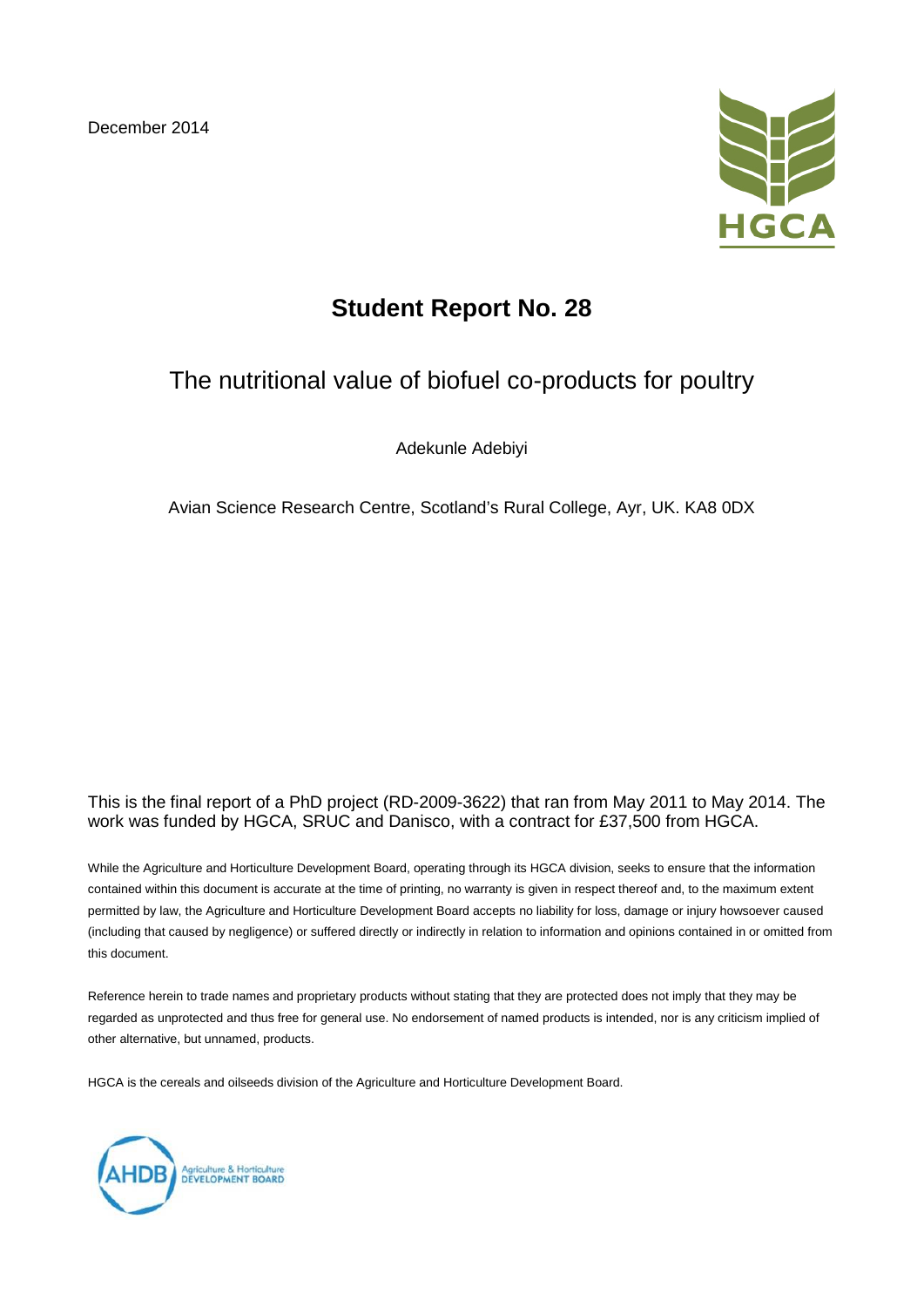December 2014

HGCA

# Student Report No. 28

## The nutritional value of biofuel co-products for poultry

Adekunle Adebiyi

Avian Science Research Centre, Scotland's Rural College, Ayr, UK. KA8 0DX

This is the final report of a PhD project (RD-2009-3622) that ran from May 2011 to May 2014. The work was funded by HGCA, SRUC and Danisco, with a contract for £37,500 from HGCA.

While the Agriculture and Horticulture Development Board, operating through its HGCA division, seeks to ensure that the information contained within this document is accurate at the time of printing, no warranty is given in respect thereof and, to the maximum extent permitted by law, the Agriculture and Horticulture Development Board accepts no liability for loss, damage or injury howsoever caused (including that caused by negligence) or suffered directly or indirectly in relation to information and opinions contained in or omitted from this document.

Reference herein to trade names and proprietary products without stating that they are protected does not imply that they may be regarded as unprotected and thus free for general use. No endorsement of named products is intended, nor is any criticism implied of other alternative, but unnamed, products.

HGCA is the cereals and oilseeds division of the Agriculture and Horticulture Development Board.

AHDB Agriculture & Horticulture DEVELOPMENT BOARD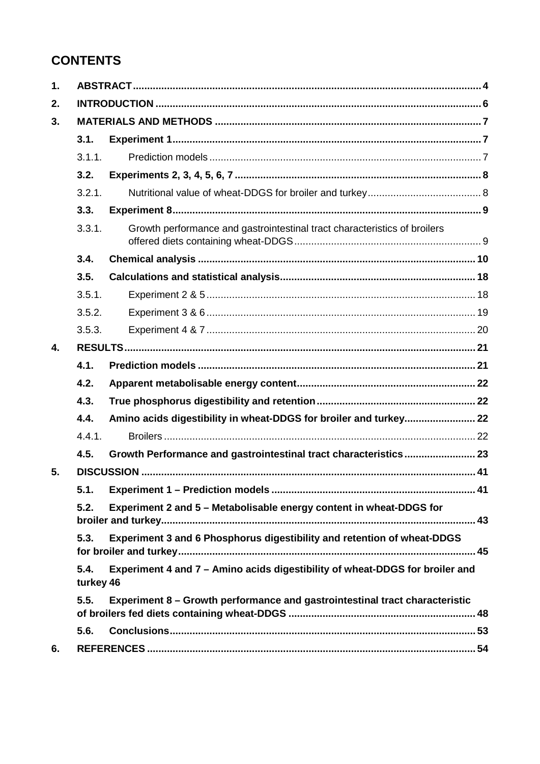# CONTENTS

1. ABSTRACT ..... 4
2. INTRODUCTION ..... 6
3. MATERIALS AND METHODS ..... 7
   - 3.1. Experiment 1 ..... 7
     - 3.1.1. Prediction models ..... 7
   - 3.2. Experiments 2, 3, 4, 5, 6, 7 ..... 8
     - 3.2.1. Nutritional value of wheat-DDGS for broiler and turkey ..... 8
   - 3.3. Experiment 8 ..... 9
     - 3.3.1. Growth performance and gastrointestinal tract characteristics of broilers offered diets containing wheat-DDGS ..... 9
   - 3.4. Chemical analysis ..... 10
   - 3.5. Calculations and statistical analysis ..... 18
     - 3.5.1. Experiment 2 & 5 ..... 18
     - 3.5.2. Experiment 3 & 6 ..... 19
     - 3.5.3. Experiment 4 & 7 ..... 20
4. RESULTS ..... 21
   - 4.1. Prediction models ..... 21
   - 4.2. Apparent metabolisable energy content ..... 22
   - 4.3. True phosphorus digestibility and retention ..... 22
   - 4.4. Amino acids digestibility in wheat-DDGS for broiler and turkey ..... 22
     - 4.4.1. Broilers ..... 22
   - 4.5. Growth Performance and gastrointestinal tract characteristics ..... 23
5. DISCUSSION ..... 41
   - 5.1. Experiment 1 – Prediction models ..... 41
   - 5.2. Experiment 2 and 5 – Metabolisable energy content in wheat-DDGS for broiler and turkey ..... 43
   - 5.3. Experiment 3 and 6 Phosphorus digestibility and retention of wheat-DDGS for broiler and turkey ..... 45
   - 5.4. Experiment 4 and 7 – Amino acids digestibility of wheat-DDGS for broiler and turkey 46
   - 5.5. Experiment 8 – Growth performance and gastrointestinal tract characteristic of broilers fed diets containing wheat-DDGS ..... 48
   - 5.6. Conclusions ..... 53
6. REFERENCES ..... 54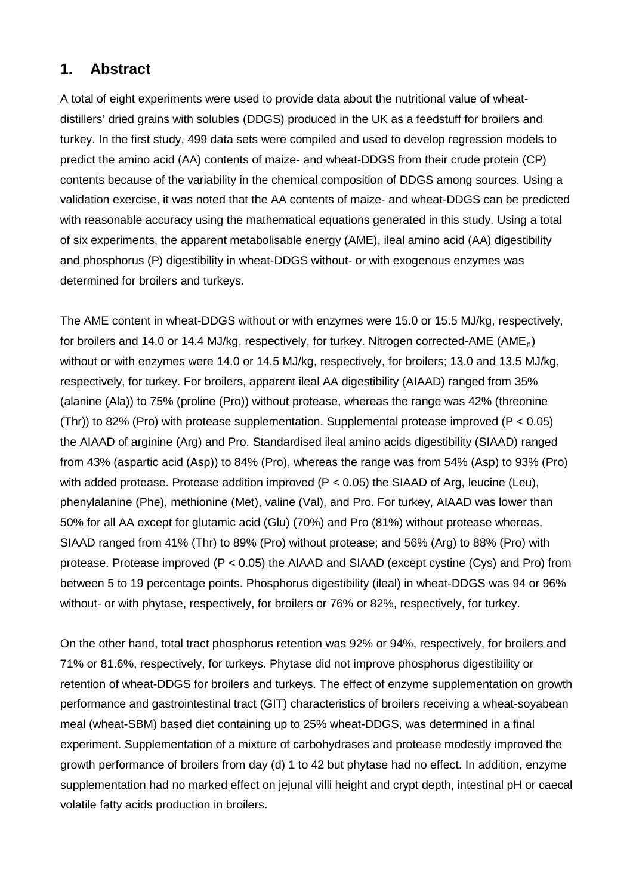## 1. Abstract

A total of eight experiments were used to provide data about the nutritional value of wheat-distillers' dried grains with solubles (DDGS) produced in the UK as a feedstuff for broilers and turkey. In the first study, 499 data sets were compiled and used to develop regression models to predict the amino acid (AA) contents of maize- and wheat-DDGS from their crude protein (CP) contents because of the variability in the chemical composition of DDGS among sources. Using a validation exercise, it was noted that the AA contents of maize- and wheat-DDGS can be predicted with reasonable accuracy using the mathematical equations generated in this study. Using a total of six experiments, the apparent metabolisable energy (AME), ileal amino acid (AA) digestibility and phosphorus (P) digestibility in wheat-DDGS without- or with exogenous enzymes was determined for broilers and turkeys.

The AME content in wheat-DDGS without or with enzymes were 15.0 or 15.5 MJ/kg, respectively, for broilers and 14.0 or 14.4 MJ/kg, respectively, for turkey. Nitrogen corrected-AME ($AME_n$) without or with enzymes were 14.0 or 14.5 MJ/kg, respectively, for broilers; 13.0 and 13.5 MJ/kg, respectively, for turkey. For broilers, apparent ileal AA digestibility (AIAAD) ranged from 35% (alanine (Ala)) to 75% (proline (Pro)) without protease, whereas the range was 42% (threonine (Thr)) to 82% (Pro) with protease supplementation. Supplemental protease improved ($P < 0.05$) the AIAAD of arginine (Arg) and Pro. Standardised ileal amino acids digestibility (SIAAD) ranged from 43% (aspartic acid (Asp)) to 84% (Pro), whereas the range was from 54% (Asp) to 93% (Pro) with added protease. Protease addition improved ($P < 0.05$) the SIAAD of Arg, leucine (Leu), phenylalanine (Phe), methionine (Met), valine (Val), and Pro. For turkey, AIAAD was lower than 50% for all AA except for glutamic acid (Glu) (70%) and Pro (81%) without protease whereas, SIAAD ranged from 41% (Thr) to 89% (Pro) without protease; and 56% (Arg) to 88% (Pro) with protease. Protease improved ($P < 0.05$) the AIAAD and SIAAD (except cystine (Cys) and Pro) from between 5 to 19 percentage points. Phosphorus digestibility (ileal) in wheat-DDGS was 94 or 96% without- or with phytase, respectively, for broilers or 76% or 82%, respectively, for turkey.

On the other hand, total tract phosphorus retention was 92% or 94%, respectively, for broilers and 71% or 81.6%, respectively, for turkeys. Phytase did not improve phosphorus digestibility or retention of wheat-DDGS for broilers and turkeys. The effect of enzyme supplementation on growth performance and gastrointestinal tract (GIT) characteristics of broilers receiving a wheat-soyabean meal (wheat-SBM) based diet containing up to 25% wheat-DDGS, was determined in a final experiment. Supplementation of a mixture of carbohydrases and protease modestly improved the growth performance of broilers from day (d) 1 to 42 but phytase had no effect. In addition, enzyme supplementation had no marked effect on jejunal villi height and crypt depth, intestinal pH or caecal volatile fatty acids production in broilers.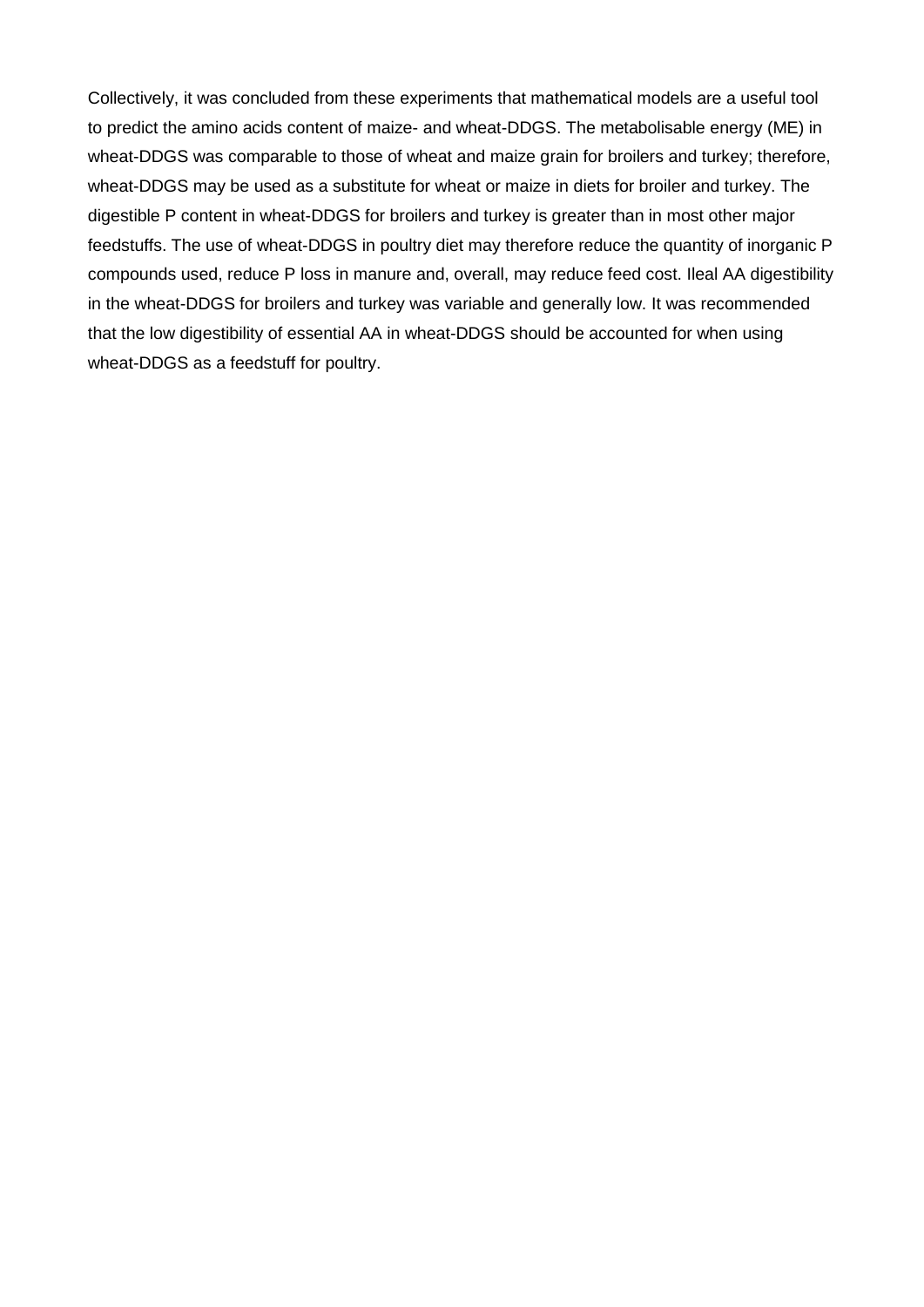Collectively, it was concluded from these experiments that mathematical models are a useful tool to predict the amino acids content of maize- and wheat-DDGS. The metabolisable energy (ME) in wheat-DDGS was comparable to those of wheat and maize grain for broilers and turkey; therefore, wheat-DDGS may be used as a substitute for wheat or maize in diets for broiler and turkey. The digestible P content in wheat-DDGS for broilers and turkey is greater than in most other major feedstuffs. The use of wheat-DDGS in poultry diet may therefore reduce the quantity of inorganic P compounds used, reduce P loss in manure and, overall, may reduce feed cost. Ileal AA digestibility in the wheat-DDGS for broilers and turkey was variable and generally low. It was recommended that the low digestibility of essential AA in wheat-DDGS should be accounted for when using wheat-DDGS as a feedstuff for poultry.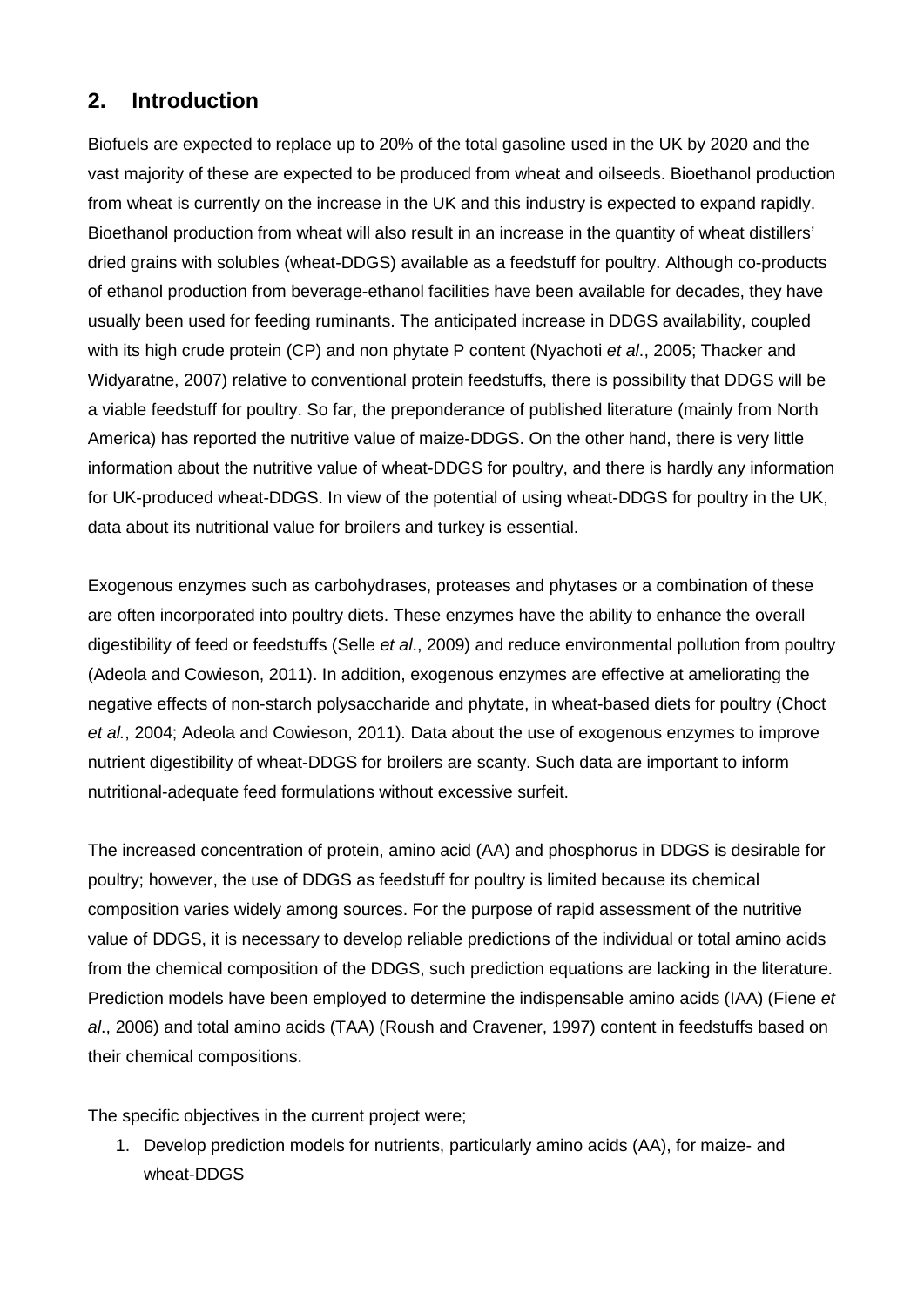## 2. Introduction

Biofuels are expected to replace up to 20% of the total gasoline used in the UK by 2020 and the vast majority of these are expected to be produced from wheat and oilseeds. Bioethanol production from wheat is currently on the increase in the UK and this industry is expected to expand rapidly. Bioethanol production from wheat will also result in an increase in the quantity of wheat distillers' dried grains with solubles (wheat-DDGS) available as a feedstuff for poultry. Although co-products of ethanol production from beverage-ethanol facilities have been available for decades, they have usually been used for feeding ruminants. The anticipated increase in DDGS availability, coupled with its high crude protein (CP) and non phytate P content (Nyachoti *et al*., 2005; Thacker and Widyaratne, 2007) relative to conventional protein feedstuffs, there is possibility that DDGS will be a viable feedstuff for poultry. So far, the preponderance of published literature (mainly from North America) has reported the nutritive value of maize-DDGS. On the other hand, there is very little information about the nutritive value of wheat-DDGS for poultry, and there is hardly any information for UK-produced wheat-DDGS. In view of the potential of using wheat-DDGS for poultry in the UK, data about its nutritional value for broilers and turkey is essential.

Exogenous enzymes such as carbohydrases, proteases and phytases or a combination of these are often incorporated into poultry diets. These enzymes have the ability to enhance the overall digestibility of feed or feedstuffs (Selle *et al*., 2009) and reduce environmental pollution from poultry (Adeola and Cowieson, 2011). In addition, exogenous enzymes are effective at ameliorating the negative effects of non-starch polysaccharide and phytate, in wheat-based diets for poultry (Choct *et al.*, 2004; Adeola and Cowieson, 2011). Data about the use of exogenous enzymes to improve nutrient digestibility of wheat-DDGS for broilers are scanty. Such data are important to inform nutritional-adequate feed formulations without excessive surfeit.

The increased concentration of protein, amino acid (AA) and phosphorus in DDGS is desirable for poultry; however, the use of DDGS as feedstuff for poultry is limited because its chemical composition varies widely among sources. For the purpose of rapid assessment of the nutritive value of DDGS, it is necessary to develop reliable predictions of the individual or total amino acids from the chemical composition of the DDGS, such prediction equations are lacking in the literature. Prediction models have been employed to determine the indispensable amino acids (IAA) (Fiene *et al*., 2006) and total amino acids (TAA) (Roush and Cravener, 1997) content in feedstuffs based on their chemical compositions.

The specific objectives in the current project were;

1. Develop prediction models for nutrients, particularly amino acids (AA), for maize- and wheat-DDGS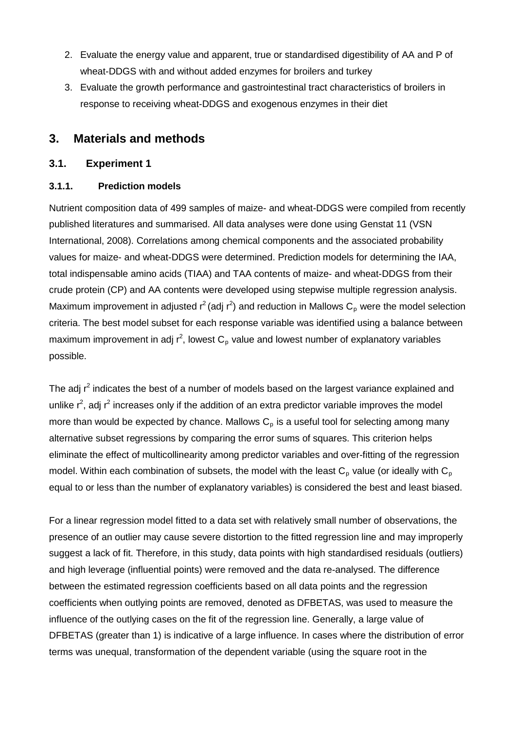2. Evaluate the energy value and apparent, true or standardised digestibility of AA and P of wheat-DDGS with and without added enzymes for broilers and turkey
3. Evaluate the growth performance and gastrointestinal tract characteristics of broilers in response to receiving wheat-DDGS and exogenous enzymes in their diet

## 3. Materials and methods

### 3.1. Experiment 1

#### 3.1.1. Prediction models

Nutrient composition data of 499 samples of maize- and wheat-DDGS were compiled from recently published literatures and summarised. All data analyses were done using Genstat 11 (VSN International, 2008). Correlations among chemical components and the associated probability values for maize- and wheat-DDGS were determined. Prediction models for determining the IAA, total indispensable amino acids (TIAA) and TAA contents of maize- and wheat-DDGS from their crude protein (CP) and AA contents were developed using stepwise multiple regression analysis. Maximum improvement in adjusted $r^2$ (adj $r^2$) and reduction in Mallows $C_p$ were the model selection criteria. The best model subset for each response variable was identified using a balance between maximum improvement in adj $r^2$, lowest $C_p$ value and lowest number of explanatory variables possible.

The adj $r^2$ indicates the best of a number of models based on the largest variance explained and unlike $r^2$, adj $r^2$ increases only if the addition of an extra predictor variable improves the model more than would be expected by chance. Mallows $C_p$ is a useful tool for selecting among many alternative subset regressions by comparing the error sums of squares. This criterion helps eliminate the effect of multicollinearity among predictor variables and over-fitting of the regression model. Within each combination of subsets, the model with the least $C_p$ value (or ideally with $C_p$ equal to or less than the number of explanatory variables) is considered the best and least biased.

For a linear regression model fitted to a data set with relatively small number of observations, the presence of an outlier may cause severe distortion to the fitted regression line and may improperly suggest a lack of fit. Therefore, in this study, data points with high standardised residuals (outliers) and high leverage (influential points) were removed and the data re-analysed. The difference between the estimated regression coefficients based on all data points and the regression coefficients when outlying points are removed, denoted as DFBETAS, was used to measure the influence of the outlying cases on the fit of the regression line. Generally, a large value of DFBETAS (greater than 1) is indicative of a large influence. In cases where the distribution of error terms was unequal, transformation of the dependent variable (using the square root in the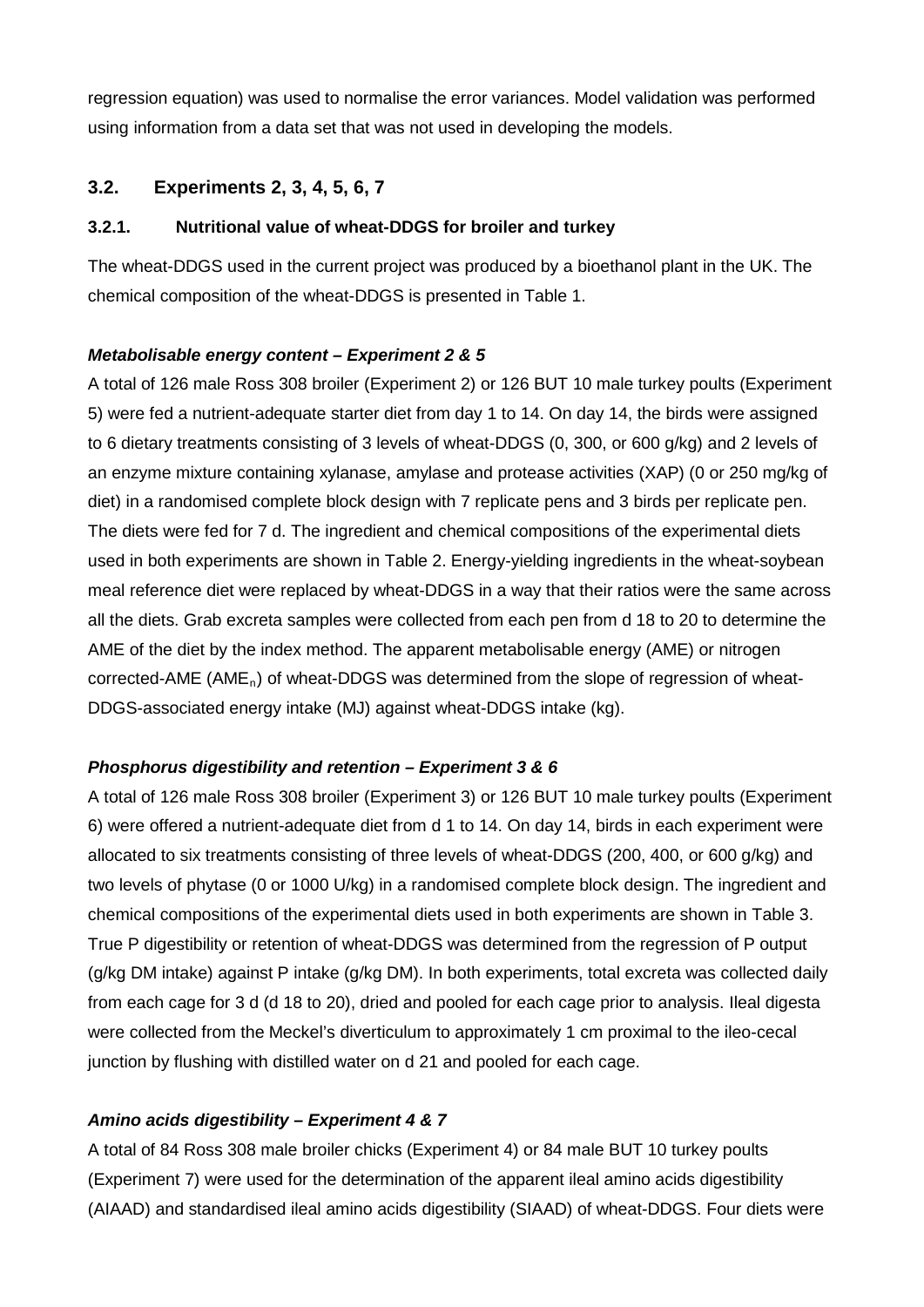regression equation) was used to normalise the error variances. Model validation was performed using information from a data set that was not used in developing the models.

## 3.2. Experiments 2, 3, 4, 5, 6, 7

### 3.2.1. Nutritional value of wheat-DDGS for broiler and turkey

The wheat-DDGS used in the current project was produced by a bioethanol plant in the UK. The chemical composition of the wheat-DDGS is presented in Table 1.

***Metabolisable energy content – Experiment 2 & 5***

A total of 126 male Ross 308 broiler (Experiment 2) or 126 BUT 10 male turkey poults (Experiment 5) were fed a nutrient-adequate starter diet from day 1 to 14. On day 14, the birds were assigned to 6 dietary treatments consisting of 3 levels of wheat-DDGS (0, 300, or 600 g/kg) and 2 levels of an enzyme mixture containing xylanase, amylase and protease activities (XAP) (0 or 250 mg/kg of diet) in a randomised complete block design with 7 replicate pens and 3 birds per replicate pen. The diets were fed for 7 d. The ingredient and chemical compositions of the experimental diets used in both experiments are shown in Table 2. Energy-yielding ingredients in the wheat-soybean meal reference diet were replaced by wheat-DDGS in a way that their ratios were the same across all the diets. Grab excreta samples were collected from each pen from d 18 to 20 to determine the AME of the diet by the index method. The apparent metabolisable energy (AME) or nitrogen corrected-AME ($AME_n$) of wheat-DDGS was determined from the slope of regression of wheat-DDGS-associated energy intake (MJ) against wheat-DDGS intake (kg).

***Phosphorus digestibility and retention – Experiment 3 & 6***

A total of 126 male Ross 308 broiler (Experiment 3) or 126 BUT 10 male turkey poults (Experiment 6) were offered a nutrient-adequate diet from d 1 to 14. On day 14, birds in each experiment were allocated to six treatments consisting of three levels of wheat-DDGS (200, 400, or 600 g/kg) and two levels of phytase (0 or 1000 U/kg) in a randomised complete block design. The ingredient and chemical compositions of the experimental diets used in both experiments are shown in Table 3. True P digestibility or retention of wheat-DDGS was determined from the regression of P output (g/kg DM intake) against P intake (g/kg DM). In both experiments, total excreta was collected daily from each cage for 3 d (d 18 to 20), dried and pooled for each cage prior to analysis. Ileal digesta were collected from the Meckel's diverticulum to approximately 1 cm proximal to the ileo-cecal junction by flushing with distilled water on d 21 and pooled for each cage.

***Amino acids digestibility – Experiment 4 & 7***

A total of 84 Ross 308 male broiler chicks (Experiment 4) or 84 male BUT 10 turkey poults (Experiment 7) were used for the determination of the apparent ileal amino acids digestibility (AIAAD) and standardised ileal amino acids digestibility (SIAAD) of wheat-DDGS. Four diets were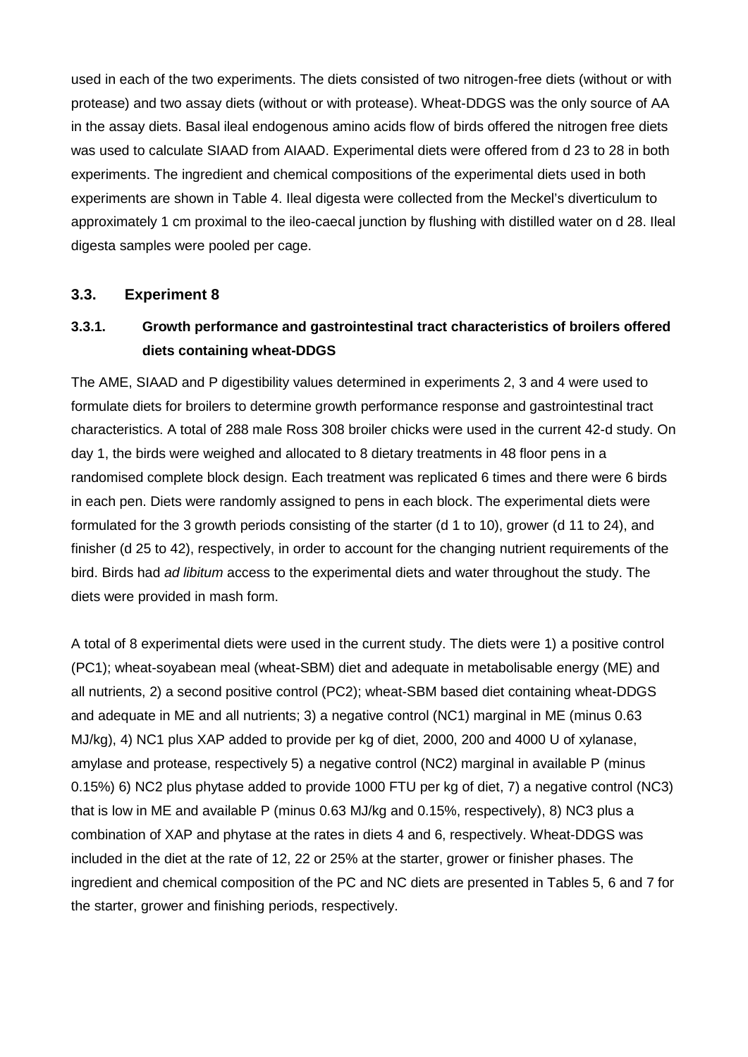used in each of the two experiments. The diets consisted of two nitrogen-free diets (without or with protease) and two assay diets (without or with protease). Wheat-DDGS was the only source of AA in the assay diets. Basal ileal endogenous amino acids flow of birds offered the nitrogen free diets was used to calculate SIAAD from AIAAD. Experimental diets were offered from d 23 to 28 in both experiments. The ingredient and chemical compositions of the experimental diets used in both experiments are shown in Table 4. Ileal digesta were collected from the Meckel's diverticulum to approximately 1 cm proximal to the ileo-caecal junction by flushing with distilled water on d 28. Ileal digesta samples were pooled per cage.

### 3.3. Experiment 8

#### 3.3.1. Growth performance and gastrointestinal tract characteristics of broilers offered diets containing wheat-DDGS

The AME, SIAAD and P digestibility values determined in experiments 2, 3 and 4 were used to formulate diets for broilers to determine growth performance response and gastrointestinal tract characteristics. A total of 288 male Ross 308 broiler chicks were used in the current 42-d study. On day 1, the birds were weighed and allocated to 8 dietary treatments in 48 floor pens in a randomised complete block design. Each treatment was replicated 6 times and there were 6 birds in each pen. Diets were randomly assigned to pens in each block. The experimental diets were formulated for the 3 growth periods consisting of the starter (d 1 to 10), grower (d 11 to 24), and finisher (d 25 to 42), respectively, in order to account for the changing nutrient requirements of the bird. Birds had *ad libitum* access to the experimental diets and water throughout the study. The diets were provided in mash form.

A total of 8 experimental diets were used in the current study. The diets were 1) a positive control (PC1); wheat-soyabean meal (wheat-SBM) diet and adequate in metabolisable energy (ME) and all nutrients, 2) a second positive control (PC2); wheat-SBM based diet containing wheat-DDGS and adequate in ME and all nutrients; 3) a negative control (NC1) marginal in ME (minus 0.63 MJ/kg), 4) NC1 plus XAP added to provide per kg of diet, 2000, 200 and 4000 U of xylanase, amylase and protease, respectively 5) a negative control (NC2) marginal in available P (minus 0.15%) 6) NC2 plus phytase added to provide 1000 FTU per kg of diet, 7) a negative control (NC3) that is low in ME and available P (minus 0.63 MJ/kg and 0.15%, respectively), 8) NC3 plus a combination of XAP and phytase at the rates in diets 4 and 6, respectively. Wheat-DDGS was included in the diet at the rate of 12, 22 or 25% at the starter, grower or finisher phases. The ingredient and chemical composition of the PC and NC diets are presented in Tables 5, 6 and 7 for the starter, grower and finishing periods, respectively.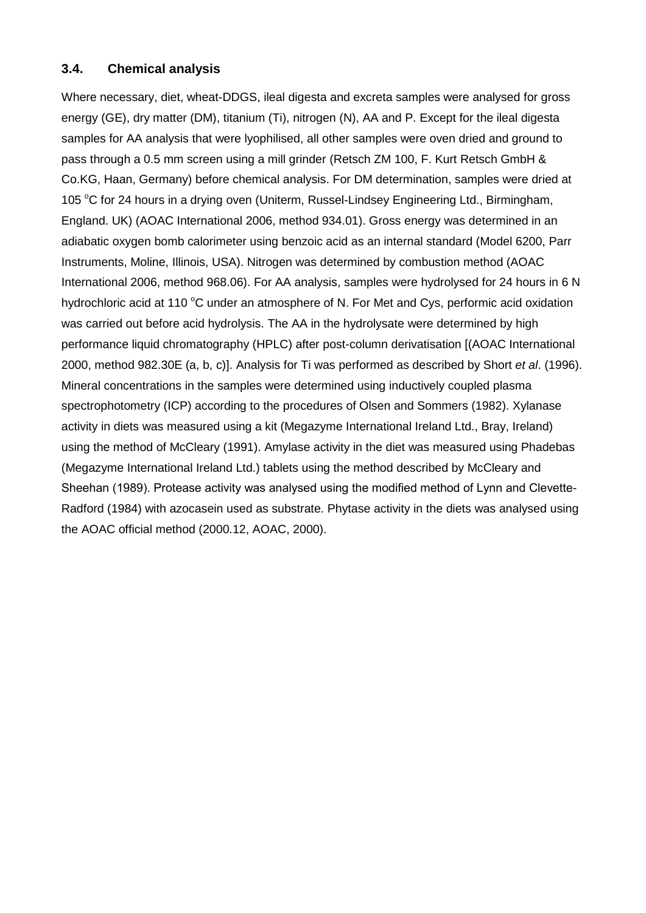### 3.4. Chemical analysis

Where necessary, diet, wheat-DDGS, ileal digesta and excreta samples were analysed for gross energy (GE), dry matter (DM), titanium (Ti), nitrogen (N), AA and P. Except for the ileal digesta samples for AA analysis that were lyophilised, all other samples were oven dried and ground to pass through a 0.5 mm screen using a mill grinder (Retsch ZM 100, F. Kurt Retsch GmbH & Co.KG, Haan, Germany) before chemical analysis. For DM determination, samples were dried at 105 $^{o}$C for 24 hours in a drying oven (Uniterm, Russel-Lindsey Engineering Ltd., Birmingham, England. UK) (AOAC International 2006, method 934.01). Gross energy was determined in an adiabatic oxygen bomb calorimeter using benzoic acid as an internal standard (Model 6200, Parr Instruments, Moline, Illinois, USA). Nitrogen was determined by combustion method (AOAC International 2006, method 968.06). For AA analysis, samples were hydrolysed for 24 hours in 6 N hydrochloric acid at 110 $^{o}$C under an atmosphere of N. For Met and Cys, performic acid oxidation was carried out before acid hydrolysis. The AA in the hydrolysate were determined by high performance liquid chromatography (HPLC) after post-column derivatisation [(AOAC International 2000, method 982.30E (a, b, c)]. Analysis for Ti was performed as described by Short *et al*. (1996). Mineral concentrations in the samples were determined using inductively coupled plasma spectrophotometry (ICP) according to the procedures of Olsen and Sommers (1982). Xylanase activity in diets was measured using a kit (Megazyme International Ireland Ltd., Bray, Ireland) using the method of McCleary (1991). Amylase activity in the diet was measured using Phadebas (Megazyme International Ireland Ltd.) tablets using the method described by McCleary and Sheehan (1989). Protease activity was analysed using the modified method of Lynn and Clevette-Radford (1984) with azocasein used as substrate. Phytase activity in the diets was analysed using the AOAC official method (2000.12, AOAC, 2000).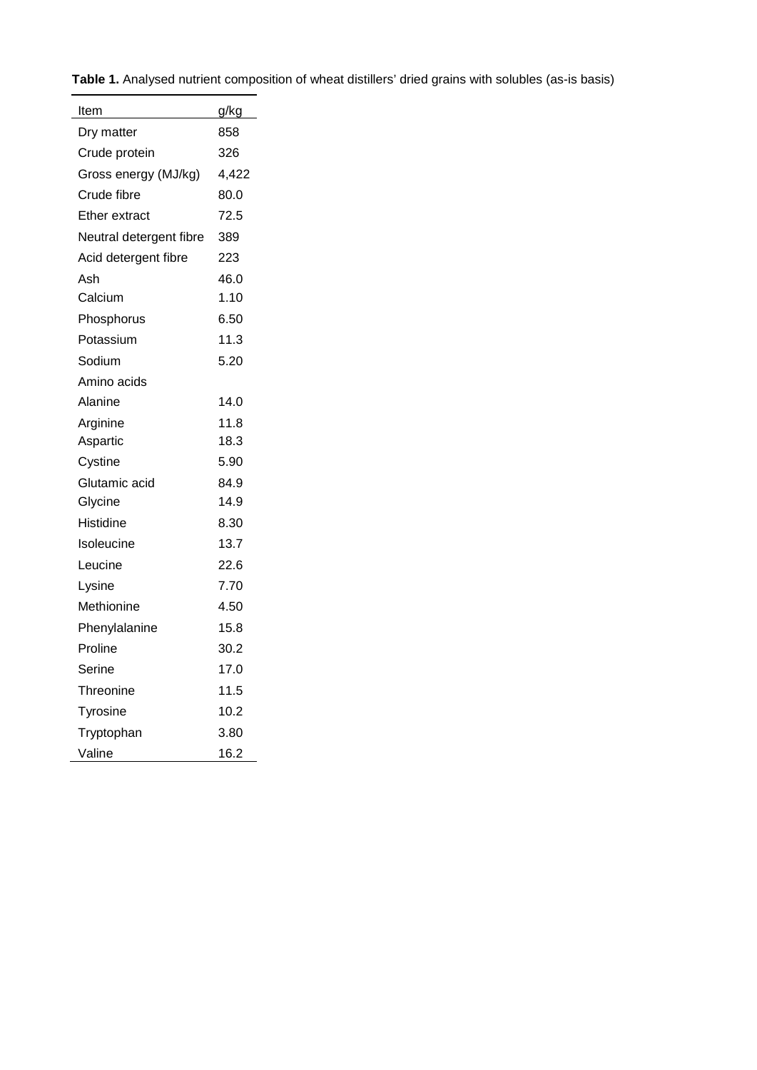**Table 1.** Analysed nutrient composition of wheat distillers' dried grains with solubles (as-is basis)

| Item | g/kg |
| --- | --- |
| Dry matter | 858 |
| Crude protein | 326 |
| Gross energy (MJ/kg) | 4,422 |
| Crude fibre | 80.0 |
| Ether extract | 72.5 |
| Neutral detergent fibre | 389 |
| Acid detergent fibre | 223 |
| Ash | 46.0 |
| Calcium | 1.10 |
| Phosphorus | 6.50 |
| Potassium | 11.3 |
| Sodium | 5.20 |
| Amino acids | |
| Alanine | 14.0 |
| Arginine | 11.8 |
| Aspartic | 18.3 |
| Cystine | 5.90 |
| Glutamic acid | 84.9 |
| Glycine | 14.9 |
| Histidine | 8.30 |
| Isoleucine | 13.7 |
| Leucine | 22.6 |
| Lysine | 7.70 |
| Methionine | 4.50 |
| Phenylalanine | 15.8 |
| Proline | 30.2 |
| Serine | 17.0 |
| Threonine | 11.5 |
| Tyrosine | 10.2 |
| Tryptophan | 3.80 |
| Valine | 16.2 |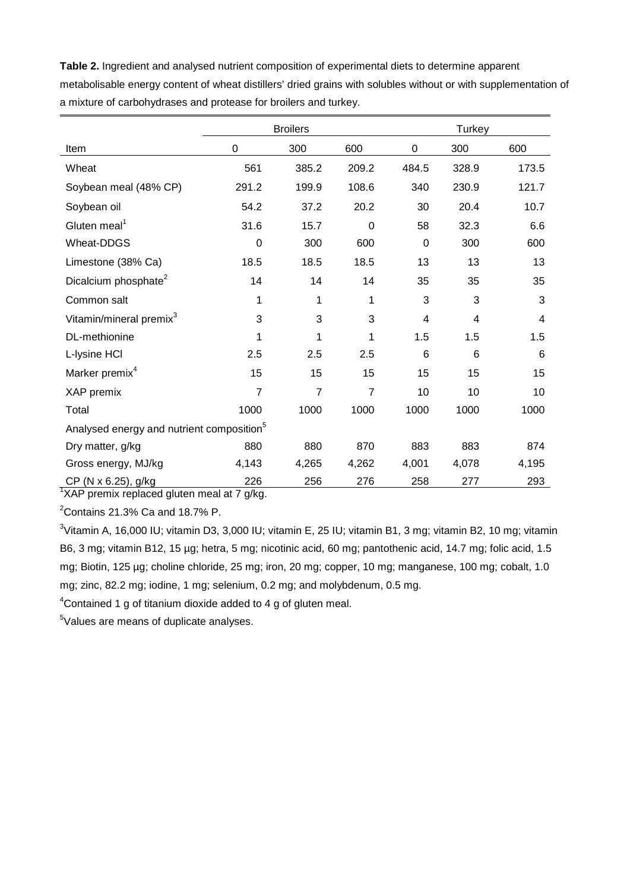**Table 2.** Ingredient and analysed nutrient composition of experimental diets to determine apparent metabolisable energy content of wheat distillers' dried grains with solubles without or with supplementation of a mixture of carbohydrases and protease for broilers and turkey.

| | Broilers | | | Turkey | | |
|---|---|---|---|---|---|---|
| Item | 0 | 300 | 600 | 0 | 300 | 600 |
| Wheat | 561 | 385.2 | 209.2 | 484.5 | 328.9 | 173.5 |
| Soybean meal (48% CP) | 291.2 | 199.9 | 108.6 | 340 | 230.9 | 121.7 |
| Soybean oil | 54.2 | 37.2 | 20.2 | 30 | 20.4 | 10.7 |
| Gluten meal[1] | 31.6 | 15.7 | 0 | 58 | 32.3 | 6.6 |
| Wheat-DDGS | 0 | 300 | 600 | 0 | 300 | 600 |
| Limestone (38% Ca) | 18.5 | 18.5 | 18.5 | 13 | 13 | 13 |
| Dicalcium phosphate[2] | 14 | 14 | 14 | 35 | 35 | 35 |
| Common salt | 1 | 1 | 1 | 3 | 3 | 3 |
| Vitamin/mineral premix[3] | 3 | 3 | 3 | 4 | 4 | 4 |
| DL-methionine | 1 | 1 | 1 | 1.5 | 1.5 | 1.5 |
| L-lysine HCl | 2.5 | 2.5 | 2.5 | 6 | 6 | 6 |
| Marker premix[4] | 15 | 15 | 15 | 15 | 15 | 15 |
| XAP premix | 7 | 7 | 7 | 10 | 10 | 10 |
| Total | 1000 | 1000 | 1000 | 1000 | 1000 | 1000 |
| Analysed energy and nutrient composition[5] | | | | | | |
| Dry matter, g/kg | 880 | 880 | 870 | 883 | 883 | 874 |
| Gross energy, MJ/kg | 4,143 | 4,265 | 4,262 | 4,001 | 4,078 | 4,195 |
| CP (N x 6.25), g/kg | 226 | 256 | 276 | 258 | 277 | 293 |

[1]XAP premix replaced gluten meal at 7 g/kg.

[2]Contains 21.3% Ca and 18.7% P.

[3]Vitamin A, 16,000 IU; vitamin D3, 3,000 IU; vitamin E, 25 IU; vitamin B1, 3 mg; vitamin B2, 10 mg; vitamin B6, 3 mg; vitamin B12, 15 µg; hetra, 5 mg; nicotinic acid, 60 mg; pantothenic acid, 14.7 mg; folic acid, 1.5 mg; Biotin, 125 µg; choline chloride, 25 mg; iron, 20 mg; copper, 10 mg; manganese, 100 mg; cobalt, 1.0 mg; zinc, 82.2 mg; iodine, 1 mg; selenium, 0.2 mg; and molybdenum, 0.5 mg.

[4]Contained 1 g of titanium dioxide added to 4 g of gluten meal.

[5]Values are means of duplicate analyses.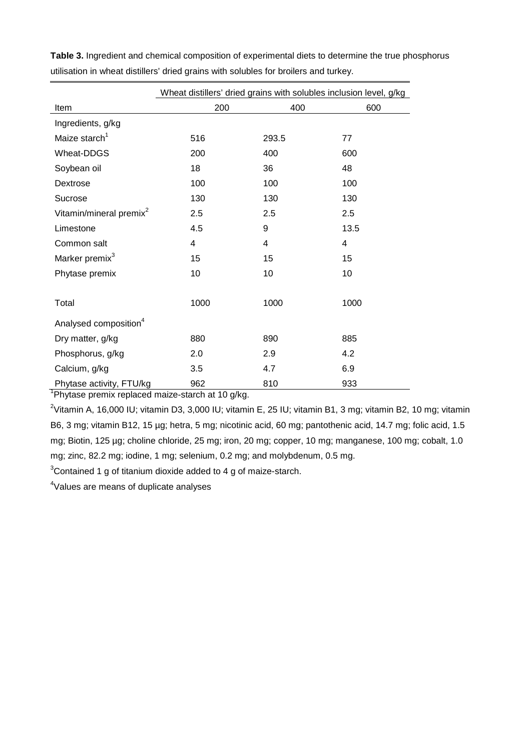**Table 3.** Ingredient and chemical composition of experimental diets to determine the true phosphorus utilisation in wheat distillers' dried grains with solubles for broilers and turkey.

| | Wheat distillers' dried grains with solubles inclusion level, g/kg | | |
|---|---|---|---|
| Item | 200 | 400 | 600 |
| Ingredients, g/kg | | | |
| Maize starch[1] | 516 | 293.5 | 77 |
| Wheat-DDGS | 200 | 400 | 600 |
| Soybean oil | 18 | 36 | 48 |
| Dextrose | 100 | 100 | 100 |
| Sucrose | 130 | 130 | 130 |
| Vitamin/mineral premix[2] | 2.5 | 2.5 | 2.5 |
| Limestone | 4.5 | 9 | 13.5 |
| Common salt | 4 | 4 | 4 |
| Marker premix[3] | 15 | 15 | 15 |
| Phytase premix | 10 | 10 | 10 |
| Total | 1000 | 1000 | 1000 |
| Analysed composition[4] | | | |
| Dry matter, g/kg | 880 | 890 | 885 |
| Phosphorus, g/kg | 2.0 | 2.9 | 4.2 |
| Calcium, g/kg | 3.5 | 4.7 | 6.9 |
| Phytase activity, FTU/kg | 962 | 810 | 933 |

[1]Phytase premix replaced maize-starch at 10 g/kg.

[2]Vitamin A, 16,000 IU; vitamin D3, 3,000 IU; vitamin E, 25 IU; vitamin B1, 3 mg; vitamin B2, 10 mg; vitamin B6, 3 mg; vitamin B12, 15 µg; hetra, 5 mg; nicotinic acid, 60 mg; pantothenic acid, 14.7 mg; folic acid, 1.5 mg; Biotin, 125 µg; choline chloride, 25 mg; iron, 20 mg; copper, 10 mg; manganese, 100 mg; cobalt, 1.0 mg; zinc, 82.2 mg; iodine, 1 mg; selenium, 0.2 mg; and molybdenum, 0.5 mg.

[3]Contained 1 g of titanium dioxide added to 4 g of maize-starch.

[4]Values are means of duplicate analyses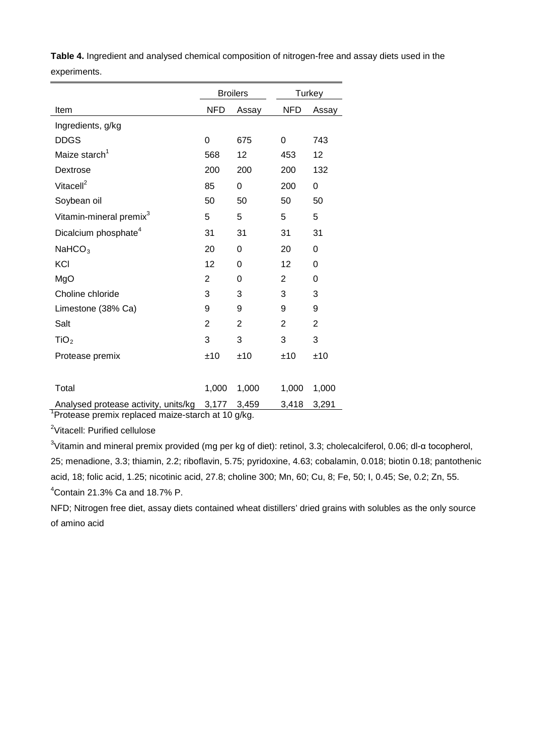**Table 4.** Ingredient and analysed chemical composition of nitrogen-free and assay diets used in the experiments.

| | Broilers | | Turkey | |
|---|---|---|---|---|
| Item | NFD | Assay | NFD | Assay |
| Ingredients, g/kg | | | | |
| DDGS | 0 | 675 | 0 | 743 |
| Maize starch[1] | 568 | 12 | 453 | 12 |
| Dextrose | 200 | 200 | 200 | 132 |
| Vitacell[2] | 85 | 0 | 200 | 0 |
| Soybean oil | 50 | 50 | 50 | 50 |
| Vitamin-mineral premix[3] | 5 | 5 | 5 | 5 |
| Dicalcium phosphate[4] | 31 | 31 | 31 | 31 |
| $NaHCO_3$ | 20 | 0 | 20 | 0 |
| KCl | 12 | 0 | 12 | 0 |
| MgO | 2 | 0 | 2 | 0 |
| Choline chloride | 3 | 3 | 3 | 3 |
| Limestone (38% Ca) | 9 | 9 | 9 | 9 |
| Salt | 2 | 2 | 2 | 2 |
| $TiO_2$ | 3 | 3 | 3 | 3 |
| Protease premix | ±10 | ±10 | ±10 | ±10 |
| Total | 1,000 | 1,000 | 1,000 | 1,000 |
| Analysed protease activity, units/kg | 3,177 | 3,459 | 3,418 | 3,291 |

[1]Protease premix replaced maize-starch at 10 g/kg.

[2]Vitacell: Purified cellulose

[3]Vitamin and mineral premix provided (mg per kg of diet): retinol, 3.3; cholecalciferol, 0.06; dl-α tocopherol, 25; menadione, 3.3; thiamin, 2.2; riboflavin, 5.75; pyridoxine, 4.63; cobalamin, 0.018; biotin 0.18; pantothenic acid, 18; folic acid, 1.25; nicotinic acid, 27.8; choline 300; Mn, 60; Cu, 8; Fe, 50; I, 0.45; Se, 0.2; Zn, 55.

[4]Contain 21.3% Ca and 18.7% P.

NFD; Nitrogen free diet, assay diets contained wheat distillers' dried grains with solubles as the only source of amino acid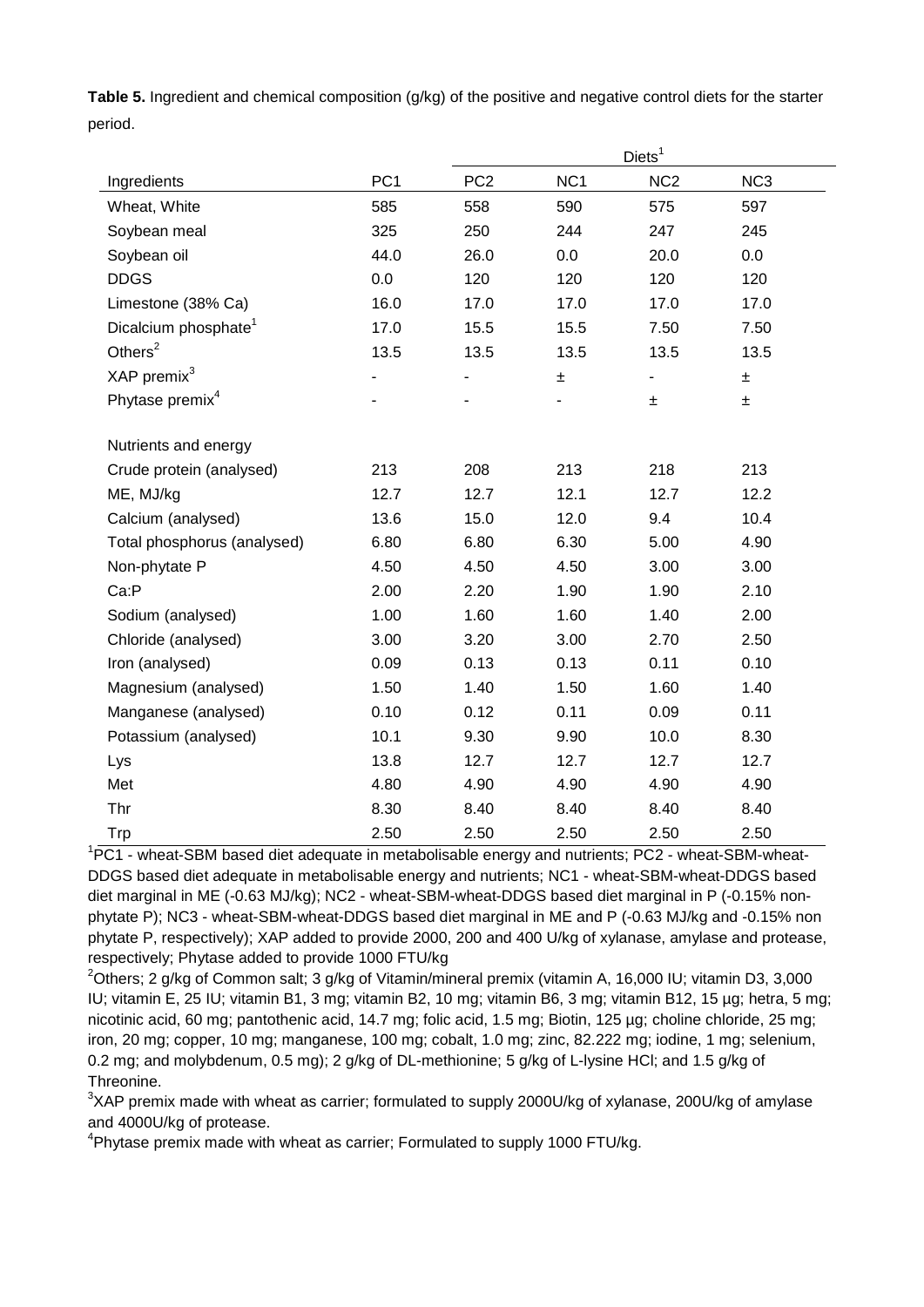**Table 5.** Ingredient and chemical composition (g/kg) of the positive and negative control diets for the starter period.

| | Diets[1] | | | | |
|---|---|---|---|---|---|
| Ingredients | PC1 | PC2 | NC1 | NC2 | NC3 |
| Wheat, White | 585 | 558 | 590 | 575 | 597 |
| Soybean meal | 325 | 250 | 244 | 247 | 245 |
| Soybean oil | 44.0 | 26.0 | 0.0 | 20.0 | 0.0 |
| DDGS | 0.0 | 120 | 120 | 120 | 120 |
| Limestone (38% Ca) | 16.0 | 17.0 | 17.0 | 17.0 | 17.0 |
| Dicalcium phosphate[1] | 17.0 | 15.5 | 15.5 | 7.50 | 7.50 |
| Others[2] | 13.5 | 13.5 | 13.5 | 13.5 | 13.5 |
| XAP premix[3] | - | - | ± | - | ± |
| Phytase premix[4] | - | - | - | ± | ± |
| Nutrients and energy | | | | | |
| Crude protein (analysed) | 213 | 208 | 213 | 218 | 213 |
| ME, MJ/kg | 12.7 | 12.7 | 12.1 | 12.7 | 12.2 |
| Calcium (analysed) | 13.6 | 15.0 | 12.0 | 9.4 | 10.4 |
| Total phosphorus (analysed) | 6.80 | 6.80 | 6.30 | 5.00 | 4.90 |
| Non-phytate P | 4.50 | 4.50 | 4.50 | 3.00 | 3.00 |
| Ca:P | 2.00 | 2.20 | 1.90 | 1.90 | 2.10 |
| Sodium (analysed) | 1.00 | 1.60 | 1.60 | 1.40 | 2.00 |
| Chloride (analysed) | 3.00 | 3.20 | 3.00 | 2.70 | 2.50 |
| Iron (analysed) | 0.09 | 0.13 | 0.13 | 0.11 | 0.10 |
| Magnesium (analysed) | 1.50 | 1.40 | 1.50 | 1.60 | 1.40 |
| Manganese (analysed) | 0.10 | 0.12 | 0.11 | 0.09 | 0.11 |
| Potassium (analysed) | 10.1 | 9.30 | 9.90 | 10.0 | 8.30 |
| Lys | 13.8 | 12.7 | 12.7 | 12.7 | 12.7 |
| Met | 4.80 | 4.90 | 4.90 | 4.90 | 4.90 |
| Thr | 8.30 | 8.40 | 8.40 | 8.40 | 8.40 |
| Trp | 2.50 | 2.50 | 2.50 | 2.50 | 2.50 |

[1]PC1 - wheat-SBM based diet adequate in metabolisable energy and nutrients; PC2 - wheat-SBM-wheat-DDGS based diet adequate in metabolisable energy and nutrients; NC1 - wheat-SBM-wheat-DDGS based diet marginal in ME (-0.63 MJ/kg); NC2 - wheat-SBM-wheat-DDGS based diet marginal in P (-0.15% non-phytate P); NC3 - wheat-SBM-wheat-DDGS based diet marginal in ME and P (-0.63 MJ/kg and -0.15% non phytate P, respectively); XAP added to provide 2000, 200 and 400 U/kg of xylanase, amylase and protease, respectively; Phytase added to provide 1000 FTU/kg

[2]Others; 2 g/kg of Common salt; 3 g/kg of Vitamin/mineral premix (vitamin A, 16,000 IU; vitamin D3, 3,000 IU; vitamin E, 25 IU; vitamin B1, 3 mg; vitamin B2, 10 mg; vitamin B6, 3 mg; vitamin B12, 15 µg; hetra, 5 mg; nicotinic acid, 60 mg; pantothenic acid, 14.7 mg; folic acid, 1.5 mg; Biotin, 125 µg; choline chloride, 25 mg; iron, 20 mg; copper, 10 mg; manganese, 100 mg; cobalt, 1.0 mg; zinc, 82.222 mg; iodine, 1 mg; selenium, 0.2 mg; and molybdenum, 0.5 mg); 2 g/kg of DL-methionine; 5 g/kg of L-lysine HCl; and 1.5 g/kg of Threonine.

[3]XAP premix made with wheat as carrier; formulated to supply 2000U/kg of xylanase, 200U/kg of amylase and 4000U/kg of protease.

[4]Phytase premix made with wheat as carrier; Formulated to supply 1000 FTU/kg.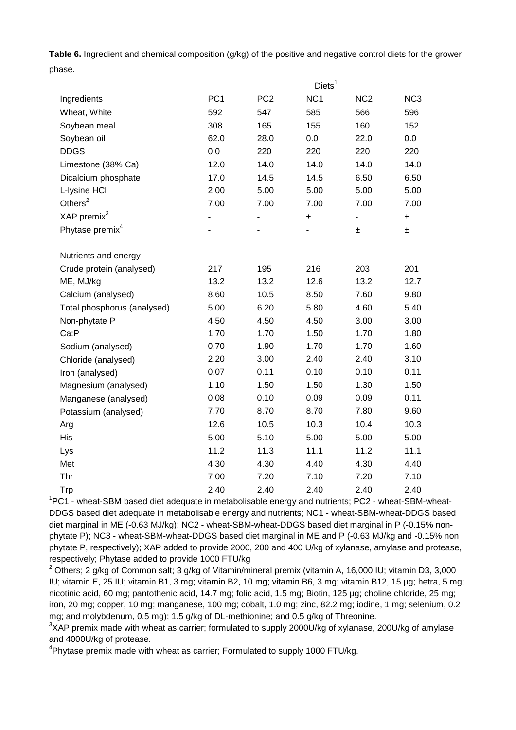**Table 6.** Ingredient and chemical composition (g/kg) of the positive and negative control diets for the grower phase.

| | Diets[1] | | | | |
|---|---|---|---|---|---|
| Ingredients | PC1 | PC2 | NC1 | NC2 | NC3 |
| Wheat, White | 592 | 547 | 585 | 566 | 596 |
| Soybean meal | 308 | 165 | 155 | 160 | 152 |
| Soybean oil | 62.0 | 28.0 | 0.0 | 22.0 | 0.0 |
| DDGS | 0.0 | 220 | 220 | 220 | 220 |
| Limestone (38% Ca) | 12.0 | 14.0 | 14.0 | 14.0 | 14.0 |
| Dicalcium phosphate | 17.0 | 14.5 | 14.5 | 6.50 | 6.50 |
| L-lysine HCl | 2.00 | 5.00 | 5.00 | 5.00 | 5.00 |
| Others[2] | 7.00 | 7.00 | 7.00 | 7.00 | 7.00 |
| XAP premix[3] | - | - | ± | - | ± |
| Phytase premix[4] | - | - | - | ± | ± |
| Nutrients and energy | | | | | |
| Crude protein (analysed) | 217 | 195 | 216 | 203 | 201 |
| ME, MJ/kg | 13.2 | 13.2 | 12.6 | 13.2 | 12.7 |
| Calcium (analysed) | 8.60 | 10.5 | 8.50 | 7.60 | 9.80 |
| Total phosphorus (analysed) | 5.00 | 6.20 | 5.80 | 4.60 | 5.40 |
| Non-phytate P | 4.50 | 4.50 | 4.50 | 3.00 | 3.00 |
| Ca:P | 1.70 | 1.70 | 1.50 | 1.70 | 1.80 |
| Sodium (analysed) | 0.70 | 1.90 | 1.70 | 1.70 | 1.60 |
| Chloride (analysed) | 2.20 | 3.00 | 2.40 | 2.40 | 3.10 |
| Iron (analysed) | 0.07 | 0.11 | 0.10 | 0.10 | 0.11 |
| Magnesium (analysed) | 1.10 | 1.50 | 1.50 | 1.30 | 1.50 |
| Manganese (analysed) | 0.08 | 0.10 | 0.09 | 0.09 | 0.11 |
| Potassium (analysed) | 7.70 | 8.70 | 8.70 | 7.80 | 9.60 |
| Arg | 12.6 | 10.5 | 10.3 | 10.4 | 10.3 |
| His | 5.00 | 5.10 | 5.00 | 5.00 | 5.00 |
| Lys | 11.2 | 11.3 | 11.1 | 11.2 | 11.1 |
| Met | 4.30 | 4.30 | 4.40 | 4.30 | 4.40 |
| Thr | 7.00 | 7.20 | 7.10 | 7.20 | 7.10 |
| Trp | 2.40 | 2.40 | 2.40 | 2.40 | 2.40 |

[1]PC1 - wheat-SBM based diet adequate in metabolisable energy and nutrients; PC2 - wheat-SBM-wheat-DDGS based diet adequate in metabolisable energy and nutrients; NC1 - wheat-SBM-wheat-DDGS based diet marginal in ME (-0.63 MJ/kg); NC2 - wheat-SBM-wheat-DDGS based diet marginal in P (-0.15% non-phytate P); NC3 - wheat-SBM-wheat-DDGS based diet marginal in ME and P (-0.63 MJ/kg and -0.15% non phytate P, respectively); XAP added to provide 2000, 200 and 400 U/kg of xylanase, amylase and protease, respectively; Phytase added to provide 1000 FTU/kg

[2] Others; 2 g/kg of Common salt; 3 g/kg of Vitamin/mineral premix (vitamin A, 16,000 IU; vitamin D3, 3,000 IU; vitamin E, 25 IU; vitamin B1, 3 mg; vitamin B2, 10 mg; vitamin B6, 3 mg; vitamin B12, 15 µg; hetra, 5 mg; nicotinic acid, 60 mg; pantothenic acid, 14.7 mg; folic acid, 1.5 mg; Biotin, 125 µg; choline chloride, 25 mg; iron, 20 mg; copper, 10 mg; manganese, 100 mg; cobalt, 1.0 mg; zinc, 82.2 mg; iodine, 1 mg; selenium, 0.2 mg; and molybdenum, 0.5 mg); 1.5 g/kg of DL-methionine; and 0.5 g/kg of Threonine.

[3]XAP premix made with wheat as carrier; formulated to supply 2000U/kg of xylanase, 200U/kg of amylase and 4000U/kg of protease.

[4]Phytase premix made with wheat as carrier; Formulated to supply 1000 FTU/kg.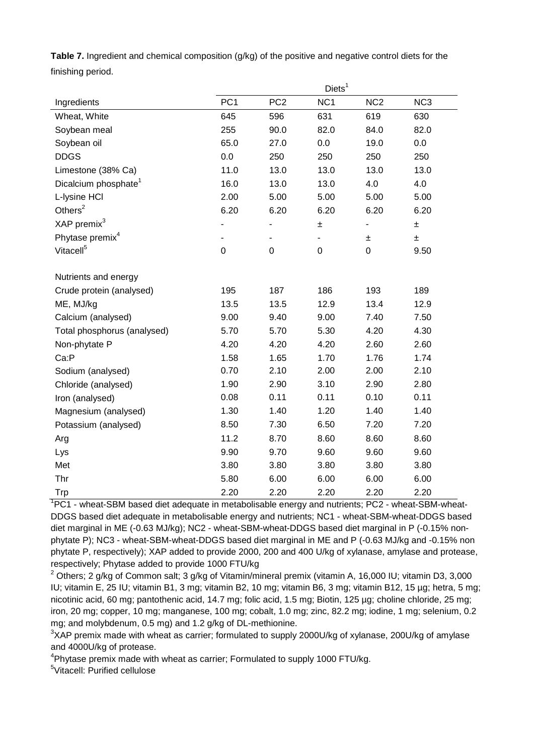**Table 7.** Ingredient and chemical composition (g/kg) of the positive and negative control diets for the finishing period.

| | Diets[1] | | | | |
|---|---|---|---|---|---|
| Ingredients | PC1 | PC2 | NC1 | NC2 | NC3 |
| Wheat, White | 645 | 596 | 631 | 619 | 630 |
| Soybean meal | 255 | 90.0 | 82.0 | 84.0 | 82.0 |
| Soybean oil | 65.0 | 27.0 | 0.0 | 19.0 | 0.0 |
| DDGS | 0.0 | 250 | 250 | 250 | 250 |
| Limestone (38% Ca) | 11.0 | 13.0 | 13.0 | 13.0 | 13.0 |
| Dicalcium phosphate[1] | 16.0 | 13.0 | 13.0 | 4.0 | 4.0 |
| L-lysine HCl | 2.00 | 5.00 | 5.00 | 5.00 | 5.00 |
| Others[2] | 6.20 | 6.20 | 6.20 | 6.20 | 6.20 |
| XAP premix[3] | - | - | ± | - | ± |
| Phytase premix[4] | - | - | - | ± | ± |
| Vitacell[5] | 0 | 0 | 0 | 0 | 9.50 |
| Nutrients and energy | | | | | |
| Crude protein (analysed) | 195 | 187 | 186 | 193 | 189 |
| ME, MJ/kg | 13.5 | 13.5 | 12.9 | 13.4 | 12.9 |
| Calcium (analysed) | 9.00 | 9.40 | 9.00 | 7.40 | 7.50 |
| Total phosphorus (analysed) | 5.70 | 5.70 | 5.30 | 4.20 | 4.30 |
| Non-phytate P | 4.20 | 4.20 | 4.20 | 2.60 | 2.60 |
| Ca:P | 1.58 | 1.65 | 1.70 | 1.76 | 1.74 |
| Sodium (analysed) | 0.70 | 2.10 | 2.00 | 2.00 | 2.10 |
| Chloride (analysed) | 1.90 | 2.90 | 3.10 | 2.90 | 2.80 |
| Iron (analysed) | 0.08 | 0.11 | 0.11 | 0.10 | 0.11 |
| Magnesium (analysed) | 1.30 | 1.40 | 1.20 | 1.40 | 1.40 |
| Potassium (analysed) | 8.50 | 7.30 | 6.50 | 7.20 | 7.20 |
| Arg | 11.2 | 8.70 | 8.60 | 8.60 | 8.60 |
| Lys | 9.90 | 9.70 | 9.60 | 9.60 | 9.60 |
| Met | 3.80 | 3.80 | 3.80 | 3.80 | 3.80 |
| Thr | 5.80 | 6.00 | 6.00 | 6.00 | 6.00 |
| Trp | 2.20 | 2.20 | 2.20 | 2.20 | 2.20 |

[1]PC1 - wheat-SBM based diet adequate in metabolisable energy and nutrients; PC2 - wheat-SBM-wheat-DDGS based diet adequate in metabolisable energy and nutrients; NC1 - wheat-SBM-wheat-DDGS based diet marginal in ME (-0.63 MJ/kg); NC2 - wheat-SBM-wheat-DDGS based diet marginal in P (-0.15% non-phytate P); NC3 - wheat-SBM-wheat-DDGS based diet marginal in ME and P (-0.63 MJ/kg and -0.15% non phytate P, respectively); XAP added to provide 2000, 200 and 400 U/kg of xylanase, amylase and protease, respectively; Phytase added to provide 1000 FTU/kg

[2] Others; 2 g/kg of Common salt; 3 g/kg of Vitamin/mineral premix (vitamin A, 16,000 IU; vitamin D3, 3,000 IU; vitamin E, 25 IU; vitamin B1, 3 mg; vitamin B2, 10 mg; vitamin B6, 3 mg; vitamin B12, 15 µg; hetra, 5 mg; nicotinic acid, 60 mg; pantothenic acid, 14.7 mg; folic acid, 1.5 mg; Biotin, 125 µg; choline chloride, 25 mg; iron, 20 mg; copper, 10 mg; manganese, 100 mg; cobalt, 1.0 mg; zinc, 82.2 mg; iodine, 1 mg; selenium, 0.2 mg; and molybdenum, 0.5 mg) and 1.2 g/kg of DL-methionine.

[3]XAP premix made with wheat as carrier; formulated to supply 2000U/kg of xylanase, 200U/kg of amylase and 4000U/kg of protease.

[4]Phytase premix made with wheat as carrier; Formulated to supply 1000 FTU/kg.

[5]Vitacell: Purified cellulose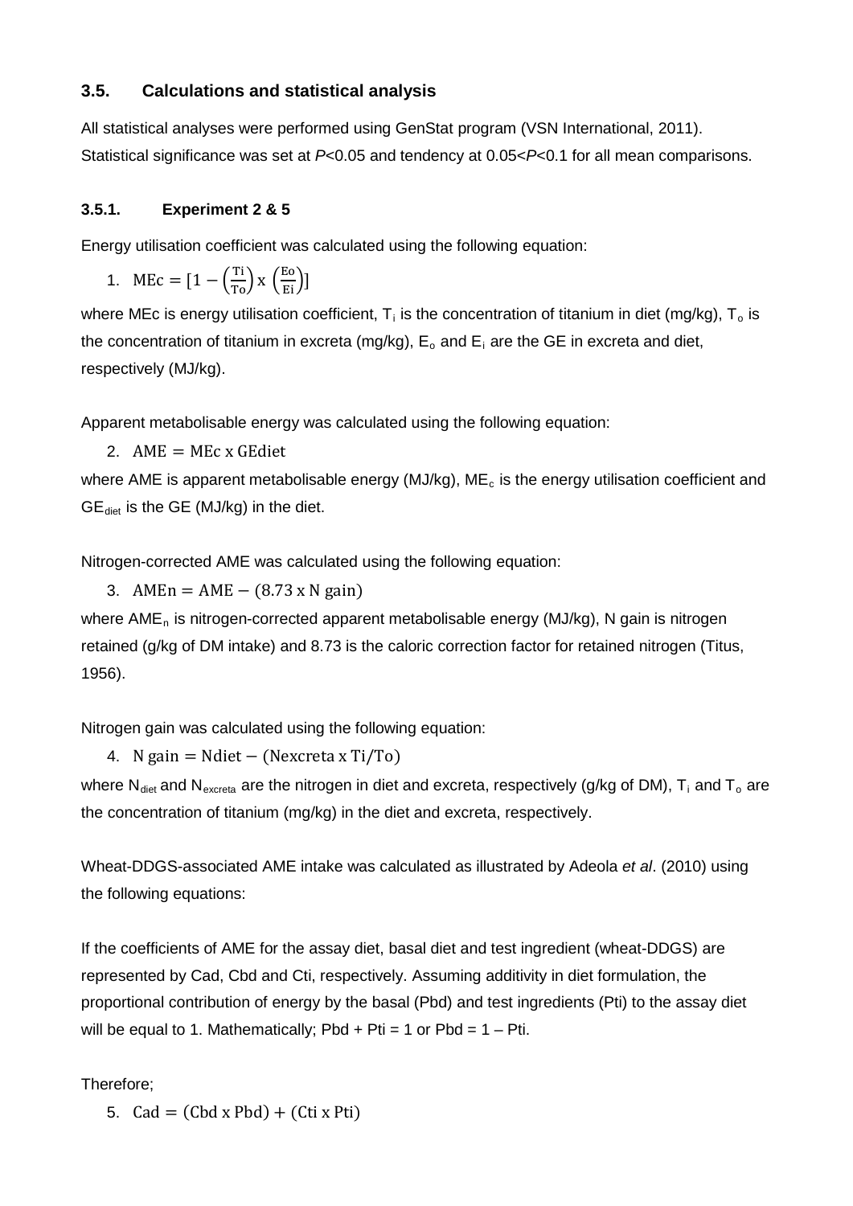### 3.5. Calculations and statistical analysis

All statistical analyses were performed using GenStat program (VSN International, 2011). Statistical significance was set at $P<0.05$ and tendency at $0.05<P<0.1$ for all mean comparisons.

#### 3.5.1. Experiment 2 & 5

Energy utilisation coefficient was calculated using the following equation:

1. $$\text{MEc} = [1 - \left(\frac{\text{Ti}}{\text{To}}\right) \text{x} \left(\frac{\text{Eo}}{\text{Ei}}\right)]$$

where MEc is energy utilisation coefficient, $T_i$ is the concentration of titanium in diet (mg/kg), $T_o$ is the concentration of titanium in excreta (mg/kg), $E_o$ and $E_i$ are the GE in excreta and diet, respectively (MJ/kg).

Apparent metabolisable energy was calculated using the following equation:

2. $$\text{AME} = \text{MEc x GEdiet}$$

where AME is apparent metabolisable energy (MJ/kg), $ME_c$ is the energy utilisation coefficient and $GE_{diet}$ is the GE (MJ/kg) in the diet.

Nitrogen-corrected AME was calculated using the following equation:

3. $$\text{AMEn} = \text{AME} - (8.73 \text{ x N gain})$$

where $AME_n$ is nitrogen-corrected apparent metabolisable energy (MJ/kg), N gain is nitrogen retained (g/kg of DM intake) and 8.73 is the caloric correction factor for retained nitrogen (Titus, 1956).

Nitrogen gain was calculated using the following equation:

4. $$\text{N gain} = \text{Ndiet} - (\text{Nexcreta x Ti/To})$$

where $N_{diet}$ and $N_{excreta}$ are the nitrogen in diet and excreta, respectively (g/kg of DM), $T_i$ and $T_o$ are the concentration of titanium (mg/kg) in the diet and excreta, respectively.

Wheat-DDGS-associated AME intake was calculated as illustrated by Adeola *et al*. (2010) using the following equations:

If the coefficients of AME for the assay diet, basal diet and test ingredient (wheat-DDGS) are represented by Cad, Cbd and Cti, respectively. Assuming additivity in diet formulation, the proportional contribution of energy by the basal (Pbd) and test ingredients (Pti) to the assay diet will be equal to 1. Mathematically; Pbd + Pti = 1 or Pbd = 1 – Pti.

Therefore;

5. $$\text{Cad} = (\text{Cbd x Pbd}) + (\text{Cti x Pti})$$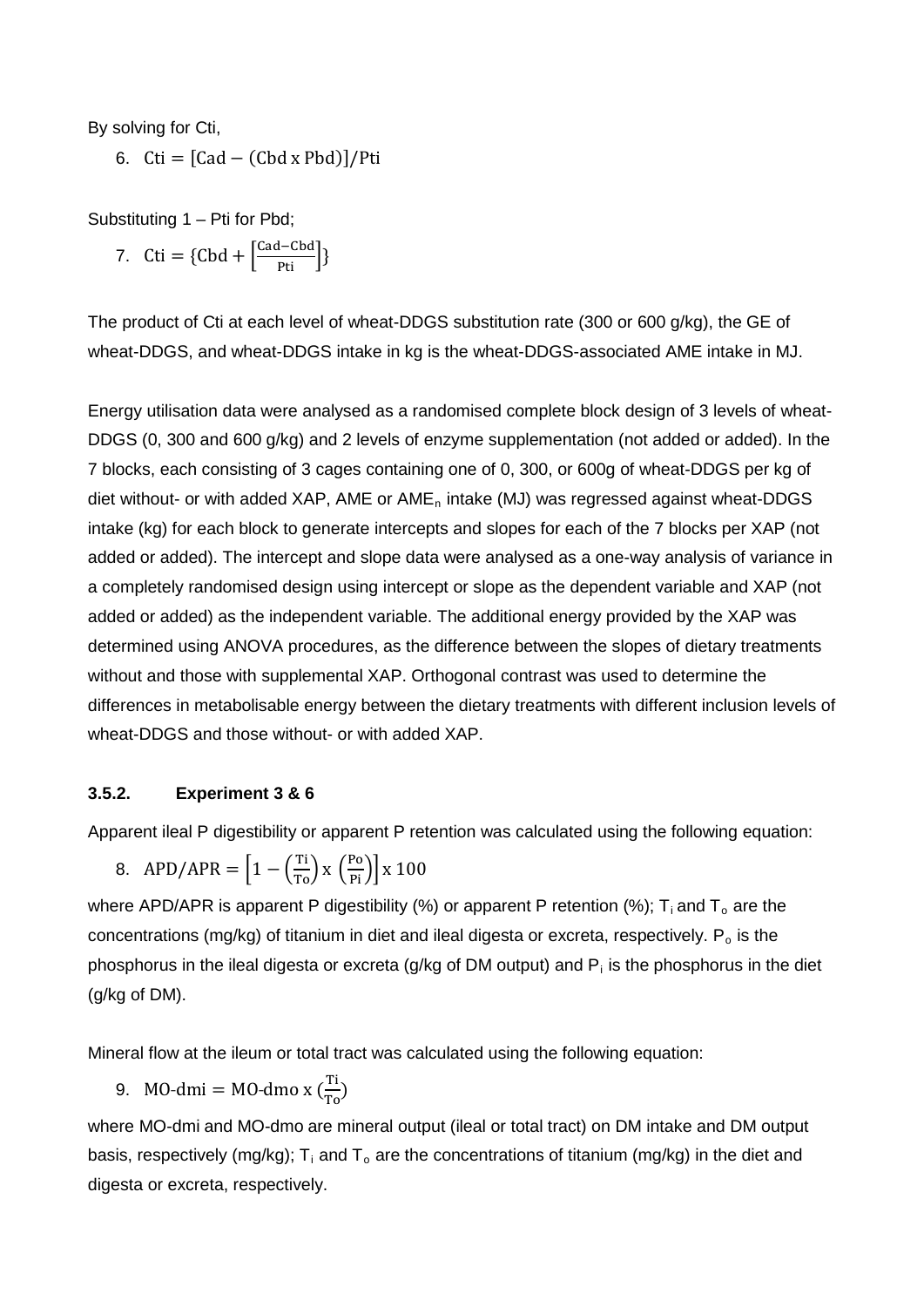By solving for Cti,

6. $\text{Cti} = [\text{Cad} - (\text{Cbd x Pbd})]/\text{Pti}$

Substituting 1 – Pti for Pbd;

7. $\text{Cti} = \{\text{Cbd} + \left[\frac{\text{Cad}-\text{Cbd}}{\text{Pti}}\right]\}$

The product of Cti at each level of wheat-DDGS substitution rate (300 or 600 g/kg), the GE of wheat-DDGS, and wheat-DDGS intake in kg is the wheat-DDGS-associated AME intake in MJ.

Energy utilisation data were analysed as a randomised complete block design of 3 levels of wheat-DDGS (0, 300 and 600 g/kg) and 2 levels of enzyme supplementation (not added or added). In the 7 blocks, each consisting of 3 cages containing one of 0, 300, or 600g of wheat-DDGS per kg of diet without- or with added XAP, AME or $\text{AME}_n$ intake (MJ) was regressed against wheat-DDGS intake (kg) for each block to generate intercepts and slopes for each of the 7 blocks per XAP (not added or added). The intercept and slope data were analysed as a one-way analysis of variance in a completely randomised design using intercept or slope as the dependent variable and XAP (not added or added) as the independent variable. The additional energy provided by the XAP was determined using ANOVA procedures, as the difference between the slopes of dietary treatments without and those with supplemental XAP. Orthogonal contrast was used to determine the differences in metabolisable energy between the dietary treatments with different inclusion levels of wheat-DDGS and those without- or with added XAP.

### 3.5.2. Experiment 3 & 6

Apparent ileal P digestibility or apparent P retention was calculated using the following equation:

8. $\text{APD/APR} = \left[1 - \left(\frac{\text{Ti}}{\text{To}}\right) \text{x} \left(\frac{\text{Po}}{\text{Pi}}\right)\right] \text{x } 100$

where APD/APR is apparent P digestibility (%) or apparent P retention (%); $T_i$ and $T_o$ are the concentrations (mg/kg) of titanium in diet and ileal digesta or excreta, respectively. $P_o$ is the phosphorus in the ileal digesta or excreta (g/kg of DM output) and $P_i$ is the phosphorus in the diet (g/kg of DM).

Mineral flow at the ileum or total tract was calculated using the following equation:

9. $\text{MO-dmi} = \text{MO-dmo x } (\frac{\text{Ti}}{\text{To}})$

where MO-dmi and MO-dmo are mineral output (ileal or total tract) on DM intake and DM output basis, respectively (mg/kg); $T_i$ and $T_o$ are the concentrations of titanium (mg/kg) in the diet and digesta or excreta, respectively.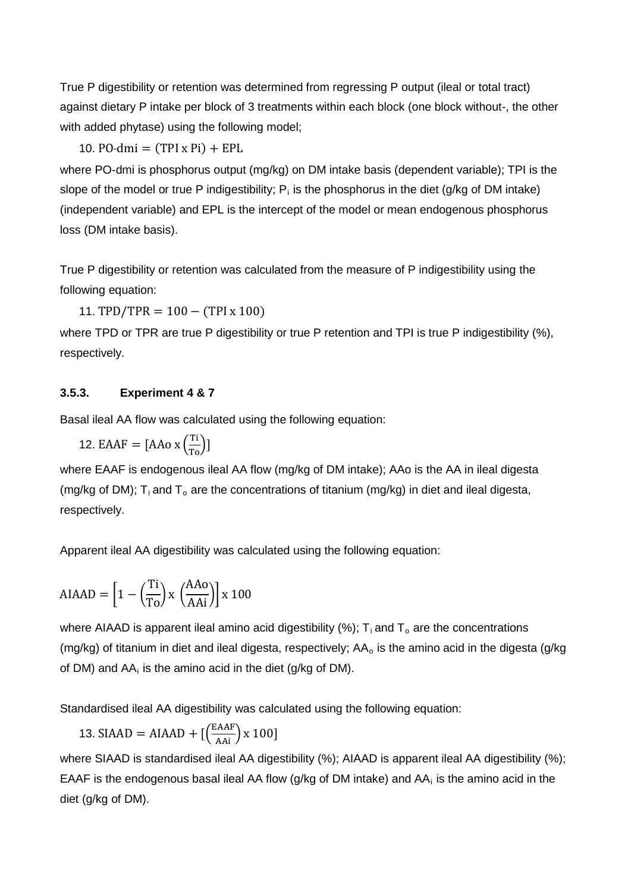True P digestibility or retention was determined from regressing P output (ileal or total tract) against dietary P intake per block of 3 treatments within each block (one block without-, the other with added phytase) using the following model;

$$10.\ \text{PO-dmi} = (\text{TPI x Pi}) + \text{EPL}$$

where PO-dmi is phosphorus output (mg/kg) on DM intake basis (dependent variable); TPI is the slope of the model or true P indigestibility; $P_i$ is the phosphorus in the diet (g/kg of DM intake) (independent variable) and EPL is the intercept of the model or mean endogenous phosphorus loss (DM intake basis).

True P digestibility or retention was calculated from the measure of P indigestibility using the following equation:

$$11.\ \text{TPD/TPR} = 100 - (\text{TPI x } 100)$$

where TPD or TPR are true P digestibility or true P retention and TPI is true P indigestibility (%), respectively.

### 3.5.3. Experiment 4 & 7

Basal ileal AA flow was calculated using the following equation:

$$12.\ \text{EAAF} = [\text{AAo x} \left(\frac{\text{Ti}}{\text{To}}\right)]$$

where EAAF is endogenous ileal AA flow (mg/kg of DM intake); AAo is the AA in ileal digesta (mg/kg of DM); $T_i$ and $T_o$ are the concentrations of titanium (mg/kg) in diet and ileal digesta, respectively.

Apparent ileal AA digestibility was calculated using the following equation:

$$\text{AIAAD} = \left[1 - \left(\frac{\text{Ti}}{\text{To}}\right) \text{x} \left(\frac{\text{AAo}}{\text{AAi}}\right)\right] \text{x } 100$$

where AIAAD is apparent ileal amino acid digestibility (%); $T_i$ and $T_o$ are the concentrations (mg/kg) of titanium in diet and ileal digesta, respectively; $AA_o$ is the amino acid in the digesta (g/kg of DM) and $AA_i$ is the amino acid in the diet (g/kg of DM).

Standardised ileal AA digestibility was calculated using the following equation:

$$13.\ \text{SIAAD} = \text{AIAAD} + [\left(\frac{\text{EAAF}}{\text{AAi}}\right) \text{x } 100]$$

where SIAAD is standardised ileal AA digestibility (%); AIAAD is apparent ileal AA digestibility (%); EAAF is the endogenous basal ileal AA flow (g/kg of DM intake) and $AA_i$ is the amino acid in the diet (g/kg of DM).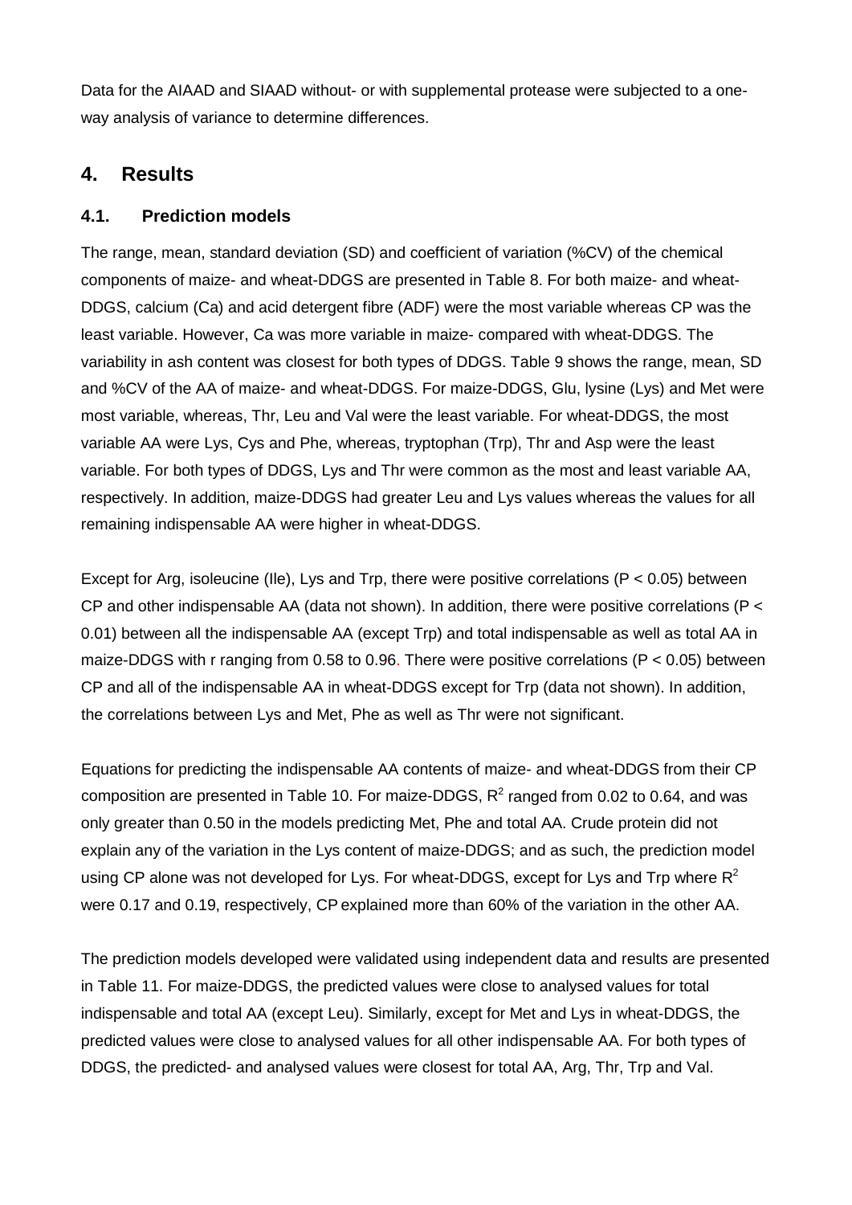Data for the AIAAD and SIAAD without- or with supplemental protease were subjected to a one-way analysis of variance to determine differences.

# 4. Results

## 4.1. Prediction models

The range, mean, standard deviation (SD) and coefficient of variation (%CV) of the chemical components of maize- and wheat-DDGS are presented in Table 8. For both maize- and wheat-DDGS, calcium (Ca) and acid detergent fibre (ADF) were the most variable whereas CP was the least variable. However, Ca was more variable in maize- compared with wheat-DDGS. The variability in ash content was closest for both types of DDGS. Table 9 shows the range, mean, SD and %CV of the AA of maize- and wheat-DDGS. For maize-DDGS, Glu, lysine (Lys) and Met were most variable, whereas, Thr, Leu and Val were the least variable. For wheat-DDGS, the most variable AA were Lys, Cys and Phe, whereas, tryptophan (Trp), Thr and Asp were the least variable. For both types of DDGS, Lys and Thr were common as the most and least variable AA, respectively. In addition, maize-DDGS had greater Leu and Lys values whereas the values for all remaining indispensable AA were higher in wheat-DDGS.

Except for Arg, isoleucine (Ile), Lys and Trp, there were positive correlations ($P < 0.05$) between CP and other indispensable AA (data not shown). In addition, there were positive correlations ($P < 0.01$) between all the indispensable AA (except Trp) and total indispensable as well as total AA in maize-DDGS with r ranging from 0.58 to 0.96. There were positive correlations ($P < 0.05$) between CP and all of the indispensable AA in wheat-DDGS except for Trp (data not shown). In addition, the correlations between Lys and Met, Phe as well as Thr were not significant.

Equations for predicting the indispensable AA contents of maize- and wheat-DDGS from their CP composition are presented in Table 10. For maize-DDGS, $R^2$ ranged from 0.02 to 0.64, and was only greater than 0.50 in the models predicting Met, Phe and total AA. Crude protein did not explain any of the variation in the Lys content of maize-DDGS; and as such, the prediction model using CP alone was not developed for Lys. For wheat-DDGS, except for Lys and Trp where $R^2$ were 0.17 and 0.19, respectively, CP explained more than 60% of the variation in the other AA.

The prediction models developed were validated using independent data and results are presented in Table 11. For maize-DDGS, the predicted values were close to analysed values for total indispensable and total AA (except Leu). Similarly, except for Met and Lys in wheat-DDGS, the predicted values were close to analysed values for all other indispensable AA. For both types of DDGS, the predicted- and analysed values were closest for total AA, Arg, Thr, Trp and Val.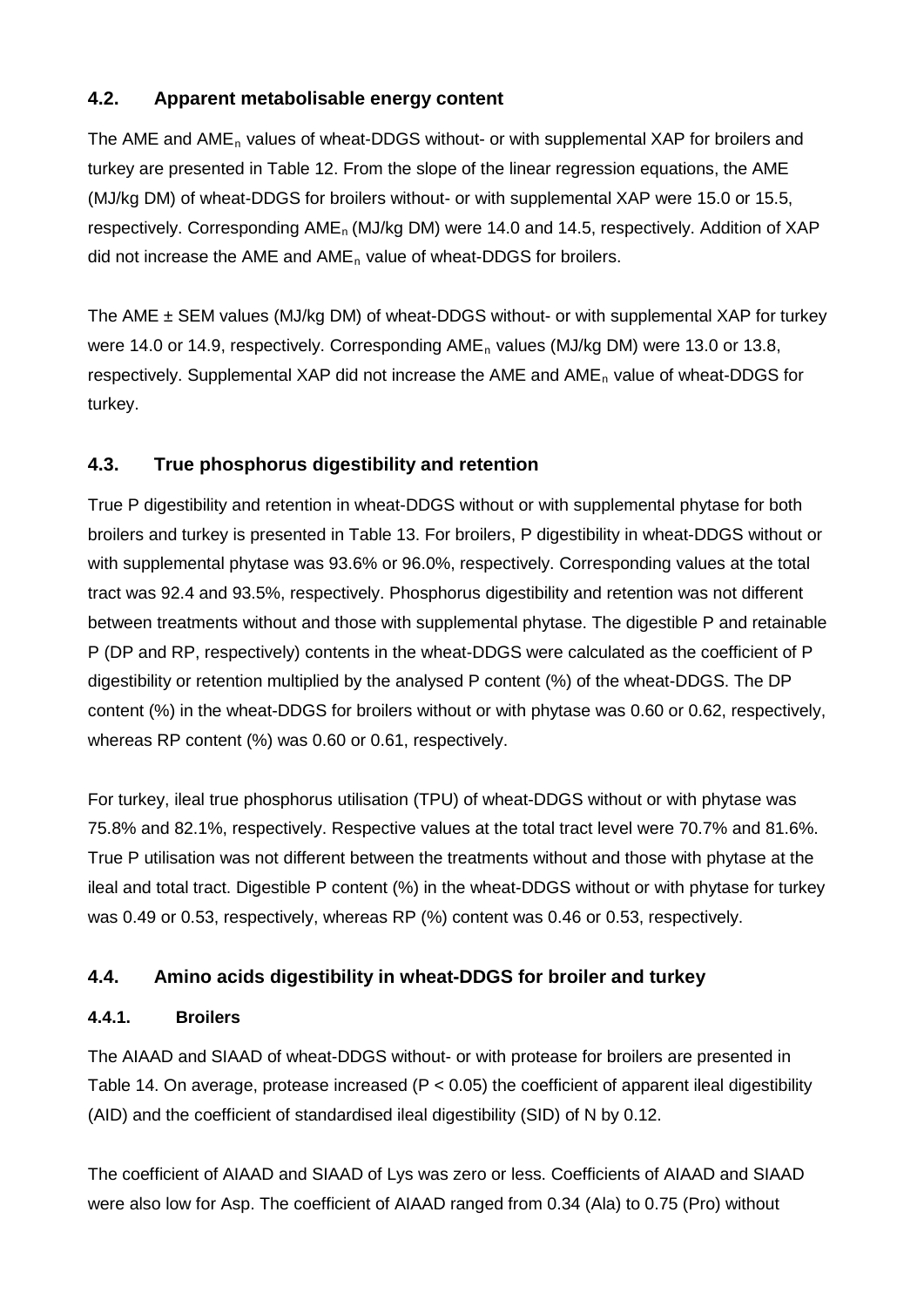## 4.2. Apparent metabolisable energy content

The AME and $AME_n$ values of wheat-DDGS without- or with supplemental XAP for broilers and turkey are presented in Table 12. From the slope of the linear regression equations, the AME (MJ/kg DM) of wheat-DDGS for broilers without- or with supplemental XAP were 15.0 or 15.5, respectively. Corresponding $AME_n$ (MJ/kg DM) were 14.0 and 14.5, respectively. Addition of XAP did not increase the AME and $AME_n$ value of wheat-DDGS for broilers.

The AME ± SEM values (MJ/kg DM) of wheat-DDGS without- or with supplemental XAP for turkey were 14.0 or 14.9, respectively. Corresponding $AME_n$ values (MJ/kg DM) were 13.0 or 13.8, respectively. Supplemental XAP did not increase the AME and $AME_n$ value of wheat-DDGS for turkey.

## 4.3. True phosphorus digestibility and retention

True P digestibility and retention in wheat-DDGS without or with supplemental phytase for both broilers and turkey is presented in Table 13. For broilers, P digestibility in wheat-DDGS without or with supplemental phytase was 93.6% or 96.0%, respectively. Corresponding values at the total tract was 92.4 and 93.5%, respectively. Phosphorus digestibility and retention was not different between treatments without and those with supplemental phytase. The digestible P and retainable P (DP and RP, respectively) contents in the wheat-DDGS were calculated as the coefficient of P digestibility or retention multiplied by the analysed P content (%) of the wheat-DDGS. The DP content (%) in the wheat-DDGS for broilers without or with phytase was 0.60 or 0.62, respectively, whereas RP content (%) was 0.60 or 0.61, respectively.

For turkey, ileal true phosphorus utilisation (TPU) of wheat-DDGS without or with phytase was 75.8% and 82.1%, respectively. Respective values at the total tract level were 70.7% and 81.6%. True P utilisation was not different between the treatments without and those with phytase at the ileal and total tract. Digestible P content (%) in the wheat-DDGS without or with phytase for turkey was 0.49 or 0.53, respectively, whereas RP (%) content was 0.46 or 0.53, respectively.

## 4.4. Amino acids digestibility in wheat-DDGS for broiler and turkey

### 4.4.1. Broilers

The AIAAD and SIAAD of wheat-DDGS without- or with protease for broilers are presented in Table 14. On average, protease increased ($P < 0.05$) the coefficient of apparent ileal digestibility (AID) and the coefficient of standardised ileal digestibility (SID) of N by 0.12.

The coefficient of AIAAD and SIAAD of Lys was zero or less. Coefficients of AIAAD and SIAAD were also low for Asp. The coefficient of AIAAD ranged from 0.34 (Ala) to 0.75 (Pro) without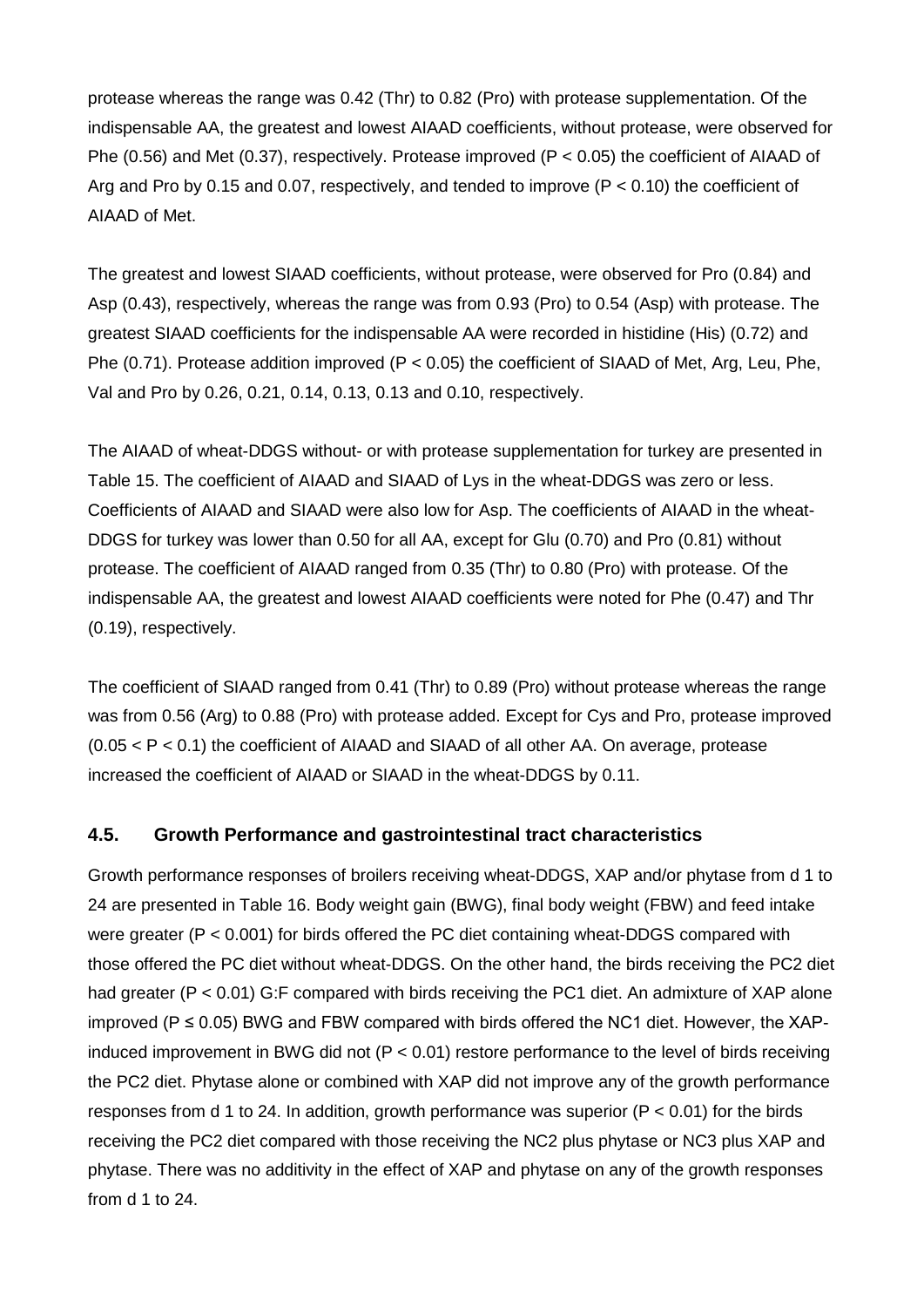protease whereas the range was 0.42 (Thr) to 0.82 (Pro) with protease supplementation. Of the indispensable AA, the greatest and lowest AIAAD coefficients, without protease, were observed for Phe (0.56) and Met (0.37), respectively. Protease improved ($P < 0.05$) the coefficient of AIAAD of Arg and Pro by 0.15 and 0.07, respectively, and tended to improve ($P < 0.10$) the coefficient of AIAAD of Met.

The greatest and lowest SIAAD coefficients, without protease, were observed for Pro (0.84) and Asp (0.43), respectively, whereas the range was from 0.93 (Pro) to 0.54 (Asp) with protease. The greatest SIAAD coefficients for the indispensable AA were recorded in histidine (His) (0.72) and Phe (0.71). Protease addition improved ($P < 0.05$) the coefficient of SIAAD of Met, Arg, Leu, Phe, Val and Pro by 0.26, 0.21, 0.14, 0.13, 0.13 and 0.10, respectively.

The AIAAD of wheat-DDGS without- or with protease supplementation for turkey are presented in Table 15. The coefficient of AIAAD and SIAAD of Lys in the wheat-DDGS was zero or less. Coefficients of AIAAD and SIAAD were also low for Asp. The coefficients of AIAAD in the wheat-DDGS for turkey was lower than 0.50 for all AA, except for Glu (0.70) and Pro (0.81) without protease. The coefficient of AIAAD ranged from 0.35 (Thr) to 0.80 (Pro) with protease. Of the indispensable AA, the greatest and lowest AIAAD coefficients were noted for Phe (0.47) and Thr (0.19), respectively.

The coefficient of SIAAD ranged from 0.41 (Thr) to 0.89 (Pro) without protease whereas the range was from 0.56 (Arg) to 0.88 (Pro) with protease added. Except for Cys and Pro, protease improved ($0.05 < P < 0.1$) the coefficient of AIAAD and SIAAD of all other AA. On average, protease increased the coefficient of AIAAD or SIAAD in the wheat-DDGS by 0.11.

### 4.5. Growth Performance and gastrointestinal tract characteristics

Growth performance responses of broilers receiving wheat-DDGS, XAP and/or phytase from d 1 to 24 are presented in Table 16. Body weight gain (BWG), final body weight (FBW) and feed intake were greater ($P < 0.001$) for birds offered the PC diet containing wheat-DDGS compared with those offered the PC diet without wheat-DDGS. On the other hand, the birds receiving the PC2 diet had greater ($P < 0.01$) G:F compared with birds receiving the PC1 diet. An admixture of XAP alone improved ($P \leq 0.05$) BWG and FBW compared with birds offered the NC1 diet. However, the XAP-induced improvement in BWG did not ($P < 0.01$) restore performance to the level of birds receiving the PC2 diet. Phytase alone or combined with XAP did not improve any of the growth performance responses from d 1 to 24. In addition, growth performance was superior ($P < 0.01$) for the birds receiving the PC2 diet compared with those receiving the NC2 plus phytase or NC3 plus XAP and phytase. There was no additivity in the effect of XAP and phytase on any of the growth responses from d 1 to 24.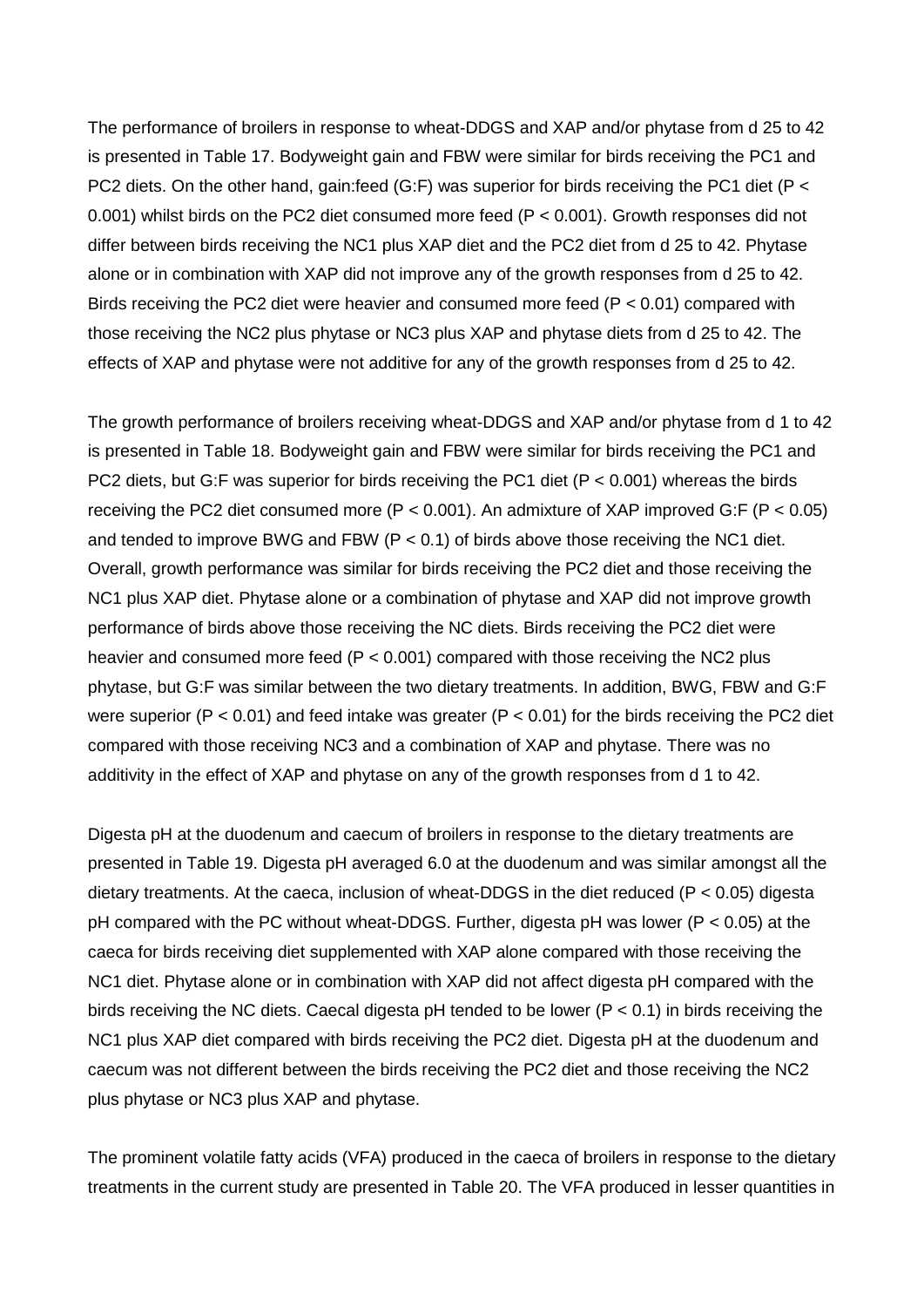The performance of broilers in response to wheat-DDGS and XAP and/or phytase from d 25 to 42 is presented in Table 17. Bodyweight gain and FBW were similar for birds receiving the PC1 and PC2 diets. On the other hand, gain:feed (G:F) was superior for birds receiving the PC1 diet ($P < 0.001$) whilst birds on the PC2 diet consumed more feed ($P < 0.001$). Growth responses did not differ between birds receiving the NC1 plus XAP diet and the PC2 diet from d 25 to 42. Phytase alone or in combination with XAP did not improve any of the growth responses from d 25 to 42. Birds receiving the PC2 diet were heavier and consumed more feed ($P < 0.01$) compared with those receiving the NC2 plus phytase or NC3 plus XAP and phytase diets from d 25 to 42. The effects of XAP and phytase were not additive for any of the growth responses from d 25 to 42.

The growth performance of broilers receiving wheat-DDGS and XAP and/or phytase from d 1 to 42 is presented in Table 18. Bodyweight gain and FBW were similar for birds receiving the PC1 and PC2 diets, but G:F was superior for birds receiving the PC1 diet ($P < 0.001$) whereas the birds receiving the PC2 diet consumed more ($P < 0.001$). An admixture of XAP improved G:F ($P < 0.05$) and tended to improve BWG and FBW ($P < 0.1$) of birds above those receiving the NC1 diet. Overall, growth performance was similar for birds receiving the PC2 diet and those receiving the NC1 plus XAP diet. Phytase alone or a combination of phytase and XAP did not improve growth performance of birds above those receiving the NC diets. Birds receiving the PC2 diet were heavier and consumed more feed ($P < 0.001$) compared with those receiving the NC2 plus phytase, but G:F was similar between the two dietary treatments. In addition, BWG, FBW and G:F were superior ($P < 0.01$) and feed intake was greater ($P < 0.01$) for the birds receiving the PC2 diet compared with those receiving NC3 and a combination of XAP and phytase. There was no additivity in the effect of XAP and phytase on any of the growth responses from d 1 to 42.

Digesta pH at the duodenum and caecum of broilers in response to the dietary treatments are presented in Table 19. Digesta pH averaged 6.0 at the duodenum and was similar amongst all the dietary treatments. At the caeca, inclusion of wheat-DDGS in the diet reduced ($P < 0.05$) digesta pH compared with the PC without wheat-DDGS. Further, digesta pH was lower ($P < 0.05$) at the caeca for birds receiving diet supplemented with XAP alone compared with those receiving the NC1 diet. Phytase alone or in combination with XAP did not affect digesta pH compared with the birds receiving the NC diets. Caecal digesta pH tended to be lower ($P < 0.1$) in birds receiving the NC1 plus XAP diet compared with birds receiving the PC2 diet. Digesta pH at the duodenum and caecum was not different between the birds receiving the PC2 diet and those receiving the NC2 plus phytase or NC3 plus XAP and phytase.

The prominent volatile fatty acids (VFA) produced in the caeca of broilers in response to the dietary treatments in the current study are presented in Table 20. The VFA produced in lesser quantities in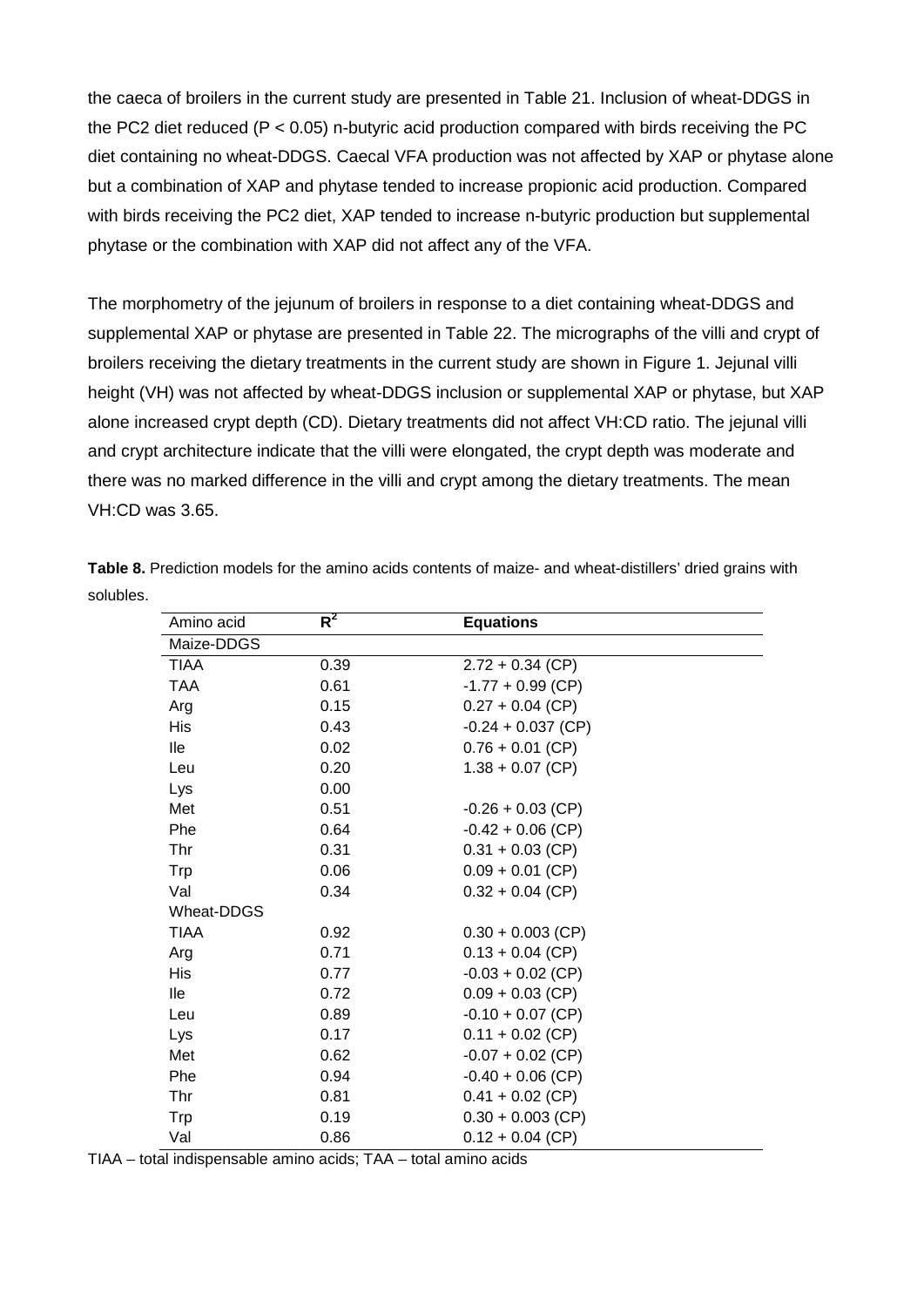the caeca of broilers in the current study are presented in Table 21. Inclusion of wheat-DDGS in the PC2 diet reduced ($P < 0.05$) n-butyric acid production compared with birds receiving the PC diet containing no wheat-DDGS. Caecal VFA production was not affected by XAP or phytase alone but a combination of XAP and phytase tended to increase propionic acid production. Compared with birds receiving the PC2 diet, XAP tended to increase n-butyric production but supplemental phytase or the combination with XAP did not affect any of the VFA.

The morphometry of the jejunum of broilers in response to a diet containing wheat-DDGS and supplemental XAP or phytase are presented in Table 22. The micrographs of the villi and crypt of broilers receiving the dietary treatments in the current study are shown in Figure 1. Jejunal villi height (VH) was not affected by wheat-DDGS inclusion or supplemental XAP or phytase, but XAP alone increased crypt depth (CD). Dietary treatments did not affect VH:CD ratio. The jejunal villi and crypt architecture indicate that the villi were elongated, the crypt depth was moderate and there was no marked difference in the villi and crypt among the dietary treatments. The mean VH:CD was 3.65.

**Table 8.** Prediction models for the amino acids contents of maize- and wheat-distillers' dried grains with solubles.

| Amino acid | $R^2$ | Equations |
|---|---|---|
| Maize-DDGS | | |
| TIAA | 0.39 | 2.72 + 0.34 (CP) |
| TAA | 0.61 | -1.77 + 0.99 (CP) |
| Arg | 0.15 | 0.27 + 0.04 (CP) |
| His | 0.43 | -0.24 + 0.037 (CP) |
| Ile | 0.02 | 0.76 + 0.01 (CP) |
| Leu | 0.20 | 1.38 + 0.07 (CP) |
| Lys | 0.00 | |
| Met | 0.51 | -0.26 + 0.03 (CP) |
| Phe | 0.64 | -0.42 + 0.06 (CP) |
| Thr | 0.31 | 0.31 + 0.03 (CP) |
| Trp | 0.06 | 0.09 + 0.01 (CP) |
| Val | 0.34 | 0.32 + 0.04 (CP) |
| Wheat-DDGS | | |
| TIAA | 0.92 | 0.30 + 0.003 (CP) |
| Arg | 0.71 | 0.13 + 0.04 (CP) |
| His | 0.77 | -0.03 + 0.02 (CP) |
| Ile | 0.72 | 0.09 + 0.03 (CP) |
| Leu | 0.89 | -0.10 + 0.07 (CP) |
| Lys | 0.17 | 0.11 + 0.02 (CP) |
| Met | 0.62 | -0.07 + 0.02 (CP) |
| Phe | 0.94 | -0.40 + 0.06 (CP) |
| Thr | 0.81 | 0.41 + 0.02 (CP) |
| Trp | 0.19 | 0.30 + 0.003 (CP) |
| Val | 0.86 | 0.12 + 0.04 (CP) |

TIAA – total indispensable amino acids; TAA – total amino acids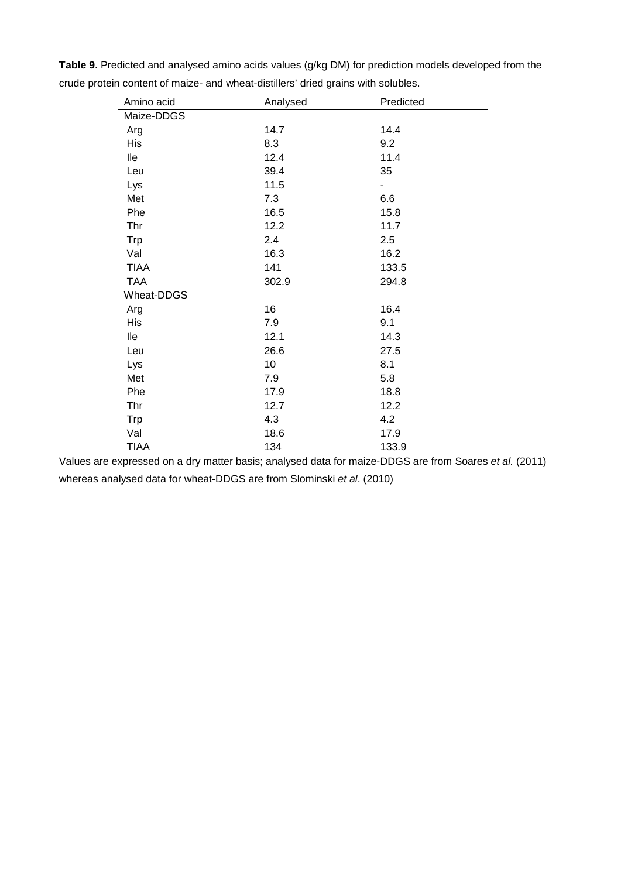**Table 9.** Predicted and analysed amino acids values (g/kg DM) for prediction models developed from the crude protein content of maize- and wheat-distillers' dried grains with solubles.

| Amino acid | Analysed | Predicted |
|---|---|---|
| Maize-DDGS | | |
| Arg | 14.7 | 14.4 |
| His | 8.3 | 9.2 |
| Ile | 12.4 | 11.4 |
| Leu | 39.4 | 35 |
| Lys | 11.5 | - |
| Met | 7.3 | 6.6 |
| Phe | 16.5 | 15.8 |
| Thr | 12.2 | 11.7 |
| Trp | 2.4 | 2.5 |
| Val | 16.3 | 16.2 |
| TIAA | 141 | 133.5 |
| TAA | 302.9 | 294.8 |
| Wheat-DDGS | | |
| Arg | 16 | 16.4 |
| His | 7.9 | 9.1 |
| Ile | 12.1 | 14.3 |
| Leu | 26.6 | 27.5 |
| Lys | 10 | 8.1 |
| Met | 7.9 | 5.8 |
| Phe | 17.9 | 18.8 |
| Thr | 12.7 | 12.2 |
| Trp | 4.3 | 4.2 |
| Val | 18.6 | 17.9 |
| TIAA | 134 | 133.9 |

Values are expressed on a dry matter basis; analysed data for maize-DDGS are from Soares *et al.* (2011) whereas analysed data for wheat-DDGS are from Slominski *et al*. (2010)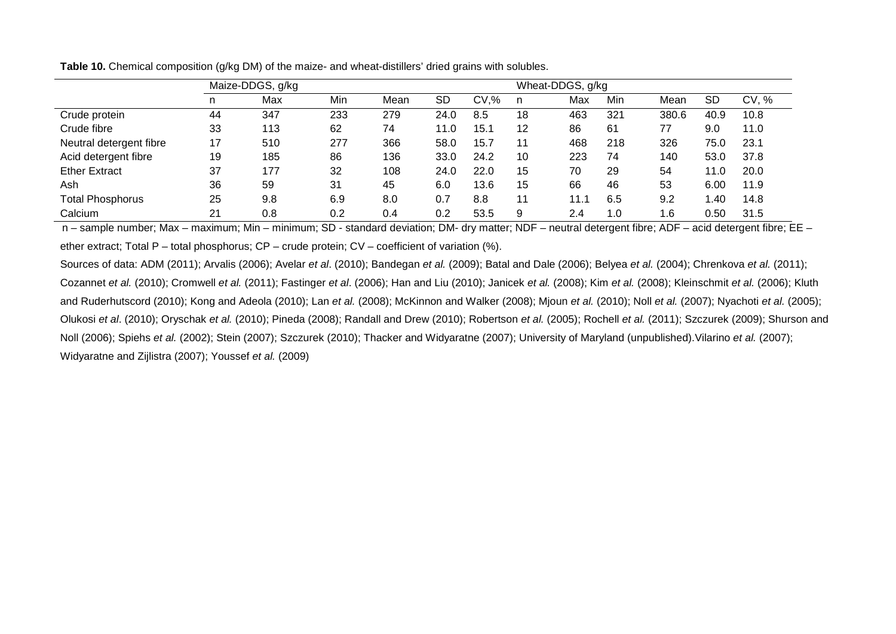**Table 10.** Chemical composition (g/kg DM) of the maize- and wheat-distillers' dried grains with solubles.

| | Maize-DDGS, g/kg | | | | | | Wheat-DDGS, g/kg | | | | | |
|---|---|---|---|---|---|---|---|---|---|---|---|---|
| | n | Max | Min | Mean | SD | CV,% | n | Max | Min | Mean | SD | CV, % |
| Crude protein | 44 | 347 | 233 | 279 | 24.0 | 8.5 | 18 | 463 | 321 | 380.6 | 40.9 | 10.8 |
| Crude fibre | 33 | 113 | 62 | 74 | 11.0 | 15.1 | 12 | 86 | 61 | 77 | 9.0 | 11.0 |
| Neutral detergent fibre | 17 | 510 | 277 | 366 | 58.0 | 15.7 | 11 | 468 | 218 | 326 | 75.0 | 23.1 |
| Acid detergent fibre | 19 | 185 | 86 | 136 | 33.0 | 24.2 | 10 | 223 | 74 | 140 | 53.0 | 37.8 |
| Ether Extract | 37 | 177 | 32 | 108 | 24.0 | 22.0 | 15 | 70 | 29 | 54 | 11.0 | 20.0 |
| Ash | 36 | 59 | 31 | 45 | 6.0 | 13.6 | 15 | 66 | 46 | 53 | 6.00 | 11.9 |
| Total Phosphorus | 25 | 9.8 | 6.9 | 8.0 | 0.7 | 8.8 | 11 | 11.1 | 6.5 | 9.2 | 1.40 | 14.8 |
| Calcium | 21 | 0.8 | 0.2 | 0.4 | 0.2 | 53.5 | 9 | 2.4 | 1.0 | 1.6 | 0.50 | 31.5 |

n – sample number; Max – maximum; Min – minimum; SD - standard deviation; DM- dry matter; NDF – neutral detergent fibre; ADF – acid detergent fibre; EE – ether extract; Total P – total phosphorus; CP – crude protein; CV – coefficient of variation (%).

Sources of data: ADM (2011); Arvalis (2006); Avelar *et al*. (2010); Bandegan *et al.* (2009); Batal and Dale (2006); Belyea *et al.* (2004); Chrenkova *et al.* (2011); Cozannet *et al.* (2010); Cromwell *et al.* (2011); Fastinger *et al*. (2006); Han and Liu (2010); Janicek *et al.* (2008); Kim *et al.* (2008); Kleinschmit *et al.* (2006); Kluth and Ruderhutscord (2010); Kong and Adeola (2010); Lan *et al.* (2008); McKinnon and Walker (2008); Mjoun *et al.* (2010); Noll *et al.* (2007); Nyachoti *et al.* (2005); Olukosi *et al*. (2010); Oryschak *et al.* (2010); Pineda (2008); Randall and Drew (2010); Robertson *et al.* (2005); Rochell *et al.* (2011); Szczurek (2009); Shurson and Noll (2006); Spiehs *et al.* (2002); Stein (2007); Szczurek (2010); Thacker and Widyaratne (2007); University of Maryland (unpublished).Vilarino *et al.* (2007); Widyaratne and Zijlistra (2007); Youssef *et al.* (2009)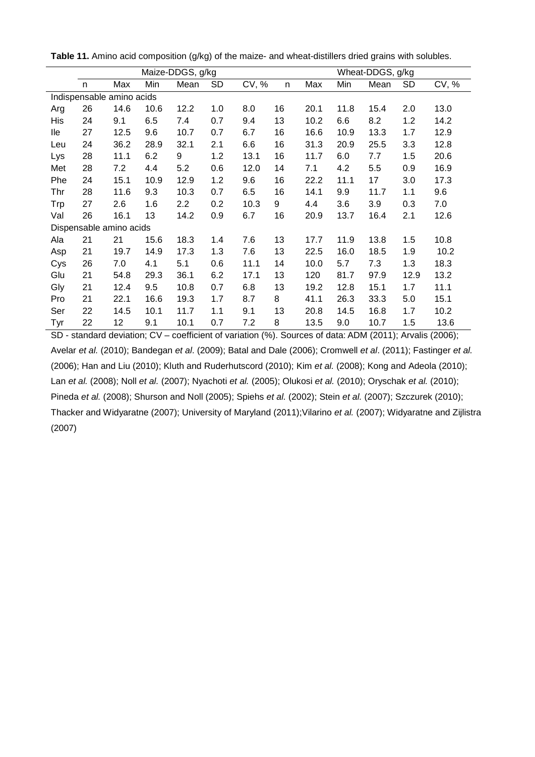**Table 11.** Amino acid composition (g/kg) of the maize- and wheat-distillers dried grains with solubles.

| | Maize-DDGS, g/kg | | | | | | Wheat-DDGS, g/kg | | | | | |
|---|---|---|---|---|---|---|---|---|---|---|---|---|
| | n | Max | Min | Mean | SD | CV, % | n | Max | Min | Mean | SD | CV, % |
| Indispensable amino acids | | | | | | | | | | | | |
| Arg | 26 | 14.6 | 10.6 | 12.2 | 1.0 | 8.0 | 16 | 20.1 | 11.8 | 15.4 | 2.0 | 13.0 |
| His | 24 | 9.1 | 6.5 | 7.4 | 0.7 | 9.4 | 13 | 10.2 | 6.6 | 8.2 | 1.2 | 14.2 |
| Ile | 27 | 12.5 | 9.6 | 10.7 | 0.7 | 6.7 | 16 | 16.6 | 10.9 | 13.3 | 1.7 | 12.9 |
| Leu | 24 | 36.2 | 28.9 | 32.1 | 2.1 | 6.6 | 16 | 31.3 | 20.9 | 25.5 | 3.3 | 12.8 |
| Lys | 28 | 11.1 | 6.2 | 9 | 1.2 | 13.1 | 16 | 11.7 | 6.0 | 7.7 | 1.5 | 20.6 |
| Met | 28 | 7.2 | 4.4 | 5.2 | 0.6 | 12.0 | 14 | 7.1 | 4.2 | 5.5 | 0.9 | 16.9 |
| Phe | 24 | 15.1 | 10.9 | 12.9 | 1.2 | 9.6 | 16 | 22.2 | 11.1 | 17 | 3.0 | 17.3 |
| Thr | 28 | 11.6 | 9.3 | 10.3 | 0.7 | 6.5 | 16 | 14.1 | 9.9 | 11.7 | 1.1 | 9.6 |
| Trp | 27 | 2.6 | 1.6 | 2.2 | 0.2 | 10.3 | 9 | 4.4 | 3.6 | 3.9 | 0.3 | 7.0 |
| Val | 26 | 16.1 | 13 | 14.2 | 0.9 | 6.7 | 16 | 20.9 | 13.7 | 16.4 | 2.1 | 12.6 |
| Dispensable amino acids | | | | | | | | | | | | |
| Ala | 21 | 21 | 15.6 | 18.3 | 1.4 | 7.6 | 13 | 17.7 | 11.9 | 13.8 | 1.5 | 10.8 |
| Asp | 21 | 19.7 | 14.9 | 17.3 | 1.3 | 7.6 | 13 | 22.5 | 16.0 | 18.5 | 1.9 | 10.2 |
| Cys | 26 | 7.0 | 4.1 | 5.1 | 0.6 | 11.1 | 14 | 10.0 | 5.7 | 7.3 | 1.3 | 18.3 |
| Glu | 21 | 54.8 | 29.3 | 36.1 | 6.2 | 17.1 | 13 | 120 | 81.7 | 97.9 | 12.9 | 13.2 |
| Gly | 21 | 12.4 | 9.5 | 10.8 | 0.7 | 6.8 | 13 | 19.2 | 12.8 | 15.1 | 1.7 | 11.1 |
| Pro | 21 | 22.1 | 16.6 | 19.3 | 1.7 | 8.7 | 8 | 41.1 | 26.3 | 33.3 | 5.0 | 15.1 |
| Ser | 22 | 14.5 | 10.1 | 11.7 | 1.1 | 9.1 | 13 | 20.8 | 14.5 | 16.8 | 1.7 | 10.2 |
| Tyr | 22 | 12 | 9.1 | 10.1 | 0.7 | 7.2 | 8 | 13.5 | 9.0 | 10.7 | 1.5 | 13.6 |

SD - standard deviation; CV – coefficient of variation (%). Sources of data: ADM (2011); Arvalis (2006); Avelar *et al.* (2010); Bandegan *et al*. (2009); Batal and Dale (2006); Cromwell *et al*. (2011); Fastinger *et al.* (2006); Han and Liu (2010); Kluth and Ruderhutscord (2010); Kim *et al.* (2008); Kong and Adeola (2010); Lan *et al.* (2008); Noll *et al.* (2007); Nyachoti *et al.* (2005); Olukosi *et al.* (2010); Oryschak *et al.* (2010); Pineda *et al.* (2008); Shurson and Noll (2005); Spiehs *et al.* (2002); Stein *et al.* (2007); Szczurek (2010); Thacker and Widyaratne (2007); University of Maryland (2011);Vilarino *et al.* (2007); Widyaratne and Zijlstra (2007)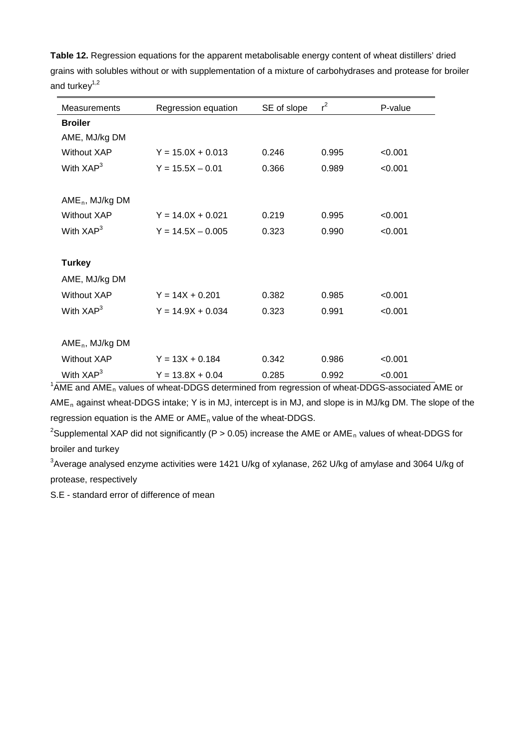**Table 12.** Regression equations for the apparent metabolisable energy content of wheat distillers' dried grains with solubles without or with supplementation of a mixture of carbohydrases and protease for broiler and turkey[1,2]

| Measurements | Regression equation | SE of slope | $r^2$ | P-value |
|---|---|---|---|---|
| **Broiler** | | | | |
| AME, MJ/kg DM | | | | |
| Without XAP | $Y = 15.0X + 0.013$ | 0.246 | 0.995 | <0.001 |
| With XAP[3] | $Y = 15.5X - 0.01$ | 0.366 | 0.989 | <0.001 |
| | | | | |
| $AME_n$, MJ/kg DM | | | | |
| Without XAP | $Y = 14.0X + 0.021$ | 0.219 | 0.995 | <0.001 |
| With XAP[3] | $Y = 14.5X - 0.005$ | 0.323 | 0.990 | <0.001 |
| | | | | |
| **Turkey** | | | | |
| AME, MJ/kg DM | | | | |
| Without XAP | $Y = 14X + 0.201$ | 0.382 | 0.985 | <0.001 |
| With XAP[3] | $Y = 14.9X + 0.034$ | 0.323 | 0.991 | <0.001 |
| | | | | |
| $AME_n$, MJ/kg DM | | | | |
| Without XAP | $Y = 13X + 0.184$ | 0.342 | 0.986 | <0.001 |
| With XAP[3] | $Y = 13.8X + 0.04$ | 0.285 | 0.992 | <0.001 |

[1]AME and $AME_n$ values of wheat-DDGS determined from regression of wheat-DDGS-associated AME or $AME_n$ against wheat-DDGS intake; Y is in MJ, intercept is in MJ, and slope is in MJ/kg DM. The slope of the regression equation is the AME or $AME_n$ value of the wheat-DDGS.

[2]Supplemental XAP did not significantly ($P > 0.05$) increase the AME or $AME_n$ values of wheat-DDGS for broiler and turkey

[3]Average analysed enzyme activities were 1421 U/kg of xylanase, 262 U/kg of amylase and 3064 U/kg of protease, respectively

S.E - standard error of difference of mean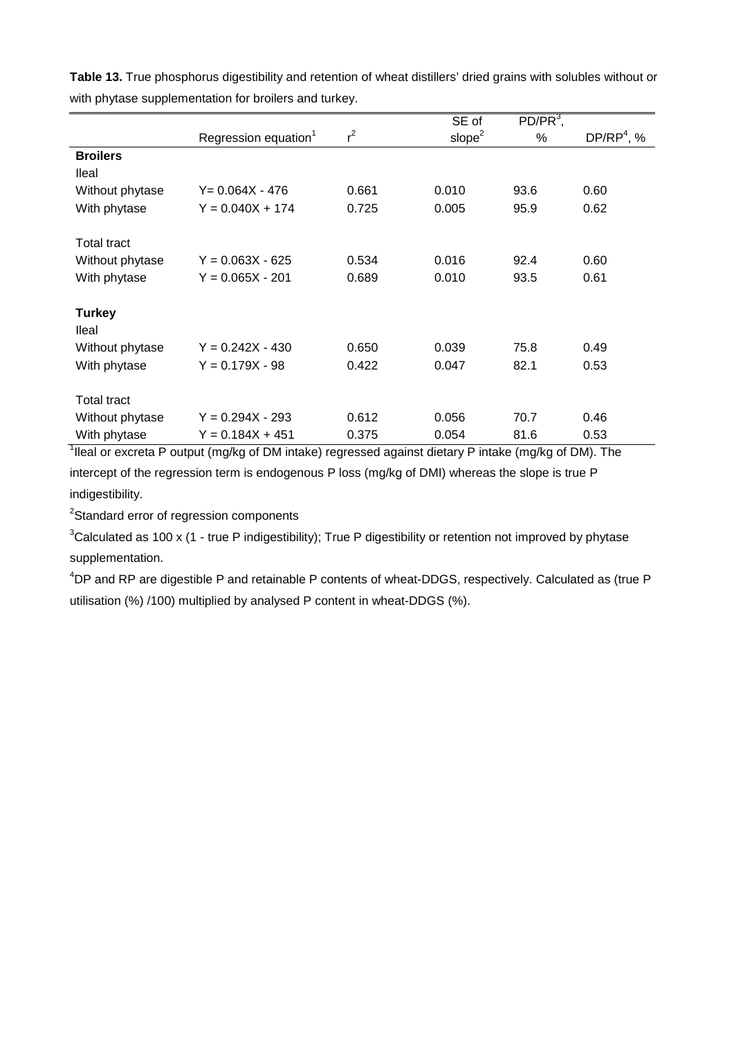**Table 13.** True phosphorus digestibility and retention of wheat distillers' dried grains with solubles without or with phytase supplementation for broilers and turkey.

| | Regression equation[1] | $r^2$ | SE of slope[2] | PD/PR[3], % | DP/RP[4], % |
|---|---|---|---|---|---|
| **Broilers** | | | | | |
| Ileal | | | | | |
| Without phytase | Y= 0.064X - 476 | 0.661 | 0.010 | 93.6 | 0.60 |
| With phytase | Y = 0.040X + 174 | 0.725 | 0.005 | 95.9 | 0.62 |
| Total tract | | | | | |
| Without phytase | Y = 0.063X - 625 | 0.534 | 0.016 | 92.4 | 0.60 |
| With phytase | Y = 0.065X - 201 | 0.689 | 0.010 | 93.5 | 0.61 |
| **Turkey** | | | | | |
| Ileal | | | | | |
| Without phytase | Y = 0.242X - 430 | 0.650 | 0.039 | 75.8 | 0.49 |
| With phytase | Y = 0.179X - 98 | 0.422 | 0.047 | 82.1 | 0.53 |
| Total tract | | | | | |
| Without phytase | Y = 0.294X - 293 | 0.612 | 0.056 | 70.7 | 0.46 |
| With phytase | Y = 0.184X + 451 | 0.375 | 0.054 | 81.6 | 0.53 |

[1]Ileal or excreta P output (mg/kg of DM intake) regressed against dietary P intake (mg/kg of DM). The intercept of the regression term is endogenous P loss (mg/kg of DMI) whereas the slope is true P indigestibility.

[2]Standard error of regression components

[3]Calculated as 100 x (1 - true P indigestibility); True P digestibility or retention not improved by phytase supplementation.

[4]DP and RP are digestible P and retainable P contents of wheat-DDGS, respectively. Calculated as (true P utilisation (%) /100) multiplied by analysed P content in wheat-DDGS (%).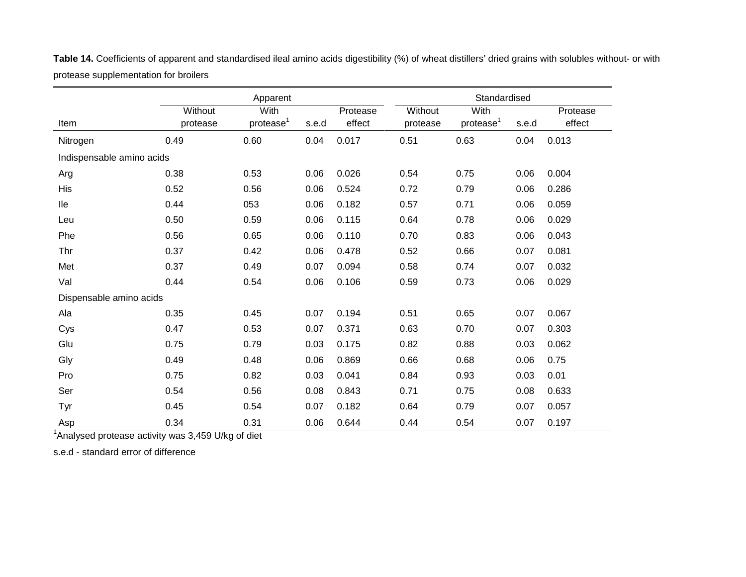**Table 14.** Coefficients of apparent and standardised ileal amino acids digestibility (%) of wheat distillers' dried grains with solubles without- or with protease supplementation for broilers

| | Apparent | | | | Standardised | | | |
|---|---|---|---|---|---|---|---|---|
| Item | Without protease | With protease[1] | s.e.d | Protease effect | Without protease | With protease[1] | s.e.d | Protease effect |
| Nitrogen | 0.49 | 0.60 | 0.04 | 0.017 | 0.51 | 0.63 | 0.04 | 0.013 |
| Indispensable amino acids | | | | | | | | |
| Arg | 0.38 | 0.53 | 0.06 | 0.026 | 0.54 | 0.75 | 0.06 | 0.004 |
| His | 0.52 | 0.56 | 0.06 | 0.524 | 0.72 | 0.79 | 0.06 | 0.286 |
| Ile | 0.44 | 053 | 0.06 | 0.182 | 0.57 | 0.71 | 0.06 | 0.059 |
| Leu | 0.50 | 0.59 | 0.06 | 0.115 | 0.64 | 0.78 | 0.06 | 0.029 |
| Phe | 0.56 | 0.65 | 0.06 | 0.110 | 0.70 | 0.83 | 0.06 | 0.043 |
| Thr | 0.37 | 0.42 | 0.06 | 0.478 | 0.52 | 0.66 | 0.07 | 0.081 |
| Met | 0.37 | 0.49 | 0.07 | 0.094 | 0.58 | 0.74 | 0.07 | 0.032 |
| Val | 0.44 | 0.54 | 0.06 | 0.106 | 0.59 | 0.73 | 0.06 | 0.029 |
| Dispensable amino acids | | | | | | | | |
| Ala | 0.35 | 0.45 | 0.07 | 0.194 | 0.51 | 0.65 | 0.07 | 0.067 |
| Cys | 0.47 | 0.53 | 0.07 | 0.371 | 0.63 | 0.70 | 0.07 | 0.303 |
| Glu | 0.75 | 0.79 | 0.03 | 0.175 | 0.82 | 0.88 | 0.03 | 0.062 |
| Gly | 0.49 | 0.48 | 0.06 | 0.869 | 0.66 | 0.68 | 0.06 | 0.75 |
| Pro | 0.75 | 0.82 | 0.03 | 0.041 | 0.84 | 0.93 | 0.03 | 0.01 |
| Ser | 0.54 | 0.56 | 0.08 | 0.843 | 0.71 | 0.75 | 0.08 | 0.633 |
| Tyr | 0.45 | 0.54 | 0.07 | 0.182 | 0.64 | 0.79 | 0.07 | 0.057 |
| Asp | 0.34 | 0.31 | 0.06 | 0.644 | 0.44 | 0.54 | 0.07 | 0.197 |

[1]Analysed protease activity was 3,459 U/kg of diet

s.e.d - standard error of difference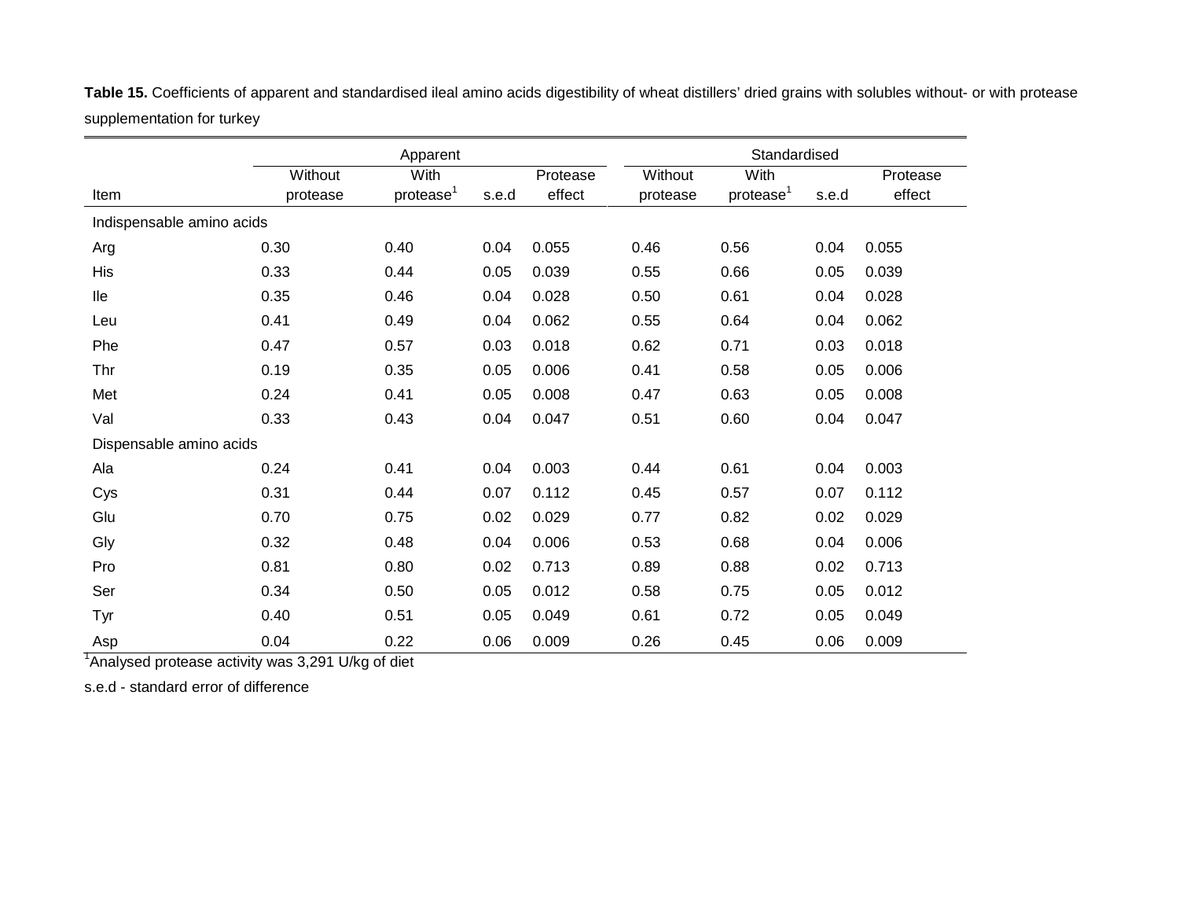**Table 15.** Coefficients of apparent and standardised ileal amino acids digestibility of wheat distillers' dried grains with solubles without- or with protease supplementation for turkey

| | Apparent | | | | Standardised | | | |
|---|---|---|---|---|---|---|---|---|
| Item | Without protease | With protease[1] | s.e.d | Protease effect | Without protease | With protease[1] | s.e.d | Protease effect |
| Indispensable amino acids | | | | | | | | |
| Arg | 0.30 | 0.40 | 0.04 | 0.055 | 0.46 | 0.56 | 0.04 | 0.055 |
| His | 0.33 | 0.44 | 0.05 | 0.039 | 0.55 | 0.66 | 0.05 | 0.039 |
| Ile | 0.35 | 0.46 | 0.04 | 0.028 | 0.50 | 0.61 | 0.04 | 0.028 |
| Leu | 0.41 | 0.49 | 0.04 | 0.062 | 0.55 | 0.64 | 0.04 | 0.062 |
| Phe | 0.47 | 0.57 | 0.03 | 0.018 | 0.62 | 0.71 | 0.03 | 0.018 |
| Thr | 0.19 | 0.35 | 0.05 | 0.006 | 0.41 | 0.58 | 0.05 | 0.006 |
| Met | 0.24 | 0.41 | 0.05 | 0.008 | 0.47 | 0.63 | 0.05 | 0.008 |
| Val | 0.33 | 0.43 | 0.04 | 0.047 | 0.51 | 0.60 | 0.04 | 0.047 |
| Dispensable amino acids | | | | | | | | |
| Ala | 0.24 | 0.41 | 0.04 | 0.003 | 0.44 | 0.61 | 0.04 | 0.003 |
| Cys | 0.31 | 0.44 | 0.07 | 0.112 | 0.45 | 0.57 | 0.07 | 0.112 |
| Glu | 0.70 | 0.75 | 0.02 | 0.029 | 0.77 | 0.82 | 0.02 | 0.029 |
| Gly | 0.32 | 0.48 | 0.04 | 0.006 | 0.53 | 0.68 | 0.04 | 0.006 |
| Pro | 0.81 | 0.80 | 0.02 | 0.713 | 0.89 | 0.88 | 0.02 | 0.713 |
| Ser | 0.34 | 0.50 | 0.05 | 0.012 | 0.58 | 0.75 | 0.05 | 0.012 |
| Tyr | 0.40 | 0.51 | 0.05 | 0.049 | 0.61 | 0.72 | 0.05 | 0.049 |
| Asp | 0.04 | 0.22 | 0.06 | 0.009 | 0.26 | 0.45 | 0.06 | 0.009 |

[1]Analysed protease activity was 3,291 U/kg of diet

s.e.d - standard error of difference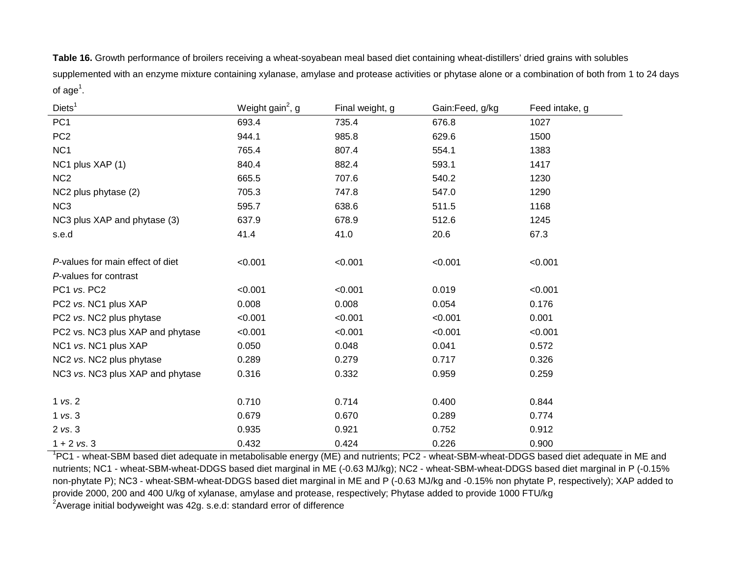**Table 16.** Growth performance of broilers receiving a wheat-soyabean meal based diet containing wheat-distillers' dried grains with solubles supplemented with an enzyme mixture containing xylanase, amylase and protease activities or phytase alone or a combination of both from 1 to 24 days of age[1].

| Diets[1] | Weight gain[2], g | Final weight, g | Gain:Feed, g/kg | Feed intake, g |
|---|---|---|---|---|
| PC1 | 693.4 | 735.4 | 676.8 | 1027 |
| PC2 | 944.1 | 985.8 | 629.6 | 1500 |
| NC1 | 765.4 | 807.4 | 554.1 | 1383 |
| NC1 plus XAP (1) | 840.4 | 882.4 | 593.1 | 1417 |
| NC2 | 665.5 | 707.6 | 540.2 | 1230 |
| NC2 plus phytase (2) | 705.3 | 747.8 | 547.0 | 1290 |
| NC3 | 595.7 | 638.6 | 511.5 | 1168 |
| NC3 plus XAP and phytase (3) | 637.9 | 678.9 | 512.6 | 1245 |
| s.e.d | 41.4 | 41.0 | 20.6 | 67.3 |
| | | | | |
| *P*-values for main effect of diet | <0.001 | <0.001 | <0.001 | <0.001 |
| *P*-values for contrast | | | | |
| PC1 *vs*. PC2 | <0.001 | <0.001 | 0.019 | <0.001 |
| PC2 *vs*. NC1 plus XAP | 0.008 | 0.008 | 0.054 | 0.176 |
| PC2 *vs*. NC2 plus phytase | <0.001 | <0.001 | <0.001 | 0.001 |
| PC2 vs. NC3 plus XAP and phytase | <0.001 | <0.001 | <0.001 | <0.001 |
| NC1 *vs*. NC1 plus XAP | 0.050 | 0.048 | 0.041 | 0.572 |
| NC2 *vs*. NC2 plus phytase | 0.289 | 0.279 | 0.717 | 0.326 |
| NC3 *vs*. NC3 plus XAP and phytase | 0.316 | 0.332 | 0.959 | 0.259 |
| | | | | |
| 1 *vs*. 2 | 0.710 | 0.714 | 0.400 | 0.844 |
| 1 *vs*. 3 | 0.679 | 0.670 | 0.289 | 0.774 |
| 2 *vs*. 3 | 0.935 | 0.921 | 0.752 | 0.912 |
| 1 + 2 *vs*. 3 | 0.432 | 0.424 | 0.226 | 0.900 |

[1]PC1 - wheat-SBM based diet adequate in metabolisable energy (ME) and nutrients; PC2 - wheat-SBM-wheat-DDGS based diet adequate in ME and nutrients; NC1 - wheat-SBM-wheat-DDGS based diet marginal in ME (-0.63 MJ/kg); NC2 - wheat-SBM-wheat-DDGS based diet marginal in P (-0.15% non-phytate P); NC3 - wheat-SBM-wheat-DDGS based diet marginal in ME and P (-0.63 MJ/kg and -0.15% non phytate P, respectively); XAP added to provide 2000, 200 and 400 U/kg of xylanase, amylase and protease, respectively; Phytase added to provide 1000 FTU/kg

[2]Average initial bodyweight was 42g. s.e.d: standard error of difference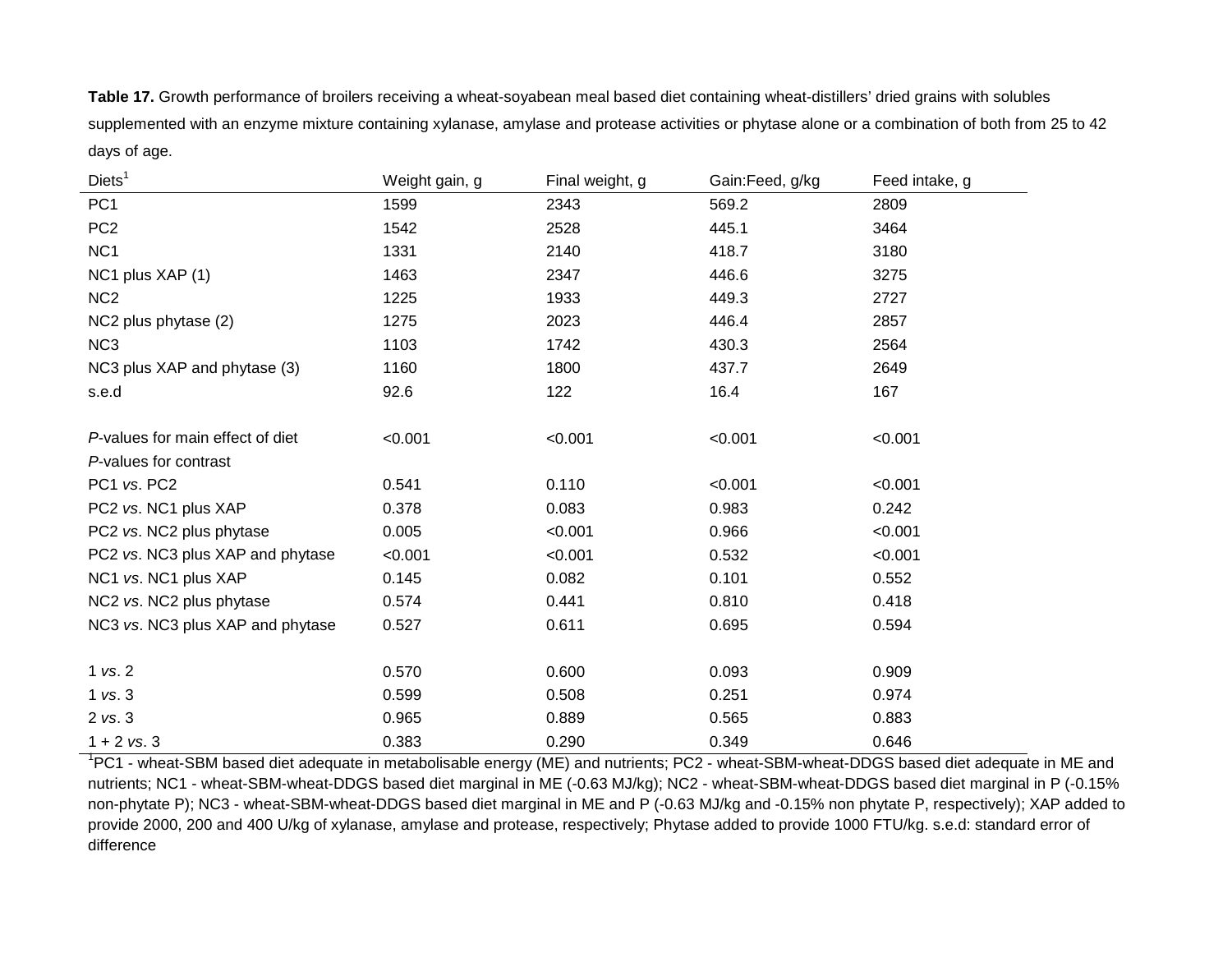**Table 17.** Growth performance of broilers receiving a wheat-soyabean meal based diet containing wheat-distillers' dried grains with solubles supplemented with an enzyme mixture containing xylanase, amylase and protease activities or phytase alone or a combination of both from 25 to 42 days of age.

| Diets[1] | Weight gain, g | Final weight, g | Gain:Feed, g/kg | Feed intake, g |
|---|---|---|---|---|
| PC1 | 1599 | 2343 | 569.2 | 2809 |
| PC2 | 1542 | 2528 | 445.1 | 3464 |
| NC1 | 1331 | 2140 | 418.7 | 3180 |
| NC1 plus XAP (1) | 1463 | 2347 | 446.6 | 3275 |
| NC2 | 1225 | 1933 | 449.3 | 2727 |
| NC2 plus phytase (2) | 1275 | 2023 | 446.4 | 2857 |
| NC3 | 1103 | 1742 | 430.3 | 2564 |
| NC3 plus XAP and phytase (3) | 1160 | 1800 | 437.7 | 2649 |
| s.e.d | 92.6 | 122 | 16.4 | 167 |
| | | | | |
| *P*-values for main effect of diet | <0.001 | <0.001 | <0.001 | <0.001 |
| *P*-values for contrast | | | | |
| PC1 *vs*. PC2 | 0.541 | 0.110 | <0.001 | <0.001 |
| PC2 *vs*. NC1 plus XAP | 0.378 | 0.083 | 0.983 | 0.242 |
| PC2 *vs*. NC2 plus phytase | 0.005 | <0.001 | 0.966 | <0.001 |
| PC2 *vs*. NC3 plus XAP and phytase | <0.001 | <0.001 | 0.532 | <0.001 |
| NC1 *vs*. NC1 plus XAP | 0.145 | 0.082 | 0.101 | 0.552 |
| NC2 *vs*. NC2 plus phytase | 0.574 | 0.441 | 0.810 | 0.418 |
| NC3 *vs*. NC3 plus XAP and phytase | 0.527 | 0.611 | 0.695 | 0.594 |
| | | | | |
| 1 *vs*. 2 | 0.570 | 0.600 | 0.093 | 0.909 |
| 1 *vs*. 3 | 0.599 | 0.508 | 0.251 | 0.974 |
| 2 *vs*. 3 | 0.965 | 0.889 | 0.565 | 0.883 |
| 1 + 2 *vs*. 3 | 0.383 | 0.290 | 0.349 | 0.646 |

[1]PC1 - wheat-SBM based diet adequate in metabolisable energy (ME) and nutrients; PC2 - wheat-SBM-wheat-DDGS based diet adequate in ME and nutrients; NC1 - wheat-SBM-wheat-DDGS based diet marginal in ME (-0.63 MJ/kg); NC2 - wheat-SBM-wheat-DDGS based diet marginal in P (-0.15% non-phytate P); NC3 - wheat-SBM-wheat-DDGS based diet marginal in ME and P (-0.63 MJ/kg and -0.15% non phytate P, respectively); XAP added to provide 2000, 200 and 400 U/kg of xylanase, amylase and protease, respectively; Phytase added to provide 1000 FTU/kg. s.e.d: standard error of difference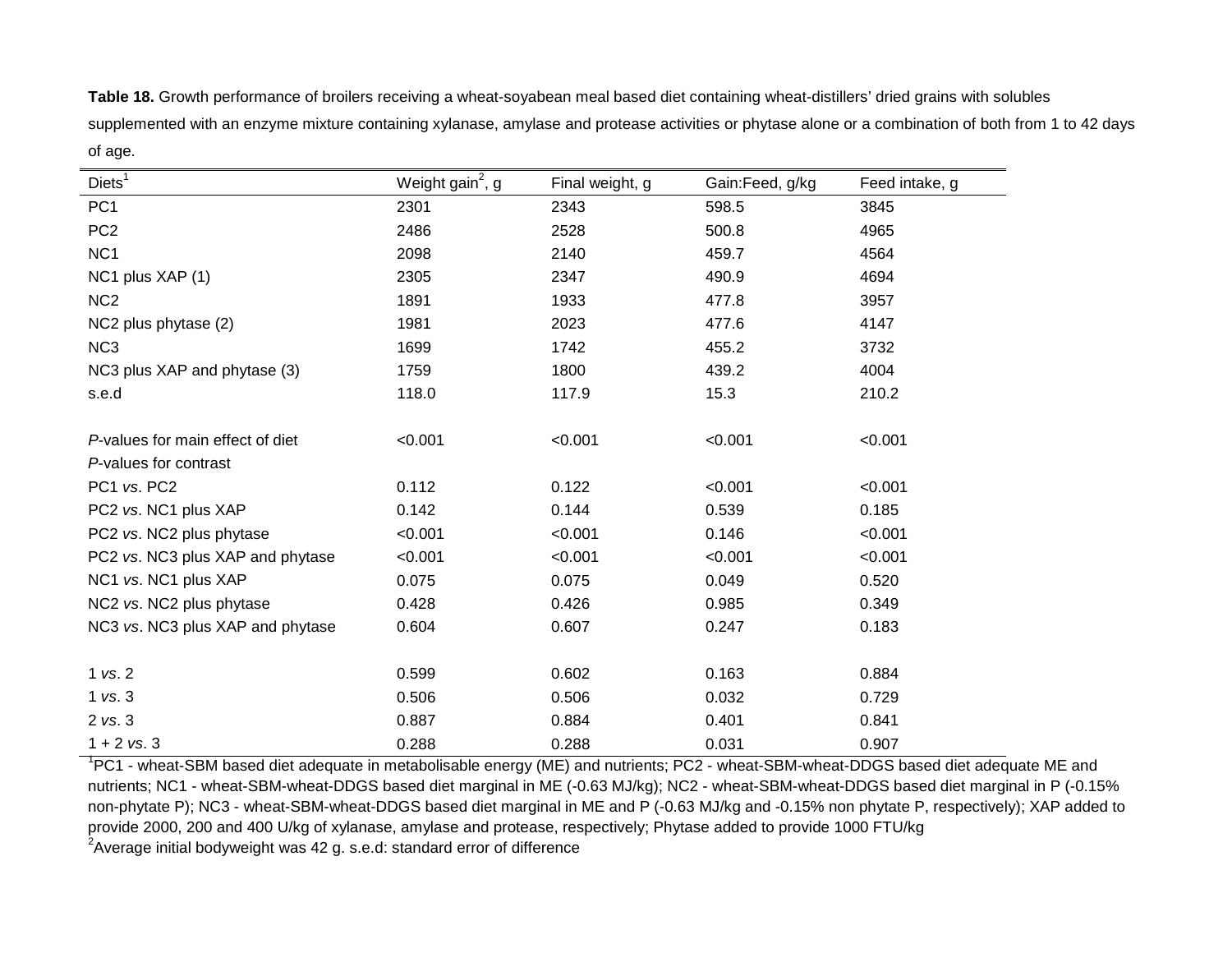**Table 18.** Growth performance of broilers receiving a wheat-soyabean meal based diet containing wheat-distillers' dried grains with solubles supplemented with an enzyme mixture containing xylanase, amylase and protease activities or phytase alone or a combination of both from 1 to 42 days of age.

| Diets[1] | Weight gain[2], g | Final weight, g | Gain:Feed, g/kg | Feed intake, g |
|---|---|---|---|---|
| PC1 | 2301 | 2343 | 598.5 | 3845 |
| PC2 | 2486 | 2528 | 500.8 | 4965 |
| NC1 | 2098 | 2140 | 459.7 | 4564 |
| NC1 plus XAP (1) | 2305 | 2347 | 490.9 | 4694 |
| NC2 | 1891 | 1933 | 477.8 | 3957 |
| NC2 plus phytase (2) | 1981 | 2023 | 477.6 | 4147 |
| NC3 | 1699 | 1742 | 455.2 | 3732 |
| NC3 plus XAP and phytase (3) | 1759 | 1800 | 439.2 | 4004 |
| s.e.d | 118.0 | 117.9 | 15.3 | 210.2 |
| | | | | |
| *P*-values for main effect of diet | <0.001 | <0.001 | <0.001 | <0.001 |
| *P*-values for contrast | | | | |
| PC1 *vs*. PC2 | 0.112 | 0.122 | <0.001 | <0.001 |
| PC2 *vs*. NC1 plus XAP | 0.142 | 0.144 | 0.539 | 0.185 |
| PC2 *vs*. NC2 plus phytase | <0.001 | <0.001 | 0.146 | <0.001 |
| PC2 *vs*. NC3 plus XAP and phytase | <0.001 | <0.001 | <0.001 | <0.001 |
| NC1 *vs*. NC1 plus XAP | 0.075 | 0.075 | 0.049 | 0.520 |
| NC2 *vs*. NC2 plus phytase | 0.428 | 0.426 | 0.985 | 0.349 |
| NC3 *vs*. NC3 plus XAP and phytase | 0.604 | 0.607 | 0.247 | 0.183 |
| | | | | |
| 1 *vs*. 2 | 0.599 | 0.602 | 0.163 | 0.884 |
| 1 *vs*. 3 | 0.506 | 0.506 | 0.032 | 0.729 |
| 2 *vs*. 3 | 0.887 | 0.884 | 0.401 | 0.841 |
| 1 + 2 *vs*. 3 | 0.288 | 0.288 | 0.031 | 0.907 |

[1]PC1 - wheat-SBM based diet adequate in metabolisable energy (ME) and nutrients; PC2 - wheat-SBM-wheat-DDGS based diet adequate ME and nutrients; NC1 - wheat-SBM-wheat-DDGS based diet marginal in ME (-0.63 MJ/kg); NC2 - wheat-SBM-wheat-DDGS based diet marginal in P (-0.15% non-phytate P); NC3 - wheat-SBM-wheat-DDGS based diet marginal in ME and P (-0.63 MJ/kg and -0.15% non phytate P, respectively); XAP added to provide 2000, 200 and 400 U/kg of xylanase, amylase and protease, respectively; Phytase added to provide 1000 FTU/kg

[2]Average initial bodyweight was 42 g. s.e.d: standard error of difference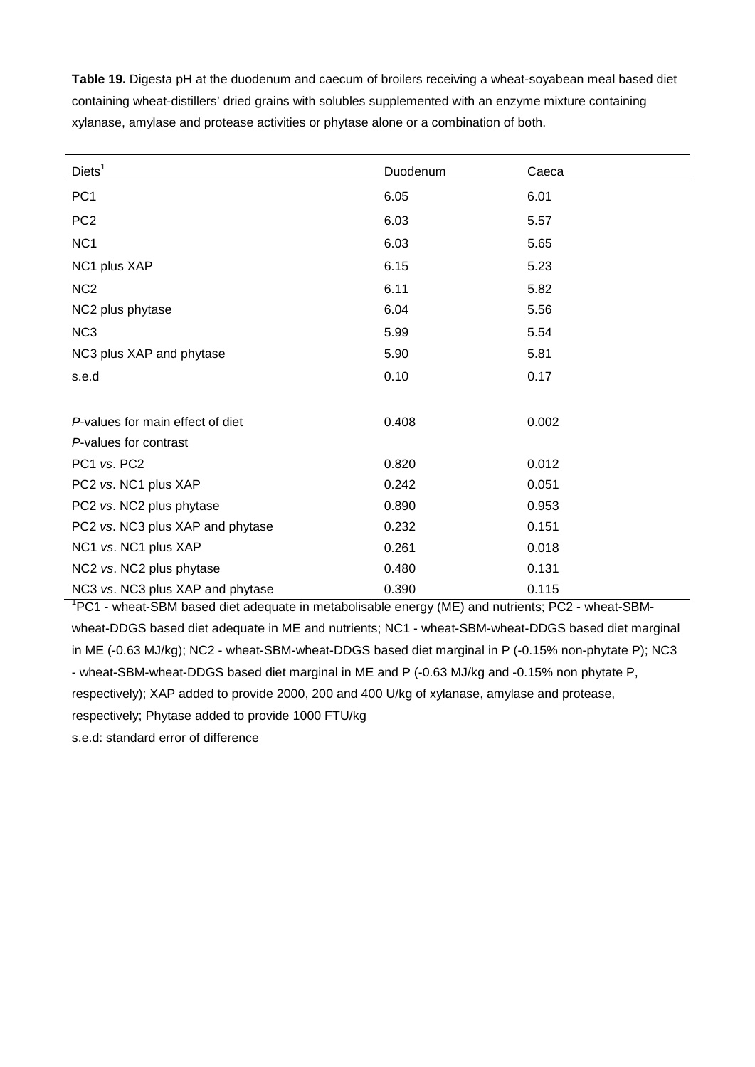**Table 19.** Digesta pH at the duodenum and caecum of broilers receiving a wheat-soyabean meal based diet containing wheat-distillers' dried grains with solubles supplemented with an enzyme mixture containing xylanase, amylase and protease activities or phytase alone or a combination of both.

| Diets[1] | Duodenum | Caeca |
|---|---|---|
| PC1 | 6.05 | 6.01 |
| PC2 | 6.03 | 5.57 |
| NC1 | 6.03 | 5.65 |
| NC1 plus XAP | 6.15 | 5.23 |
| NC2 | 6.11 | 5.82 |
| NC2 plus phytase | 6.04 | 5.56 |
| NC3 | 5.99 | 5.54 |
| NC3 plus XAP and phytase | 5.90 | 5.81 |
| s.e.d | 0.10 | 0.17 |
| | | |
| *P*-values for main effect of diet | 0.408 | 0.002 |
| *P*-values for contrast | | |
| PC1 *vs*. PC2 | 0.820 | 0.012 |
| PC2 *vs*. NC1 plus XAP | 0.242 | 0.051 |
| PC2 *vs*. NC2 plus phytase | 0.890 | 0.953 |
| PC2 *vs*. NC3 plus XAP and phytase | 0.232 | 0.151 |
| NC1 *vs*. NC1 plus XAP | 0.261 | 0.018 |
| NC2 *vs*. NC2 plus phytase | 0.480 | 0.131 |
| NC3 *vs*. NC3 plus XAP and phytase | 0.390 | 0.115 |

[1]PC1 - wheat-SBM based diet adequate in metabolisable energy (ME) and nutrients; PC2 - wheat-SBM-wheat-DDGS based diet adequate in ME and nutrients; NC1 - wheat-SBM-wheat-DDGS based diet marginal in ME (-0.63 MJ/kg); NC2 - wheat-SBM-wheat-DDGS based diet marginal in P (-0.15% non-phytate P); NC3 - wheat-SBM-wheat-DDGS based diet marginal in ME and P (-0.63 MJ/kg and -0.15% non phytate P, respectively); XAP added to provide 2000, 200 and 400 U/kg of xylanase, amylase and protease, respectively; Phytase added to provide 1000 FTU/kg

s.e.d: standard error of difference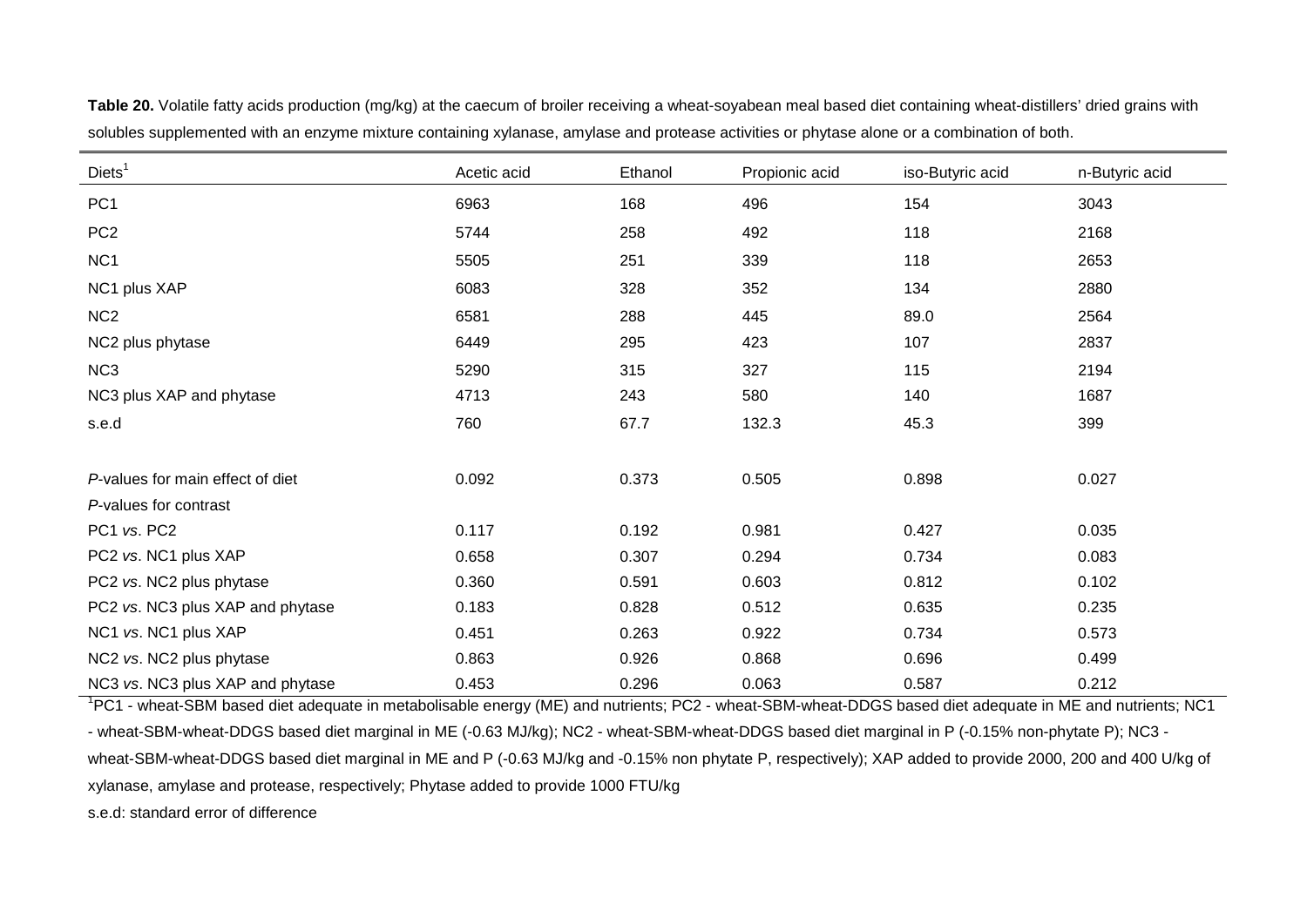**Table 20.** Volatile fatty acids production (mg/kg) at the caecum of broiler receiving a wheat-soyabean meal based diet containing wheat-distillers' dried grains with solubles supplemented with an enzyme mixture containing xylanase, amylase and protease activities or phytase alone or a combination of both.

| Diets[1] | Acetic acid | Ethanol | Propionic acid | iso-Butyric acid | n-Butyric acid |
|---|---|---|---|---|---|
| PC1 | 6963 | 168 | 496 | 154 | 3043 |
| PC2 | 5744 | 258 | 492 | 118 | 2168 |
| NC1 | 5505 | 251 | 339 | 118 | 2653 |
| NC1 plus XAP | 6083 | 328 | 352 | 134 | 2880 |
| NC2 | 6581 | 288 | 445 | 89.0 | 2564 |
| NC2 plus phytase | 6449 | 295 | 423 | 107 | 2837 |
| NC3 | 5290 | 315 | 327 | 115 | 2194 |
| NC3 plus XAP and phytase | 4713 | 243 | 580 | 140 | 1687 |
| s.e.d | 760 | 67.7 | 132.3 | 45.3 | 399 |
| | | | | | |
| *P*-values for main effect of diet | 0.092 | 0.373 | 0.505 | 0.898 | 0.027 |
| *P*-values for contrast | | | | | |
| PC1 *vs*. PC2 | 0.117 | 0.192 | 0.981 | 0.427 | 0.035 |
| PC2 *vs*. NC1 plus XAP | 0.658 | 0.307 | 0.294 | 0.734 | 0.083 |
| PC2 *vs*. NC2 plus phytase | 0.360 | 0.591 | 0.603 | 0.812 | 0.102 |
| PC2 *vs*. NC3 plus XAP and phytase | 0.183 | 0.828 | 0.512 | 0.635 | 0.235 |
| NC1 *vs*. NC1 plus XAP | 0.451 | 0.263 | 0.922 | 0.734 | 0.573 |
| NC2 *vs*. NC2 plus phytase | 0.863 | 0.926 | 0.868 | 0.696 | 0.499 |
| NC3 *vs*. NC3 plus XAP and phytase | 0.453 | 0.296 | 0.063 | 0.587 | 0.212 |

[1]PC1 - wheat-SBM based diet adequate in metabolisable energy (ME) and nutrients; PC2 - wheat-SBM-wheat-DDGS based diet adequate in ME and nutrients; NC1 - wheat-SBM-wheat-DDGS based diet marginal in ME (-0.63 MJ/kg); NC2 - wheat-SBM-wheat-DDGS based diet marginal in P (-0.15% non-phytate P); NC3 - wheat-SBM-wheat-DDGS based diet marginal in ME and P (-0.63 MJ/kg and -0.15% non phytate P, respectively); XAP added to provide 2000, 200 and 400 U/kg of xylanase, amylase and protease, respectively; Phytase added to provide 1000 FTU/kg

s.e.d: standard error of difference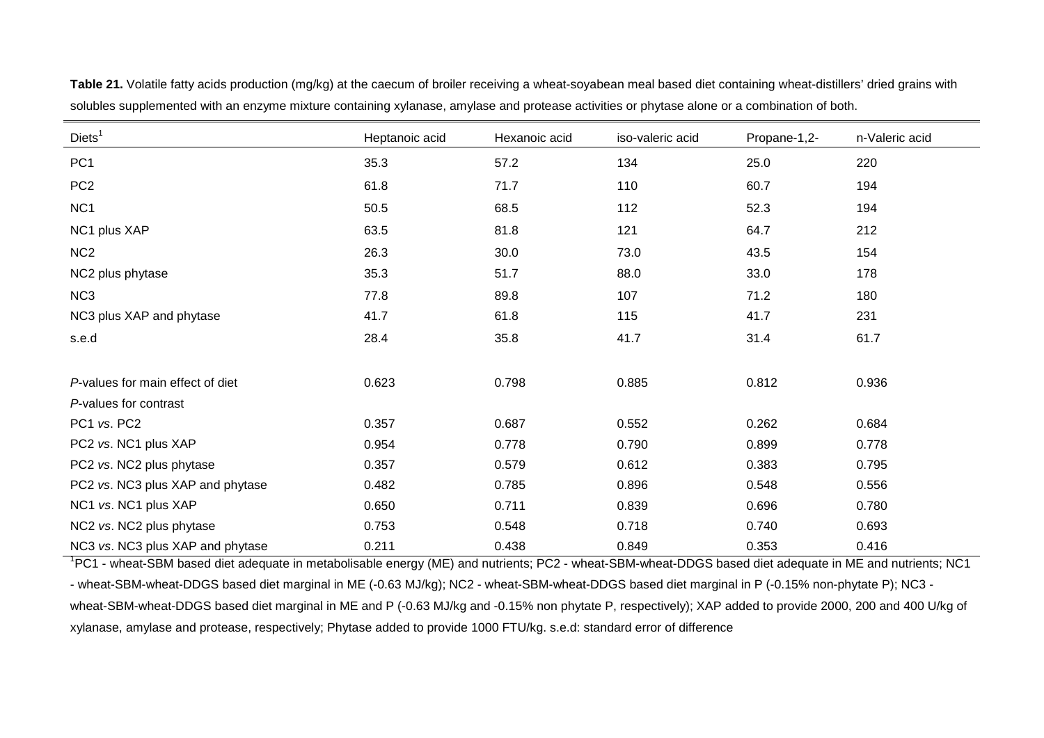**Table 21.** Volatile fatty acids production (mg/kg) at the caecum of broiler receiving a wheat-soyabean meal based diet containing wheat-distillers' dried grains with solubles supplemented with an enzyme mixture containing xylanase, amylase and protease activities or phytase alone or a combination of both.

| Diets[1] | Heptanoic acid | Hexanoic acid | iso-valeric acid | Propane-1,2- | n-Valeric acid |
|---|---|---|---|---|---|
| PC1 | 35.3 | 57.2 | 134 | 25.0 | 220 |
| PC2 | 61.8 | 71.7 | 110 | 60.7 | 194 |
| NC1 | 50.5 | 68.5 | 112 | 52.3 | 194 |
| NC1 plus XAP | 63.5 | 81.8 | 121 | 64.7 | 212 |
| NC2 | 26.3 | 30.0 | 73.0 | 43.5 | 154 |
| NC2 plus phytase | 35.3 | 51.7 | 88.0 | 33.0 | 178 |
| NC3 | 77.8 | 89.8 | 107 | 71.2 | 180 |
| NC3 plus XAP and phytase | 41.7 | 61.8 | 115 | 41.7 | 231 |
| s.e.d | 28.4 | 35.8 | 41.7 | 31.4 | 61.7 |
| | | | | | |
| *P*-values for main effect of diet | 0.623 | 0.798 | 0.885 | 0.812 | 0.936 |
| *P*-values for contrast | | | | | |
| PC1 *vs*. PC2 | 0.357 | 0.687 | 0.552 | 0.262 | 0.684 |
| PC2 *vs*. NC1 plus XAP | 0.954 | 0.778 | 0.790 | 0.899 | 0.778 |
| PC2 *vs*. NC2 plus phytase | 0.357 | 0.579 | 0.612 | 0.383 | 0.795 |
| PC2 *vs*. NC3 plus XAP and phytase | 0.482 | 0.785 | 0.896 | 0.548 | 0.556 |
| NC1 *vs*. NC1 plus XAP | 0.650 | 0.711 | 0.839 | 0.696 | 0.780 |
| NC2 *vs*. NC2 plus phytase | 0.753 | 0.548 | 0.718 | 0.740 | 0.693 |
| NC3 *vs*. NC3 plus XAP and phytase | 0.211 | 0.438 | 0.849 | 0.353 | 0.416 |

[1]PC1 - wheat-SBM based diet adequate in metabolisable energy (ME) and nutrients; PC2 - wheat-SBM-wheat-DDGS based diet adequate in ME and nutrients; NC1 - wheat-SBM-wheat-DDGS based diet marginal in ME (-0.63 MJ/kg); NC2 - wheat-SBM-wheat-DDGS based diet marginal in P (-0.15% non-phytate P); NC3 - wheat-SBM-wheat-DDGS based diet marginal in ME and P (-0.63 MJ/kg and -0.15% non phytate P, respectively); XAP added to provide 2000, 200 and 400 U/kg of xylanase, amylase and protease, respectively; Phytase added to provide 1000 FTU/kg. s.e.d: standard error of difference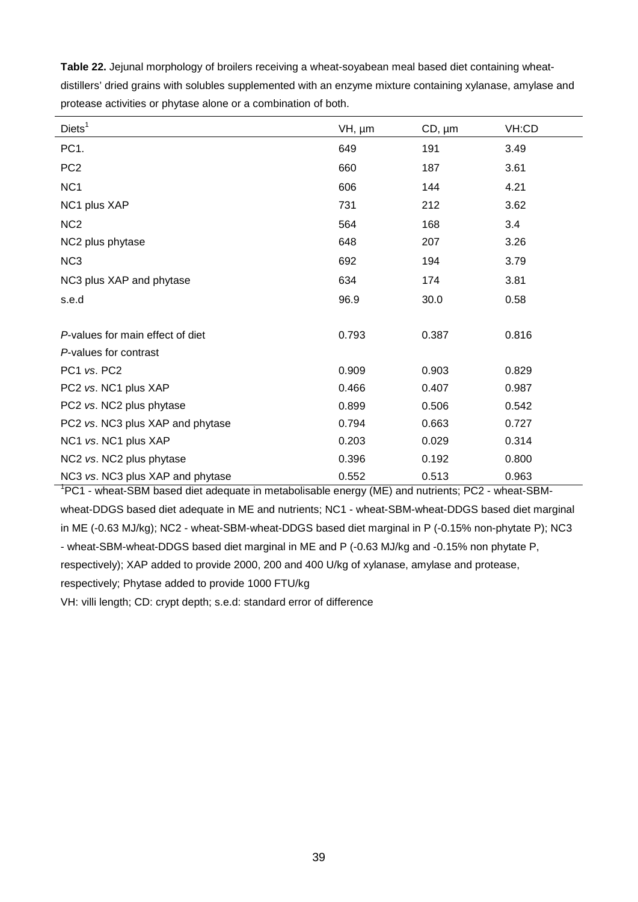**Table 22.** Jejunal morphology of broilers receiving a wheat-soyabean meal based diet containing wheat-distillers' dried grains with solubles supplemented with an enzyme mixture containing xylanase, amylase and protease activities or phytase alone or a combination of both.

| Diets[1] | VH, µm | CD, µm | VH:CD |
|---|---|---|---|
| PC1. | 649 | 191 | 3.49 |
| PC2 | 660 | 187 | 3.61 |
| NC1 | 606 | 144 | 4.21 |
| NC1 plus XAP | 731 | 212 | 3.62 |
| NC2 | 564 | 168 | 3.4 |
| NC2 plus phytase | 648 | 207 | 3.26 |
| NC3 | 692 | 194 | 3.79 |
| NC3 plus XAP and phytase | 634 | 174 | 3.81 |
| s.e.d | 96.9 | 30.0 | 0.58 |
| | | | |
| *P*-values for main effect of diet | 0.793 | 0.387 | 0.816 |
| *P*-values for contrast | | | |
| PC1 *vs*. PC2 | 0.909 | 0.903 | 0.829 |
| PC2 *vs*. NC1 plus XAP | 0.466 | 0.407 | 0.987 |
| PC2 *vs*. NC2 plus phytase | 0.899 | 0.506 | 0.542 |
| PC2 *vs*. NC3 plus XAP and phytase | 0.794 | 0.663 | 0.727 |
| NC1 *vs*. NC1 plus XAP | 0.203 | 0.029 | 0.314 |
| NC2 *vs*. NC2 plus phytase | 0.396 | 0.192 | 0.800 |
| NC3 *vs*. NC3 plus XAP and phytase | 0.552 | 0.513 | 0.963 |

[1]PC1 - wheat-SBM based diet adequate in metabolisable energy (ME) and nutrients; PC2 - wheat-SBM-wheat-DDGS based diet adequate in ME and nutrients; NC1 - wheat-SBM-wheat-DDGS based diet marginal in ME (-0.63 MJ/kg); NC2 - wheat-SBM-wheat-DDGS based diet marginal in P (-0.15% non-phytate P); NC3 - wheat-SBM-wheat-DDGS based diet marginal in ME and P (-0.63 MJ/kg and -0.15% non phytate P, respectively); XAP added to provide 2000, 200 and 400 U/kg of xylanase, amylase and protease, respectively; Phytase added to provide 1000 FTU/kg

VH: villi length; CD: crypt depth; s.e.d: standard error of difference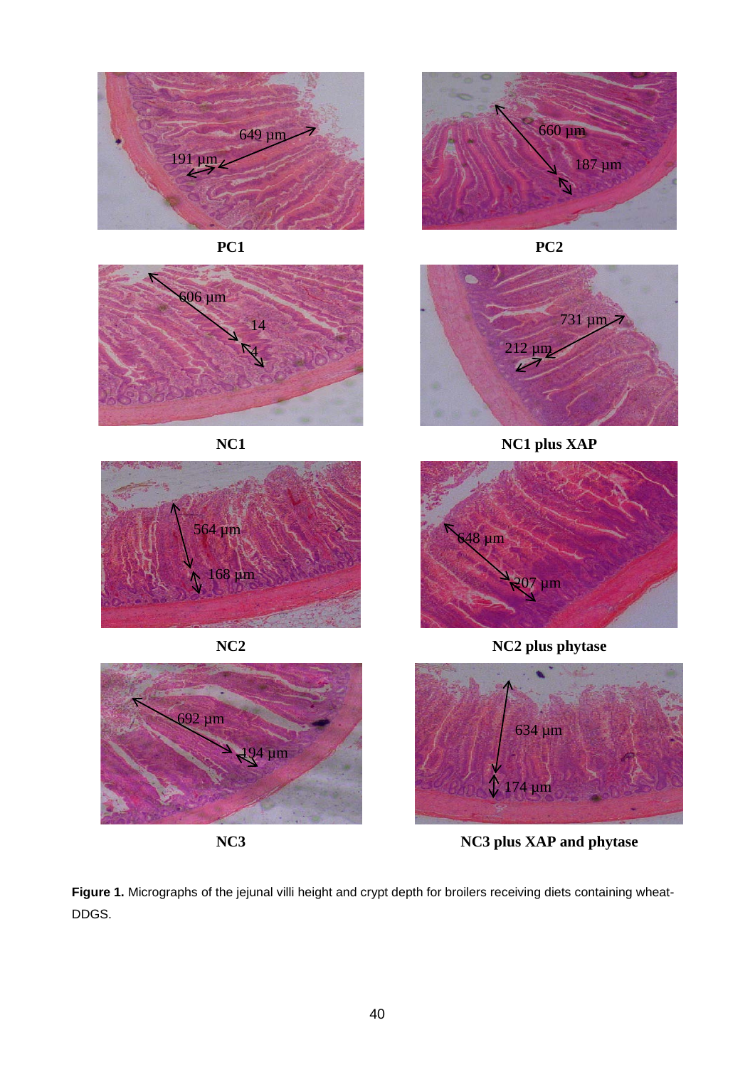**Figure 1.** Micrographs of the jejunal villi height and crypt depth for broilers receiving diets containing wheat-DDGS.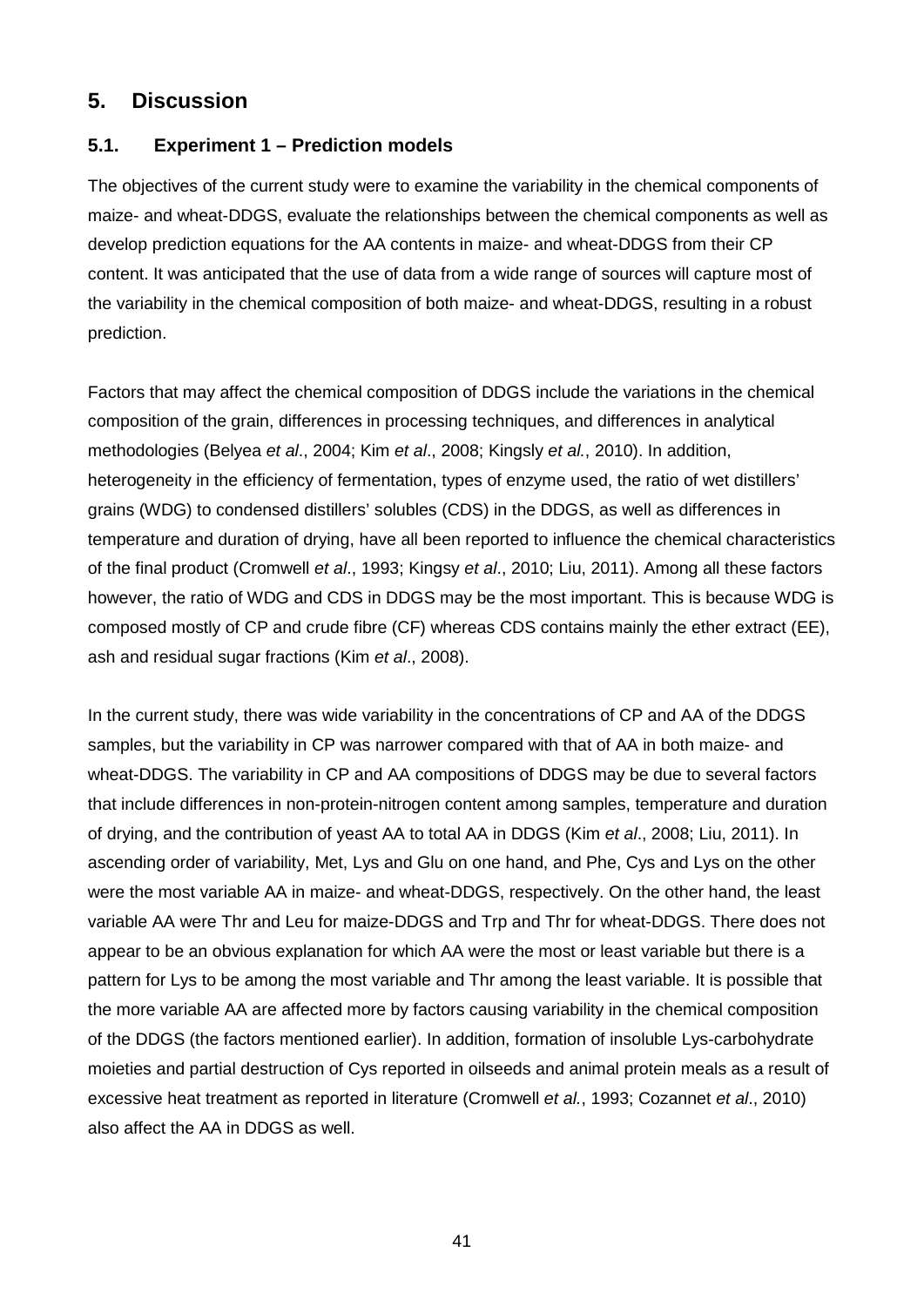# 5. Discussion

## 5.1. Experiment 1 – Prediction models

The objectives of the current study were to examine the variability in the chemical components of maize- and wheat-DDGS, evaluate the relationships between the chemical components as well as develop prediction equations for the AA contents in maize- and wheat-DDGS from their CP content. It was anticipated that the use of data from a wide range of sources will capture most of the variability in the chemical composition of both maize- and wheat-DDGS, resulting in a robust prediction.

Factors that may affect the chemical composition of DDGS include the variations in the chemical composition of the grain, differences in processing techniques, and differences in analytical methodologies (Belyea *et al*., 2004; Kim *et al*., 2008; Kingsly *et al.*, 2010). In addition, heterogeneity in the efficiency of fermentation, types of enzyme used, the ratio of wet distillers' grains (WDG) to condensed distillers' solubles (CDS) in the DDGS, as well as differences in temperature and duration of drying, have all been reported to influence the chemical characteristics of the final product (Cromwell *et al*., 1993; Kingsy *et al*., 2010; Liu, 2011). Among all these factors however, the ratio of WDG and CDS in DDGS may be the most important. This is because WDG is composed mostly of CP and crude fibre (CF) whereas CDS contains mainly the ether extract (EE), ash and residual sugar fractions (Kim *et al*., 2008).

In the current study, there was wide variability in the concentrations of CP and AA of the DDGS samples, but the variability in CP was narrower compared with that of AA in both maize- and wheat-DDGS. The variability in CP and AA compositions of DDGS may be due to several factors that include differences in non-protein-nitrogen content among samples, temperature and duration of drying, and the contribution of yeast AA to total AA in DDGS (Kim *et al*., 2008; Liu, 2011). In ascending order of variability, Met, Lys and Glu on one hand, and Phe, Cys and Lys on the other were the most variable AA in maize- and wheat-DDGS, respectively. On the other hand, the least variable AA were Thr and Leu for maize-DDGS and Trp and Thr for wheat-DDGS. There does not appear to be an obvious explanation for which AA were the most or least variable but there is a pattern for Lys to be among the most variable and Thr among the least variable. It is possible that the more variable AA are affected more by factors causing variability in the chemical composition of the DDGS (the factors mentioned earlier). In addition, formation of insoluble Lys-carbohydrate moieties and partial destruction of Cys reported in oilseeds and animal protein meals as a result of excessive heat treatment as reported in literature (Cromwell *et al.*, 1993; Cozannet *et al*., 2010) also affect the AA in DDGS as well.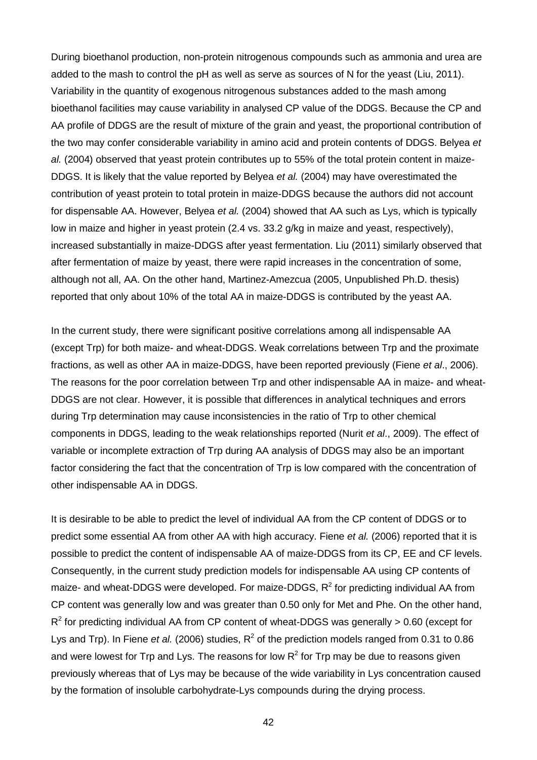During bioethanol production, non-protein nitrogenous compounds such as ammonia and urea are added to the mash to control the pH as well as serve as sources of N for the yeast (Liu, 2011). Variability in the quantity of exogenous nitrogenous substances added to the mash among bioethanol facilities may cause variability in analysed CP value of the DDGS. Because the CP and AA profile of DDGS are the result of mixture of the grain and yeast, the proportional contribution of the two may confer considerable variability in amino acid and protein contents of DDGS. Belyea *et al.* (2004) observed that yeast protein contributes up to 55% of the total protein content in maize-DDGS. It is likely that the value reported by Belyea *et al.* (2004) may have overestimated the contribution of yeast protein to total protein in maize-DDGS because the authors did not account for dispensable AA. However, Belyea *et al.* (2004) showed that AA such as Lys, which is typically low in maize and higher in yeast protein (2.4 vs. 33.2 g/kg in maize and yeast, respectively), increased substantially in maize-DDGS after yeast fermentation. Liu (2011) similarly observed that after fermentation of maize by yeast, there were rapid increases in the concentration of some, although not all, AA. On the other hand, Martinez-Amezcua (2005, Unpublished Ph.D. thesis) reported that only about 10% of the total AA in maize-DDGS is contributed by the yeast AA.

In the current study, there were significant positive correlations among all indispensable AA (except Trp) for both maize- and wheat-DDGS. Weak correlations between Trp and the proximate fractions, as well as other AA in maize-DDGS, have been reported previously (Fiene *et al*., 2006). The reasons for the poor correlation between Trp and other indispensable AA in maize- and wheat-DDGS are not clear. However, it is possible that differences in analytical techniques and errors during Trp determination may cause inconsistencies in the ratio of Trp to other chemical components in DDGS, leading to the weak relationships reported (Nurit *et al*., 2009). The effect of variable or incomplete extraction of Trp during AA analysis of DDGS may also be an important factor considering the fact that the concentration of Trp is low compared with the concentration of other indispensable AA in DDGS.

It is desirable to be able to predict the level of individual AA from the CP content of DDGS or to predict some essential AA from other AA with high accuracy. Fiene *et al.* (2006) reported that it is possible to predict the content of indispensable AA of maize-DDGS from its CP, EE and CF levels. Consequently, in the current study prediction models for indispensable AA using CP contents of maize- and wheat-DDGS were developed. For maize-DDGS, $R^2$ for predicting individual AA from CP content was generally low and was greater than 0.50 only for Met and Phe. On the other hand, $R^2$ for predicting individual AA from CP content of wheat-DDGS was generally > 0.60 (except for Lys and Trp). In Fiene *et al.* (2006) studies, $R^2$ of the prediction models ranged from 0.31 to 0.86 and were lowest for Trp and Lys. The reasons for low $R^2$ for Trp may be due to reasons given previously whereas that of Lys may be because of the wide variability in Lys concentration caused by the formation of insoluble carbohydrate-Lys compounds during the drying process.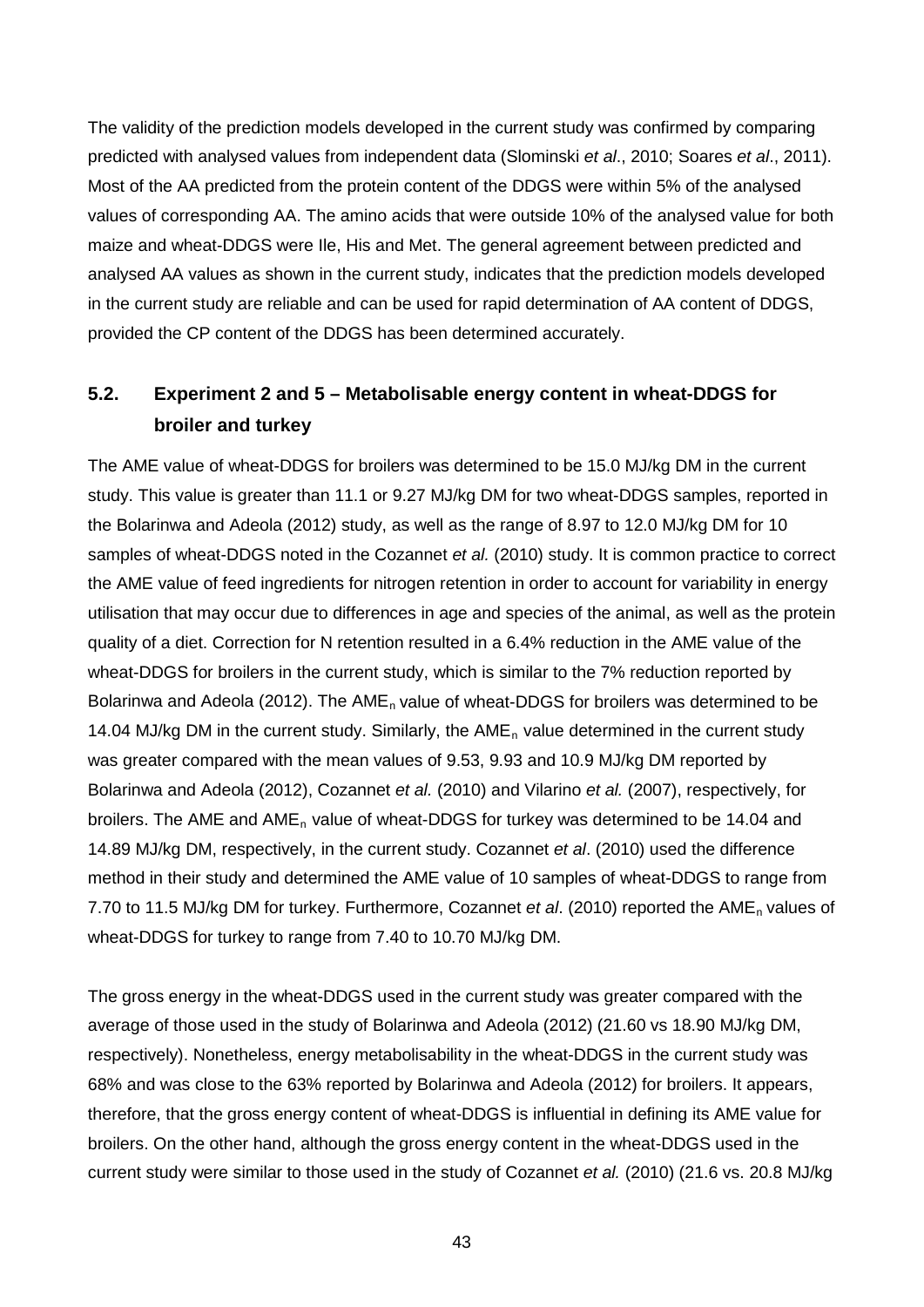The validity of the prediction models developed in the current study was confirmed by comparing predicted with analysed values from independent data (Slominski *et al*., 2010; Soares *et al*., 2011). Most of the AA predicted from the protein content of the DDGS were within 5% of the analysed values of corresponding AA. The amino acids that were outside 10% of the analysed value for both maize and wheat-DDGS were Ile, His and Met. The general agreement between predicted and analysed AA values as shown in the current study, indicates that the prediction models developed in the current study are reliable and can be used for rapid determination of AA content of DDGS, provided the CP content of the DDGS has been determined accurately.

## 5.2. Experiment 2 and 5 – Metabolisable energy content in wheat-DDGS for broiler and turkey

The AME value of wheat-DDGS for broilers was determined to be 15.0 MJ/kg DM in the current study. This value is greater than 11.1 or 9.27 MJ/kg DM for two wheat-DDGS samples, reported in the Bolarinwa and Adeola (2012) study, as well as the range of 8.97 to 12.0 MJ/kg DM for 10 samples of wheat-DDGS noted in the Cozannet *et al.* (2010) study. It is common practice to correct the AME value of feed ingredients for nitrogen retention in order to account for variability in energy utilisation that may occur due to differences in age and species of the animal, as well as the protein quality of a diet. Correction for N retention resulted in a 6.4% reduction in the AME value of the wheat-DDGS for broilers in the current study, which is similar to the 7% reduction reported by Bolarinwa and Adeola (2012). The $AME_n$ value of wheat-DDGS for broilers was determined to be 14.04 MJ/kg DM in the current study. Similarly, the $AME_n$ value determined in the current study was greater compared with the mean values of 9.53, 9.93 and 10.9 MJ/kg DM reported by Bolarinwa and Adeola (2012), Cozannet *et al.* (2010) and Vilarino *et al.* (2007), respectively, for broilers. The AME and $AME_n$ value of wheat-DDGS for turkey was determined to be 14.04 and 14.89 MJ/kg DM, respectively, in the current study. Cozannet *et al*. (2010) used the difference method in their study and determined the AME value of 10 samples of wheat-DDGS to range from 7.70 to 11.5 MJ/kg DM for turkey. Furthermore, Cozannet *et al*. (2010) reported the $AME_n$ values of wheat-DDGS for turkey to range from 7.40 to 10.70 MJ/kg DM.

The gross energy in the wheat-DDGS used in the current study was greater compared with the average of those used in the study of Bolarinwa and Adeola (2012) (21.60 vs 18.90 MJ/kg DM, respectively). Nonetheless, energy metabolisability in the wheat-DDGS in the current study was 68% and was close to the 63% reported by Bolarinwa and Adeola (2012) for broilers. It appears, therefore, that the gross energy content of wheat-DDGS is influential in defining its AME value for broilers. On the other hand, although the gross energy content in the wheat-DDGS used in the current study were similar to those used in the study of Cozannet *et al.* (2010) (21.6 vs. 20.8 MJ/kg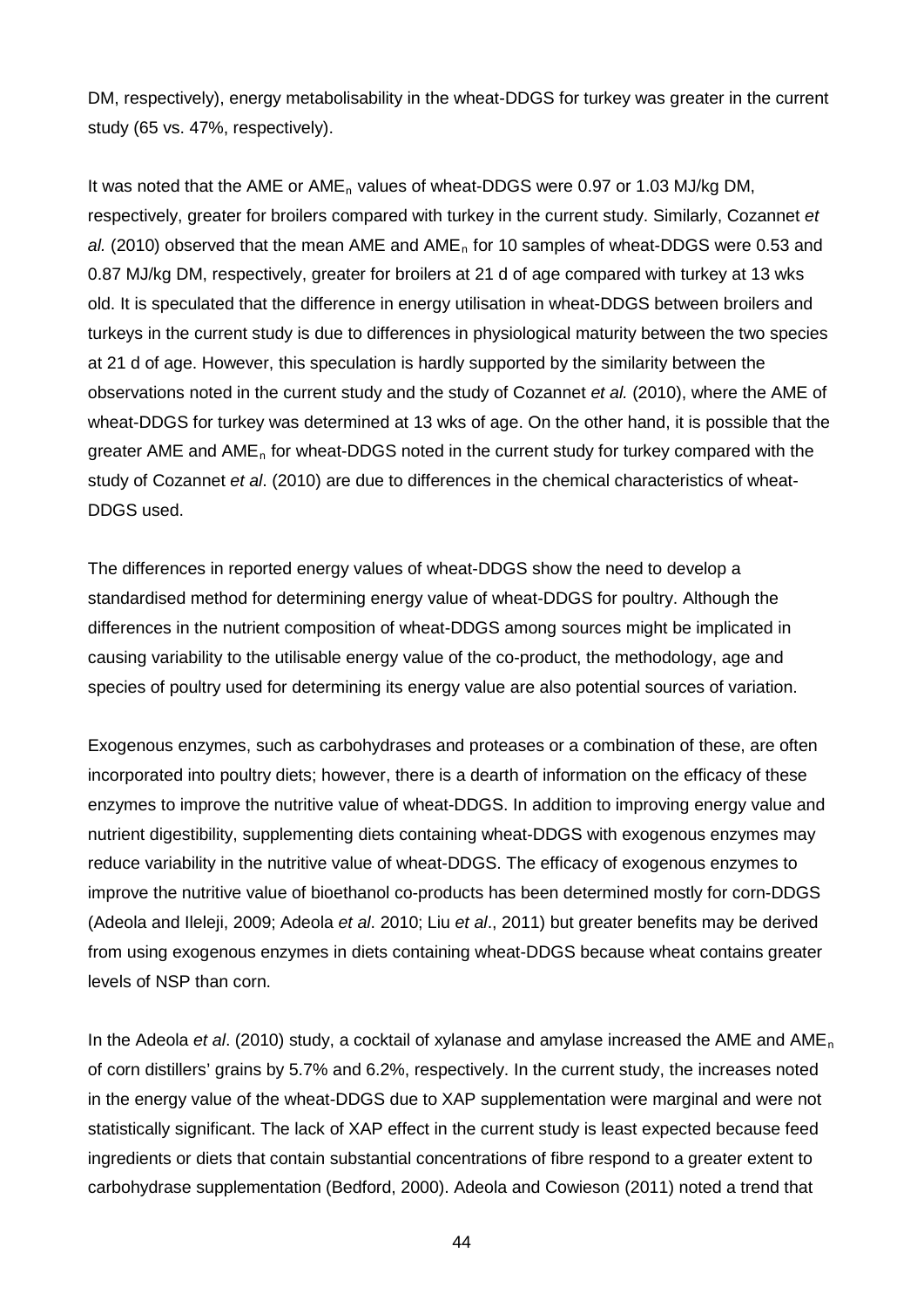DM, respectively), energy metabolisability in the wheat-DDGS for turkey was greater in the current study (65 vs. 47%, respectively).

It was noted that the AME or $AME_n$ values of wheat-DDGS were 0.97 or 1.03 MJ/kg DM, respectively, greater for broilers compared with turkey in the current study. Similarly, Cozannet *et al.* (2010) observed that the mean AME and $AME_n$ for 10 samples of wheat-DDGS were 0.53 and 0.87 MJ/kg DM, respectively, greater for broilers at 21 d of age compared with turkey at 13 wks old. It is speculated that the difference in energy utilisation in wheat-DDGS between broilers and turkeys in the current study is due to differences in physiological maturity between the two species at 21 d of age. However, this speculation is hardly supported by the similarity between the observations noted in the current study and the study of Cozannet *et al.* (2010), where the AME of wheat-DDGS for turkey was determined at 13 wks of age. On the other hand, it is possible that the greater AME and $AME_n$ for wheat-DDGS noted in the current study for turkey compared with the study of Cozannet *et al*. (2010) are due to differences in the chemical characteristics of wheat-DDGS used.

The differences in reported energy values of wheat-DDGS show the need to develop a standardised method for determining energy value of wheat-DDGS for poultry. Although the differences in the nutrient composition of wheat-DDGS among sources might be implicated in causing variability to the utilisable energy value of the co-product, the methodology, age and species of poultry used for determining its energy value are also potential sources of variation.

Exogenous enzymes, such as carbohydrases and proteases or a combination of these, are often incorporated into poultry diets; however, there is a dearth of information on the efficacy of these enzymes to improve the nutritive value of wheat-DDGS. In addition to improving energy value and nutrient digestibility, supplementing diets containing wheat-DDGS with exogenous enzymes may reduce variability in the nutritive value of wheat-DDGS. The efficacy of exogenous enzymes to improve the nutritive value of bioethanol co-products has been determined mostly for corn-DDGS (Adeola and Ileleji, 2009; Adeola *et al*. 2010; Liu *et al*., 2011) but greater benefits may be derived from using exogenous enzymes in diets containing wheat-DDGS because wheat contains greater levels of NSP than corn.

In the Adeola *et al*. (2010) study, a cocktail of xylanase and amylase increased the AME and $AME_n$ of corn distillers' grains by 5.7% and 6.2%, respectively. In the current study, the increases noted in the energy value of the wheat-DDGS due to XAP supplementation were marginal and were not statistically significant. The lack of XAP effect in the current study is least expected because feed ingredients or diets that contain substantial concentrations of fibre respond to a greater extent to carbohydrase supplementation (Bedford, 2000). Adeola and Cowieson (2011) noted a trend that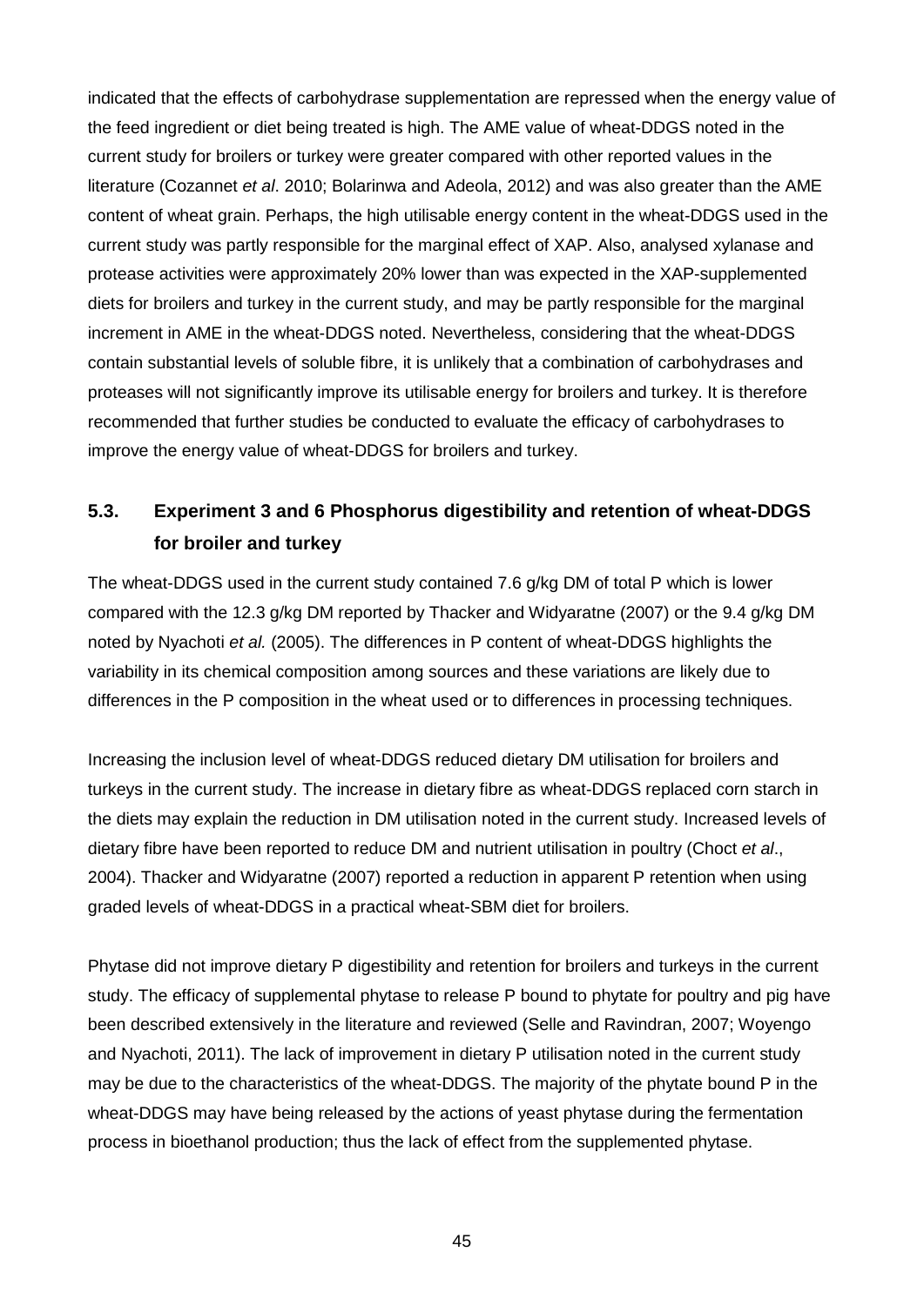indicated that the effects of carbohydrase supplementation are repressed when the energy value of the feed ingredient or diet being treated is high. The AME value of wheat-DDGS noted in the current study for broilers or turkey were greater compared with other reported values in the literature (Cozannet *et al*. 2010; Bolarinwa and Adeola, 2012) and was also greater than the AME content of wheat grain. Perhaps, the high utilisable energy content in the wheat-DDGS used in the current study was partly responsible for the marginal effect of XAP. Also, analysed xylanase and protease activities were approximately 20% lower than was expected in the XAP-supplemented diets for broilers and turkey in the current study, and may be partly responsible for the marginal increment in AME in the wheat-DDGS noted. Nevertheless, considering that the wheat-DDGS contain substantial levels of soluble fibre, it is unlikely that a combination of carbohydrases and proteases will not significantly improve its utilisable energy for broilers and turkey. It is therefore recommended that further studies be conducted to evaluate the efficacy of carbohydrases to improve the energy value of wheat-DDGS for broilers and turkey.

## 5.3. Experiment 3 and 6 Phosphorus digestibility and retention of wheat-DDGS for broiler and turkey

The wheat-DDGS used in the current study contained 7.6 g/kg DM of total P which is lower compared with the 12.3 g/kg DM reported by Thacker and Widyaratne (2007) or the 9.4 g/kg DM noted by Nyachoti *et al.* (2005). The differences in P content of wheat-DDGS highlights the variability in its chemical composition among sources and these variations are likely due to differences in the P composition in the wheat used or to differences in processing techniques.

Increasing the inclusion level of wheat-DDGS reduced dietary DM utilisation for broilers and turkeys in the current study. The increase in dietary fibre as wheat-DDGS replaced corn starch in the diets may explain the reduction in DM utilisation noted in the current study. Increased levels of dietary fibre have been reported to reduce DM and nutrient utilisation in poultry (Choct *et al*., 2004). Thacker and Widyaratne (2007) reported a reduction in apparent P retention when using graded levels of wheat-DDGS in a practical wheat-SBM diet for broilers.

Phytase did not improve dietary P digestibility and retention for broilers and turkeys in the current study. The efficacy of supplemental phytase to release P bound to phytate for poultry and pig have been described extensively in the literature and reviewed (Selle and Ravindran, 2007; Woyengo and Nyachoti, 2011). The lack of improvement in dietary P utilisation noted in the current study may be due to the characteristics of the wheat-DDGS. The majority of the phytate bound P in the wheat-DDGS may have being released by the actions of yeast phytase during the fermentation process in bioethanol production; thus the lack of effect from the supplemented phytase.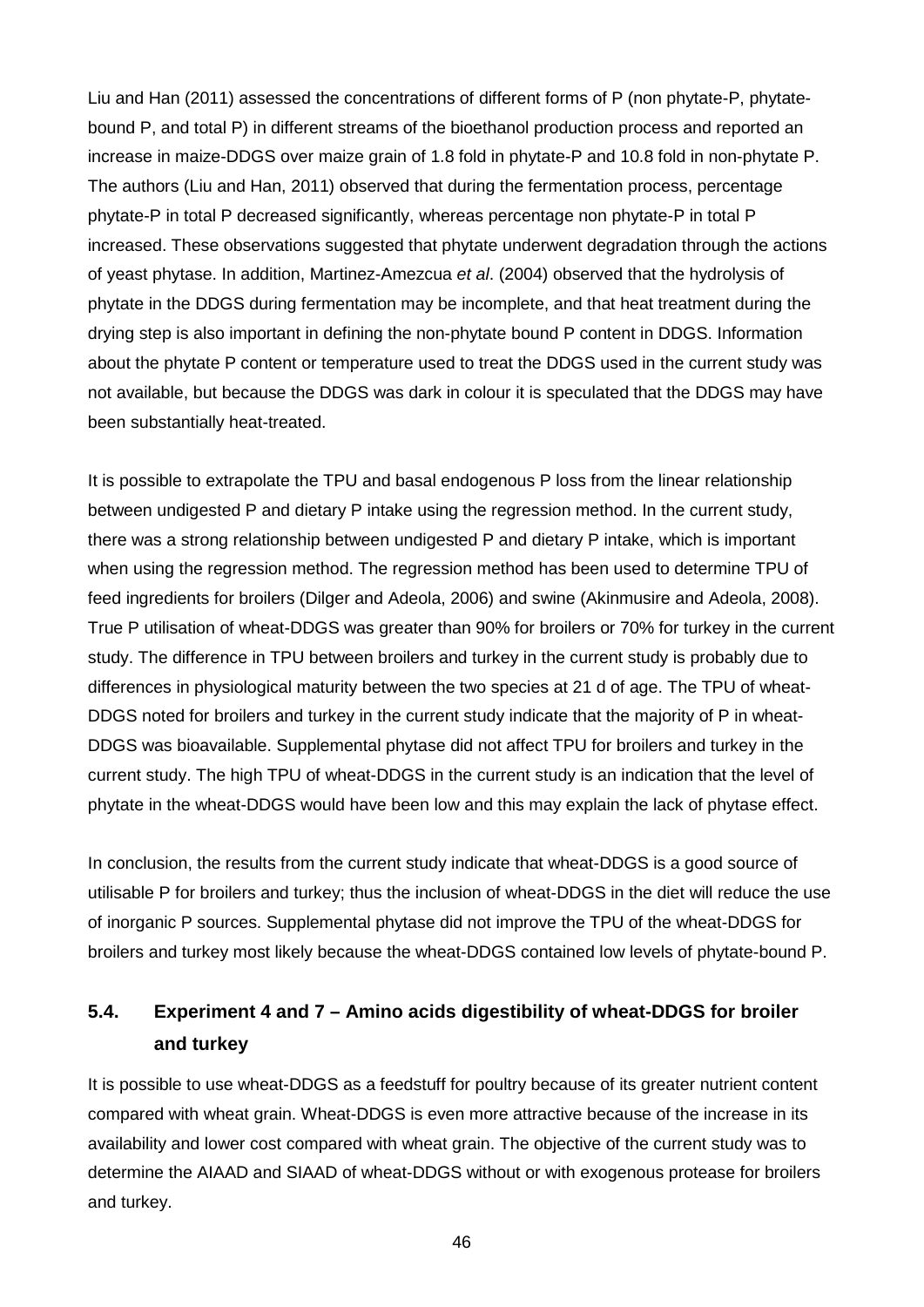Liu and Han (2011) assessed the concentrations of different forms of P (non phytate-P, phytate-bound P, and total P) in different streams of the bioethanol production process and reported an increase in maize-DDGS over maize grain of 1.8 fold in phytate-P and 10.8 fold in non-phytate P. The authors (Liu and Han, 2011) observed that during the fermentation process, percentage phytate-P in total P decreased significantly, whereas percentage non phytate-P in total P increased. These observations suggested that phytate underwent degradation through the actions of yeast phytase. In addition, Martinez-Amezcua *et al*. (2004) observed that the hydrolysis of phytate in the DDGS during fermentation may be incomplete, and that heat treatment during the drying step is also important in defining the non-phytate bound P content in DDGS. Information about the phytate P content or temperature used to treat the DDGS used in the current study was not available, but because the DDGS was dark in colour it is speculated that the DDGS may have been substantially heat-treated.

It is possible to extrapolate the TPU and basal endogenous P loss from the linear relationship between undigested P and dietary P intake using the regression method. In the current study, there was a strong relationship between undigested P and dietary P intake, which is important when using the regression method. The regression method has been used to determine TPU of feed ingredients for broilers (Dilger and Adeola, 2006) and swine (Akinmusire and Adeola, 2008). True P utilisation of wheat-DDGS was greater than 90% for broilers or 70% for turkey in the current study. The difference in TPU between broilers and turkey in the current study is probably due to differences in physiological maturity between the two species at 21 d of age. The TPU of wheat-DDGS noted for broilers and turkey in the current study indicate that the majority of P in wheat-DDGS was bioavailable. Supplemental phytase did not affect TPU for broilers and turkey in the current study. The high TPU of wheat-DDGS in the current study is an indication that the level of phytate in the wheat-DDGS would have been low and this may explain the lack of phytase effect.

In conclusion, the results from the current study indicate that wheat-DDGS is a good source of utilisable P for broilers and turkey; thus the inclusion of wheat-DDGS in the diet will reduce the use of inorganic P sources. Supplemental phytase did not improve the TPU of the wheat-DDGS for broilers and turkey most likely because the wheat-DDGS contained low levels of phytate-bound P.

### 5.4. Experiment 4 and 7 – Amino acids digestibility of wheat-DDGS for broiler and turkey

It is possible to use wheat-DDGS as a feedstuff for poultry because of its greater nutrient content compared with wheat grain. Wheat-DDGS is even more attractive because of the increase in its availability and lower cost compared with wheat grain. The objective of the current study was to determine the AIAAD and SIAAD of wheat-DDGS without or with exogenous protease for broilers and turkey.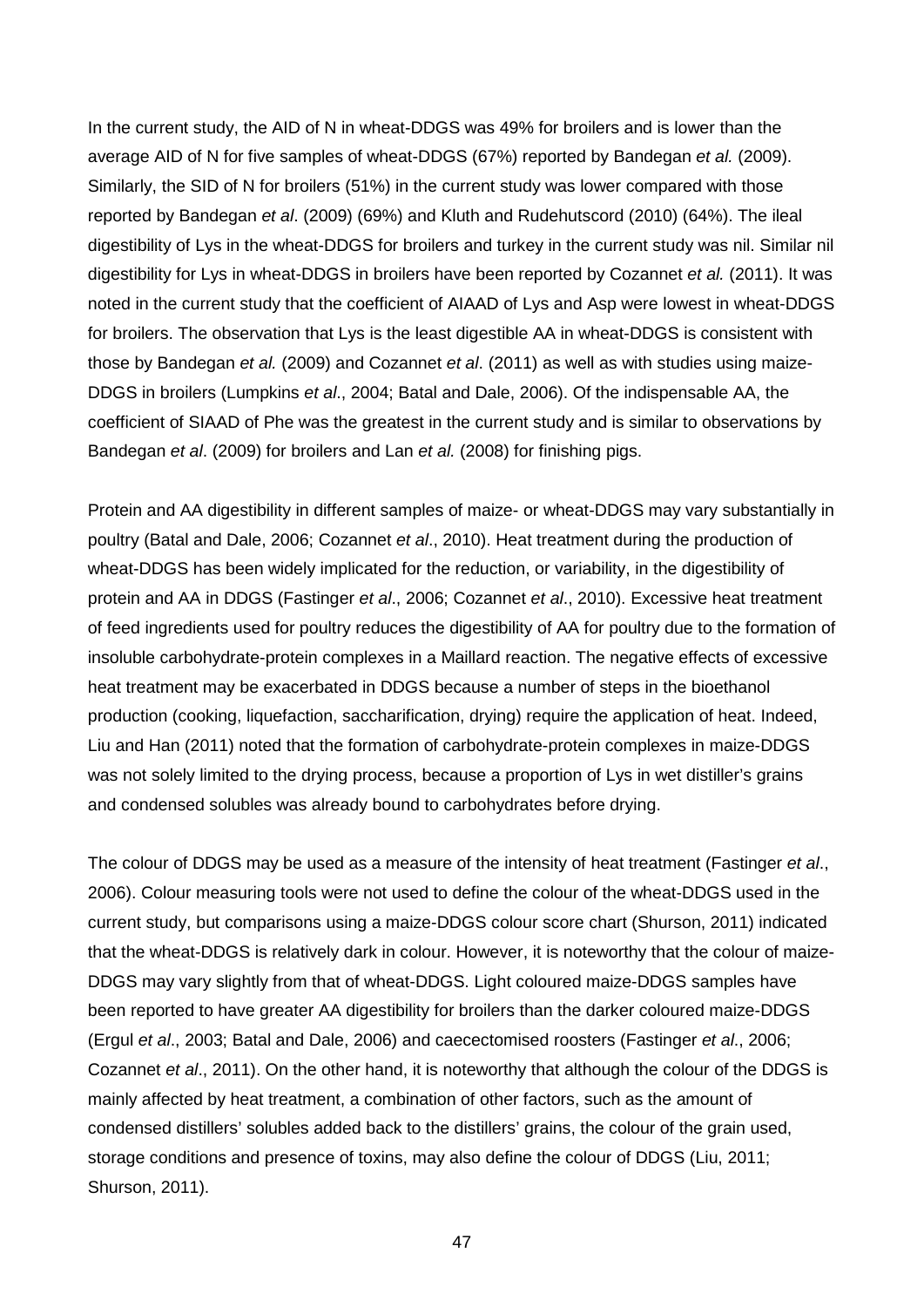In the current study, the AID of N in wheat-DDGS was 49% for broilers and is lower than the average AID of N for five samples of wheat-DDGS (67%) reported by Bandegan *et al.* (2009). Similarly, the SID of N for broilers (51%) in the current study was lower compared with those reported by Bandegan *et al*. (2009) (69%) and Kluth and Rudehutscord (2010) (64%). The ileal digestibility of Lys in the wheat-DDGS for broilers and turkey in the current study was nil. Similar nil digestibility for Lys in wheat-DDGS in broilers have been reported by Cozannet *et al.* (2011). It was noted in the current study that the coefficient of AIAAD of Lys and Asp were lowest in wheat-DDGS for broilers. The observation that Lys is the least digestible AA in wheat-DDGS is consistent with those by Bandegan *et al.* (2009) and Cozannet *et al*. (2011) as well as with studies using maize-DDGS in broilers (Lumpkins *et al*., 2004; Batal and Dale, 2006). Of the indispensable AA, the coefficient of SIAAD of Phe was the greatest in the current study and is similar to observations by Bandegan *et al*. (2009) for broilers and Lan *et al.* (2008) for finishing pigs.

Protein and AA digestibility in different samples of maize- or wheat-DDGS may vary substantially in poultry (Batal and Dale, 2006; Cozannet *et al*., 2010). Heat treatment during the production of wheat-DDGS has been widely implicated for the reduction, or variability, in the digestibility of protein and AA in DDGS (Fastinger *et al*., 2006; Cozannet *et al*., 2010). Excessive heat treatment of feed ingredients used for poultry reduces the digestibility of AA for poultry due to the formation of insoluble carbohydrate-protein complexes in a Maillard reaction. The negative effects of excessive heat treatment may be exacerbated in DDGS because a number of steps in the bioethanol production (cooking, liquefaction, saccharification, drying) require the application of heat. Indeed, Liu and Han (2011) noted that the formation of carbohydrate-protein complexes in maize-DDGS was not solely limited to the drying process, because a proportion of Lys in wet distiller's grains and condensed solubles was already bound to carbohydrates before drying.

The colour of DDGS may be used as a measure of the intensity of heat treatment (Fastinger *et al*., 2006). Colour measuring tools were not used to define the colour of the wheat-DDGS used in the current study, but comparisons using a maize-DDGS colour score chart (Shurson, 2011) indicated that the wheat-DDGS is relatively dark in colour. However, it is noteworthy that the colour of maize-DDGS may vary slightly from that of wheat-DDGS. Light coloured maize-DDGS samples have been reported to have greater AA digestibility for broilers than the darker coloured maize-DDGS (Ergul *et al*., 2003; Batal and Dale, 2006) and caecectomised roosters (Fastinger *et al*., 2006; Cozannet *et al*., 2011). On the other hand, it is noteworthy that although the colour of the DDGS is mainly affected by heat treatment, a combination of other factors, such as the amount of condensed distillers' solubles added back to the distillers' grains, the colour of the grain used, storage conditions and presence of toxins, may also define the colour of DDGS (Liu, 2011; Shurson, 2011).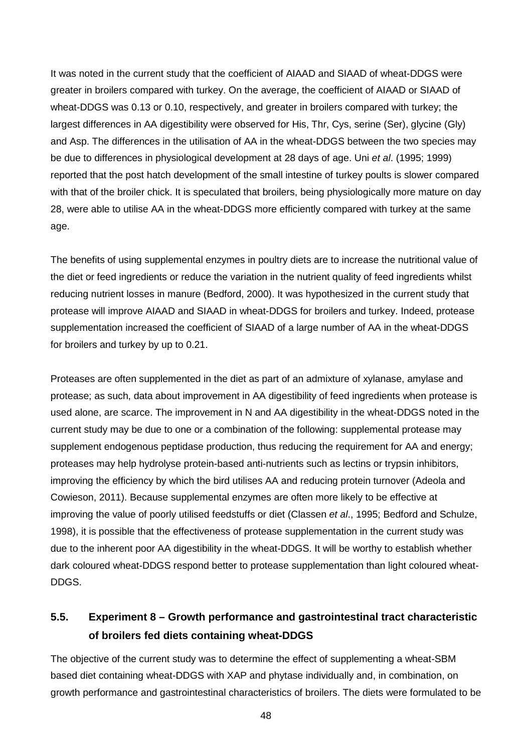It was noted in the current study that the coefficient of AIAAD and SIAAD of wheat-DDGS were greater in broilers compared with turkey. On the average, the coefficient of AIAAD or SIAAD of wheat-DDGS was 0.13 or 0.10, respectively, and greater in broilers compared with turkey; the largest differences in AA digestibility were observed for His, Thr, Cys, serine (Ser), glycine (Gly) and Asp. The differences in the utilisation of AA in the wheat-DDGS between the two species may be due to differences in physiological development at 28 days of age. Uni *et al*. (1995; 1999) reported that the post hatch development of the small intestine of turkey poults is slower compared with that of the broiler chick. It is speculated that broilers, being physiologically more mature on day 28, were able to utilise AA in the wheat-DDGS more efficiently compared with turkey at the same age.

The benefits of using supplemental enzymes in poultry diets are to increase the nutritional value of the diet or feed ingredients or reduce the variation in the nutrient quality of feed ingredients whilst reducing nutrient losses in manure (Bedford, 2000). It was hypothesized in the current study that protease will improve AIAAD and SIAAD in wheat-DDGS for broilers and turkey. Indeed, protease supplementation increased the coefficient of SIAAD of a large number of AA in the wheat-DDGS for broilers and turkey by up to 0.21.

Proteases are often supplemented in the diet as part of an admixture of xylanase, amylase and protease; as such, data about improvement in AA digestibility of feed ingredients when protease is used alone, are scarce. The improvement in N and AA digestibility in the wheat-DDGS noted in the current study may be due to one or a combination of the following: supplemental protease may supplement endogenous peptidase production, thus reducing the requirement for AA and energy; proteases may help hydrolyse protein-based anti-nutrients such as lectins or trypsin inhibitors, improving the efficiency by which the bird utilises AA and reducing protein turnover (Adeola and Cowieson, 2011). Because supplemental enzymes are often more likely to be effective at improving the value of poorly utilised feedstuffs or diet (Classen *et al*., 1995; Bedford and Schulze, 1998), it is possible that the effectiveness of protease supplementation in the current study was due to the inherent poor AA digestibility in the wheat-DDGS. It will be worthy to establish whether dark coloured wheat-DDGS respond better to protease supplementation than light coloured wheat-DDGS.

## 5.5. Experiment 8 – Growth performance and gastrointestinal tract characteristic of broilers fed diets containing wheat-DDGS

The objective of the current study was to determine the effect of supplementing a wheat-SBM based diet containing wheat-DDGS with XAP and phytase individually and, in combination, on growth performance and gastrointestinal characteristics of broilers. The diets were formulated to be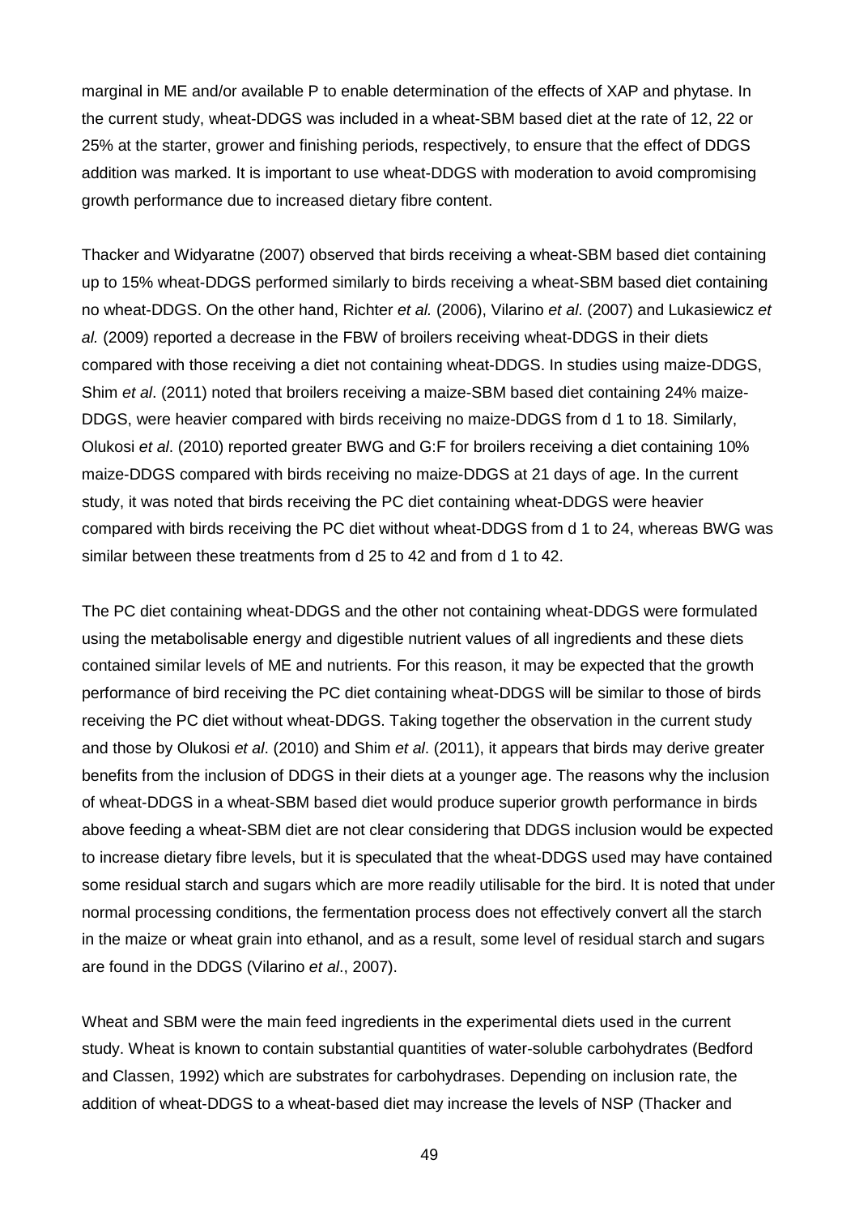marginal in ME and/or available P to enable determination of the effects of XAP and phytase. In the current study, wheat-DDGS was included in a wheat-SBM based diet at the rate of 12, 22 or 25% at the starter, grower and finishing periods, respectively, to ensure that the effect of DDGS addition was marked. It is important to use wheat-DDGS with moderation to avoid compromising growth performance due to increased dietary fibre content.

Thacker and Widyaratne (2007) observed that birds receiving a wheat-SBM based diet containing up to 15% wheat-DDGS performed similarly to birds receiving a wheat-SBM based diet containing no wheat-DDGS. On the other hand, Richter *et al.* (2006), Vilarino *et al*. (2007) and Lukasiewicz *et al.* (2009) reported a decrease in the FBW of broilers receiving wheat-DDGS in their diets compared with those receiving a diet not containing wheat-DDGS. In studies using maize-DDGS, Shim *et al*. (2011) noted that broilers receiving a maize-SBM based diet containing 24% maize-DDGS, were heavier compared with birds receiving no maize-DDGS from d 1 to 18. Similarly, Olukosi *et al*. (2010) reported greater BWG and G:F for broilers receiving a diet containing 10% maize-DDGS compared with birds receiving no maize-DDGS at 21 days of age. In the current study, it was noted that birds receiving the PC diet containing wheat-DDGS were heavier compared with birds receiving the PC diet without wheat-DDGS from d 1 to 24, whereas BWG was similar between these treatments from d 25 to 42 and from d 1 to 42.

The PC diet containing wheat-DDGS and the other not containing wheat-DDGS were formulated using the metabolisable energy and digestible nutrient values of all ingredients and these diets contained similar levels of ME and nutrients. For this reason, it may be expected that the growth performance of bird receiving the PC diet containing wheat-DDGS will be similar to those of birds receiving the PC diet without wheat-DDGS. Taking together the observation in the current study and those by Olukosi *et al*. (2010) and Shim *et al*. (2011), it appears that birds may derive greater benefits from the inclusion of DDGS in their diets at a younger age. The reasons why the inclusion of wheat-DDGS in a wheat-SBM based diet would produce superior growth performance in birds above feeding a wheat-SBM diet are not clear considering that DDGS inclusion would be expected to increase dietary fibre levels, but it is speculated that the wheat-DDGS used may have contained some residual starch and sugars which are more readily utilisable for the bird. It is noted that under normal processing conditions, the fermentation process does not effectively convert all the starch in the maize or wheat grain into ethanol, and as a result, some level of residual starch and sugars are found in the DDGS (Vilarino *et al*., 2007).

Wheat and SBM were the main feed ingredients in the experimental diets used in the current study. Wheat is known to contain substantial quantities of water-soluble carbohydrates (Bedford and Classen, 1992) which are substrates for carbohydrases. Depending on inclusion rate, the addition of wheat-DDGS to a wheat-based diet may increase the levels of NSP (Thacker and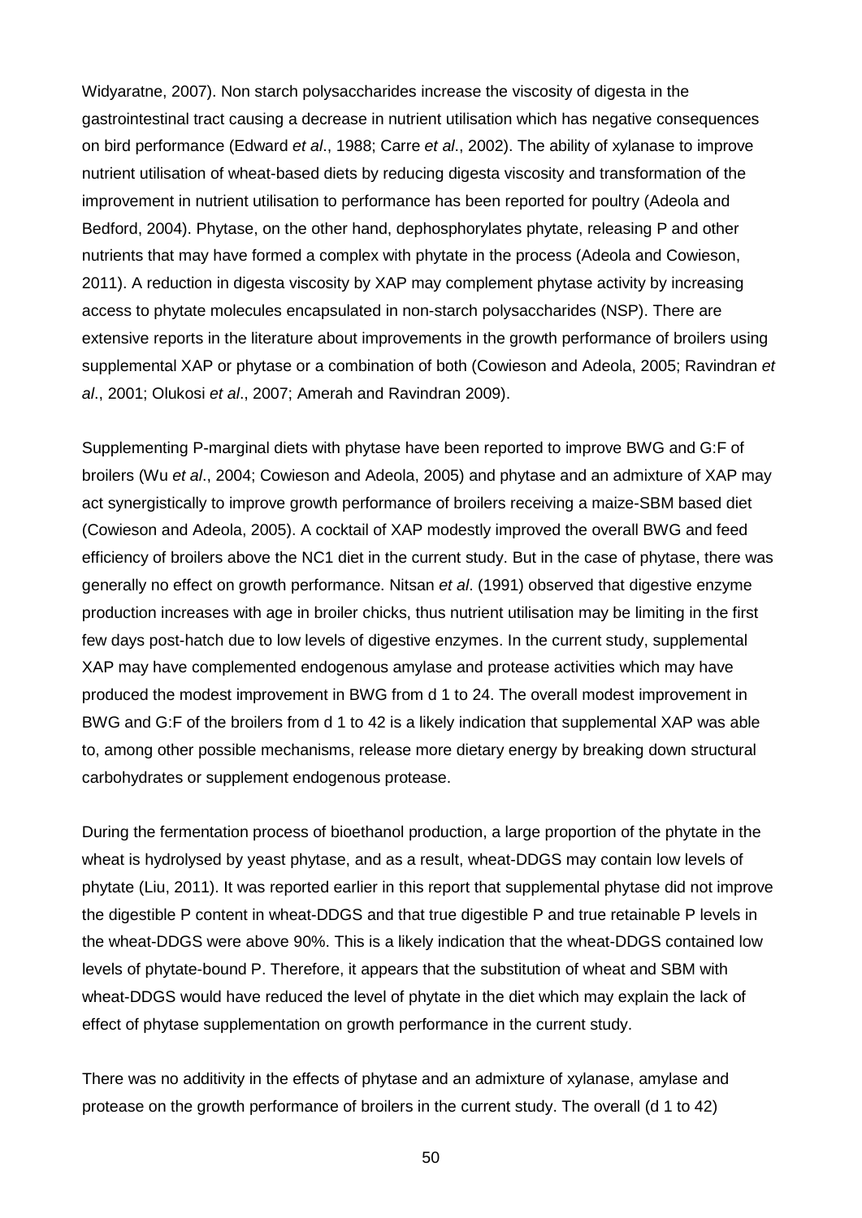Widyaratne, 2007). Non starch polysaccharides increase the viscosity of digesta in the gastrointestinal tract causing a decrease in nutrient utilisation which has negative consequences on bird performance (Edward *et al*., 1988; Carre *et al*., 2002). The ability of xylanase to improve nutrient utilisation of wheat-based diets by reducing digesta viscosity and transformation of the improvement in nutrient utilisation to performance has been reported for poultry (Adeola and Bedford, 2004). Phytase, on the other hand, dephosphorylates phytate, releasing P and other nutrients that may have formed a complex with phytate in the process (Adeola and Cowieson, 2011). A reduction in digesta viscosity by XAP may complement phytase activity by increasing access to phytate molecules encapsulated in non-starch polysaccharides (NSP). There are extensive reports in the literature about improvements in the growth performance of broilers using supplemental XAP or phytase or a combination of both (Cowieson and Adeola, 2005; Ravindran *et al*., 2001; Olukosi *et al*., 2007; Amerah and Ravindran 2009).

Supplementing P-marginal diets with phytase have been reported to improve BWG and G:F of broilers (Wu *et al*., 2004; Cowieson and Adeola, 2005) and phytase and an admixture of XAP may act synergistically to improve growth performance of broilers receiving a maize-SBM based diet (Cowieson and Adeola, 2005). A cocktail of XAP modestly improved the overall BWG and feed efficiency of broilers above the NC1 diet in the current study. But in the case of phytase, there was generally no effect on growth performance. Nitsan *et al*. (1991) observed that digestive enzyme production increases with age in broiler chicks, thus nutrient utilisation may be limiting in the first few days post-hatch due to low levels of digestive enzymes. In the current study, supplemental XAP may have complemented endogenous amylase and protease activities which may have produced the modest improvement in BWG from d 1 to 24. The overall modest improvement in BWG and G:F of the broilers from d 1 to 42 is a likely indication that supplemental XAP was able to, among other possible mechanisms, release more dietary energy by breaking down structural carbohydrates or supplement endogenous protease.

During the fermentation process of bioethanol production, a large proportion of the phytate in the wheat is hydrolysed by yeast phytase, and as a result, wheat-DDGS may contain low levels of phytate (Liu, 2011). It was reported earlier in this report that supplemental phytase did not improve the digestible P content in wheat-DDGS and that true digestible P and true retainable P levels in the wheat-DDGS were above 90%. This is a likely indication that the wheat-DDGS contained low levels of phytate-bound P. Therefore, it appears that the substitution of wheat and SBM with wheat-DDGS would have reduced the level of phytate in the diet which may explain the lack of effect of phytase supplementation on growth performance in the current study.

There was no additivity in the effects of phytase and an admixture of xylanase, amylase and protease on the growth performance of broilers in the current study. The overall (d 1 to 42)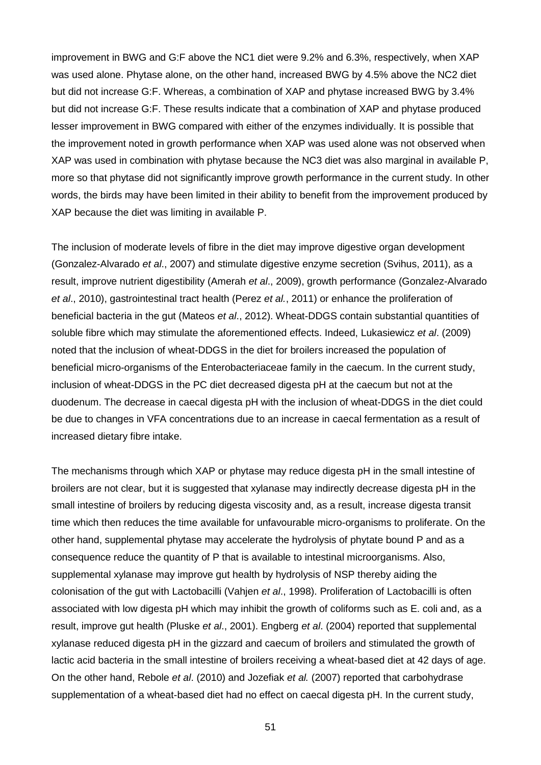improvement in BWG and G:F above the NC1 diet were 9.2% and 6.3%, respectively, when XAP was used alone. Phytase alone, on the other hand, increased BWG by 4.5% above the NC2 diet but did not increase G:F. Whereas, a combination of XAP and phytase increased BWG by 3.4% but did not increase G:F. These results indicate that a combination of XAP and phytase produced lesser improvement in BWG compared with either of the enzymes individually. It is possible that the improvement noted in growth performance when XAP was used alone was not observed when XAP was used in combination with phytase because the NC3 diet was also marginal in available P, more so that phytase did not significantly improve growth performance in the current study. In other words, the birds may have been limited in their ability to benefit from the improvement produced by XAP because the diet was limiting in available P.

The inclusion of moderate levels of fibre in the diet may improve digestive organ development (Gonzalez-Alvarado *et al*., 2007) and stimulate digestive enzyme secretion (Svihus, 2011), as a result, improve nutrient digestibility (Amerah *et al*., 2009), growth performance (Gonzalez-Alvarado *et al*., 2010), gastrointestinal tract health (Perez *et al.*, 2011) or enhance the proliferation of beneficial bacteria in the gut (Mateos *et al*., 2012). Wheat-DDGS contain substantial quantities of soluble fibre which may stimulate the aforementioned effects. Indeed, Lukasiewicz *et al*. (2009) noted that the inclusion of wheat-DDGS in the diet for broilers increased the population of beneficial micro-organisms of the Enterobacteriaceae family in the caecum. In the current study, inclusion of wheat-DDGS in the PC diet decreased digesta pH at the caecum but not at the duodenum. The decrease in caecal digesta pH with the inclusion of wheat-DDGS in the diet could be due to changes in VFA concentrations due to an increase in caecal fermentation as a result of increased dietary fibre intake.

The mechanisms through which XAP or phytase may reduce digesta pH in the small intestine of broilers are not clear, but it is suggested that xylanase may indirectly decrease digesta pH in the small intestine of broilers by reducing digesta viscosity and, as a result, increase digesta transit time which then reduces the time available for unfavourable micro-organisms to proliferate. On the other hand, supplemental phytase may accelerate the hydrolysis of phytate bound P and as a consequence reduce the quantity of P that is available to intestinal microorganisms. Also, supplemental xylanase may improve gut health by hydrolysis of NSP thereby aiding the colonisation of the gut with Lactobacilli (Vahjen *et al*., 1998). Proliferation of Lactobacilli is often associated with low digesta pH which may inhibit the growth of coliforms such as E. coli and, as a result, improve gut health (Pluske *et al*., 2001). Engberg *et al*. (2004) reported that supplemental xylanase reduced digesta pH in the gizzard and caecum of broilers and stimulated the growth of lactic acid bacteria in the small intestine of broilers receiving a wheat-based diet at 42 days of age. On the other hand, Rebole *et al*. (2010) and Jozefiak *et al.* (2007) reported that carbohydrase supplementation of a wheat-based diet had no effect on caecal digesta pH. In the current study,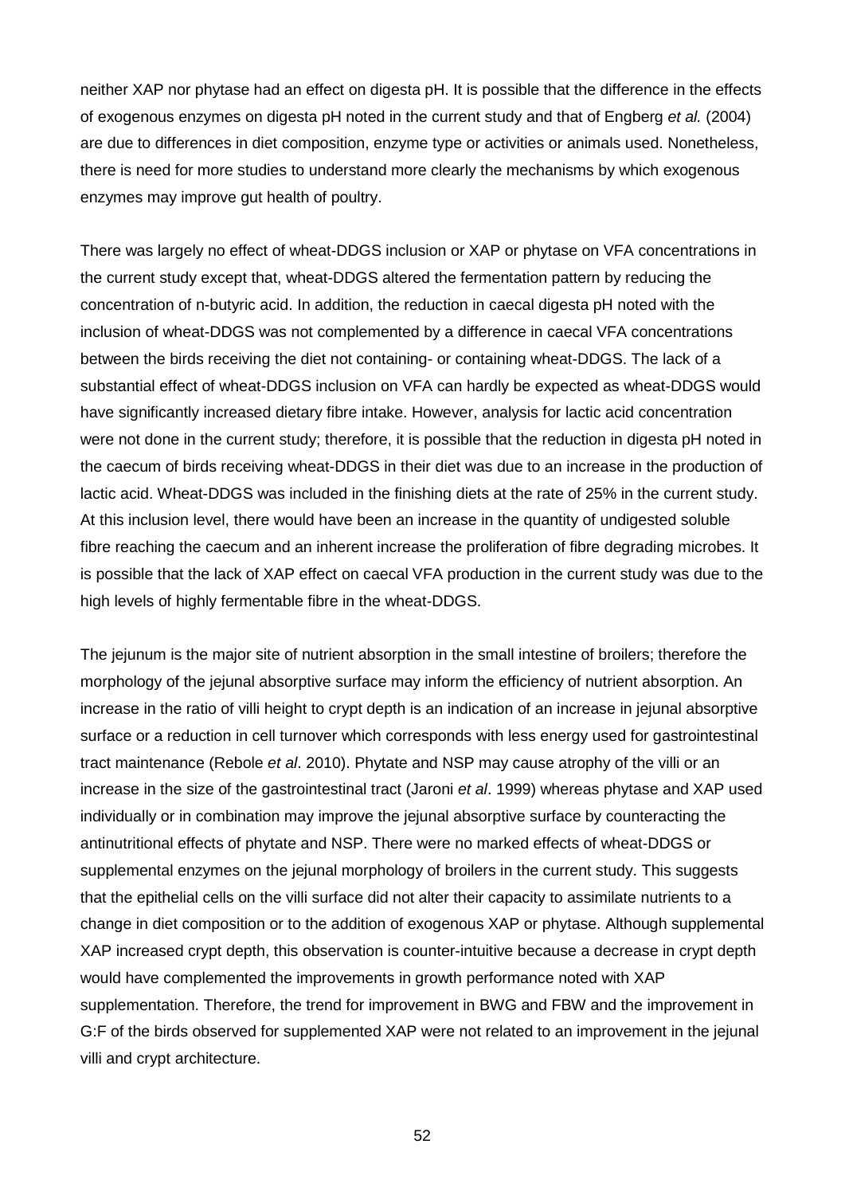neither XAP nor phytase had an effect on digesta pH. It is possible that the difference in the effects of exogenous enzymes on digesta pH noted in the current study and that of Engberg *et al.* (2004) are due to differences in diet composition, enzyme type or activities or animals used. Nonetheless, there is need for more studies to understand more clearly the mechanisms by which exogenous enzymes may improve gut health of poultry.

There was largely no effect of wheat-DDGS inclusion or XAP or phytase on VFA concentrations in the current study except that, wheat-DDGS altered the fermentation pattern by reducing the concentration of n-butyric acid. In addition, the reduction in caecal digesta pH noted with the inclusion of wheat-DDGS was not complemented by a difference in caecal VFA concentrations between the birds receiving the diet not containing- or containing wheat-DDGS. The lack of a substantial effect of wheat-DDGS inclusion on VFA can hardly be expected as wheat-DDGS would have significantly increased dietary fibre intake. However, analysis for lactic acid concentration were not done in the current study; therefore, it is possible that the reduction in digesta pH noted in the caecum of birds receiving wheat-DDGS in their diet was due to an increase in the production of lactic acid. Wheat-DDGS was included in the finishing diets at the rate of 25% in the current study. At this inclusion level, there would have been an increase in the quantity of undigested soluble fibre reaching the caecum and an inherent increase the proliferation of fibre degrading microbes. It is possible that the lack of XAP effect on caecal VFA production in the current study was due to the high levels of highly fermentable fibre in the wheat-DDGS.

The jejunum is the major site of nutrient absorption in the small intestine of broilers; therefore the morphology of the jejunal absorptive surface may inform the efficiency of nutrient absorption. An increase in the ratio of villi height to crypt depth is an indication of an increase in jejunal absorptive surface or a reduction in cell turnover which corresponds with less energy used for gastrointestinal tract maintenance (Rebole *et al*. 2010). Phytate and NSP may cause atrophy of the villi or an increase in the size of the gastrointestinal tract (Jaroni *et al*. 1999) whereas phytase and XAP used individually or in combination may improve the jejunal absorptive surface by counteracting the antinutritional effects of phytate and NSP. There were no marked effects of wheat-DDGS or supplemental enzymes on the jejunal morphology of broilers in the current study. This suggests that the epithelial cells on the villi surface did not alter their capacity to assimilate nutrients to a change in diet composition or to the addition of exogenous XAP or phytase. Although supplemental XAP increased crypt depth, this observation is counter-intuitive because a decrease in crypt depth would have complemented the improvements in growth performance noted with XAP supplementation. Therefore, the trend for improvement in BWG and FBW and the improvement in G:F of the birds observed for supplemented XAP were not related to an improvement in the jejunal villi and crypt architecture.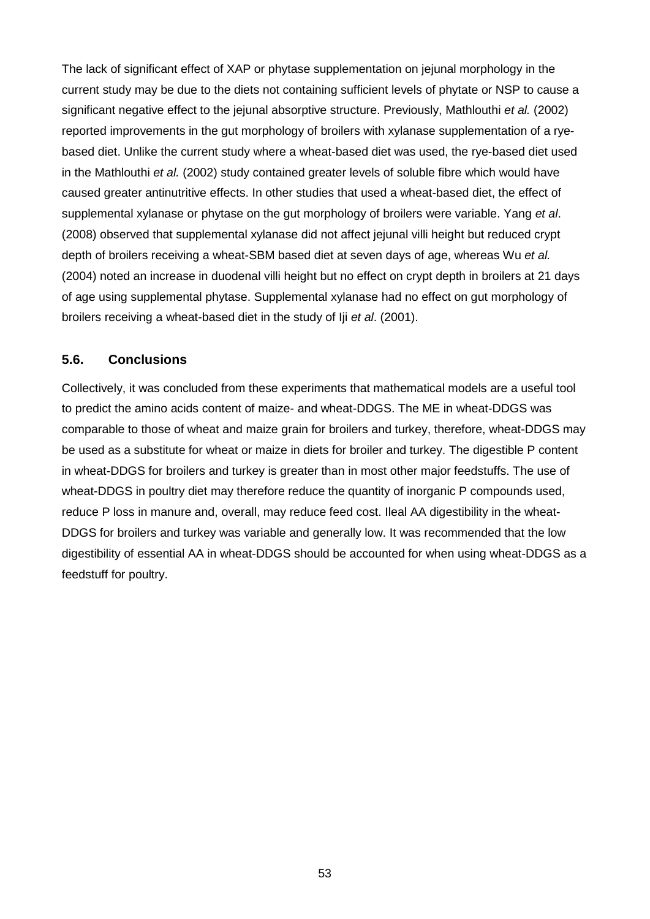The lack of significant effect of XAP or phytase supplementation on jejunal morphology in the current study may be due to the diets not containing sufficient levels of phytate or NSP to cause a significant negative effect to the jejunal absorptive structure. Previously, Mathlouthi *et al.* (2002) reported improvements in the gut morphology of broilers with xylanase supplementation of a rye-based diet. Unlike the current study where a wheat-based diet was used, the rye-based diet used in the Mathlouthi *et al.* (2002) study contained greater levels of soluble fibre which would have caused greater antinutritive effects. In other studies that used a wheat-based diet, the effect of supplemental xylanase or phytase on the gut morphology of broilers were variable. Yang *et al*. (2008) observed that supplemental xylanase did not affect jejunal villi height but reduced crypt depth of broilers receiving a wheat-SBM based diet at seven days of age, whereas Wu *et al.* (2004) noted an increase in duodenal villi height but no effect on crypt depth in broilers at 21 days of age using supplemental phytase. Supplemental xylanase had no effect on gut morphology of broilers receiving a wheat-based diet in the study of Iji *et al*. (2001).

## 5.6. Conclusions

Collectively, it was concluded from these experiments that mathematical models are a useful tool to predict the amino acids content of maize- and wheat-DDGS. The ME in wheat-DDGS was comparable to those of wheat and maize grain for broilers and turkey, therefore, wheat-DDGS may be used as a substitute for wheat or maize in diets for broiler and turkey. The digestible P content in wheat-DDGS for broilers and turkey is greater than in most other major feedstuffs. The use of wheat-DDGS in poultry diet may therefore reduce the quantity of inorganic P compounds used, reduce P loss in manure and, overall, may reduce feed cost. Ileal AA digestibility in the wheat-DDGS for broilers and turkey was variable and generally low. It was recommended that the low digestibility of essential AA in wheat-DDGS should be accounted for when using wheat-DDGS as a feedstuff for poultry.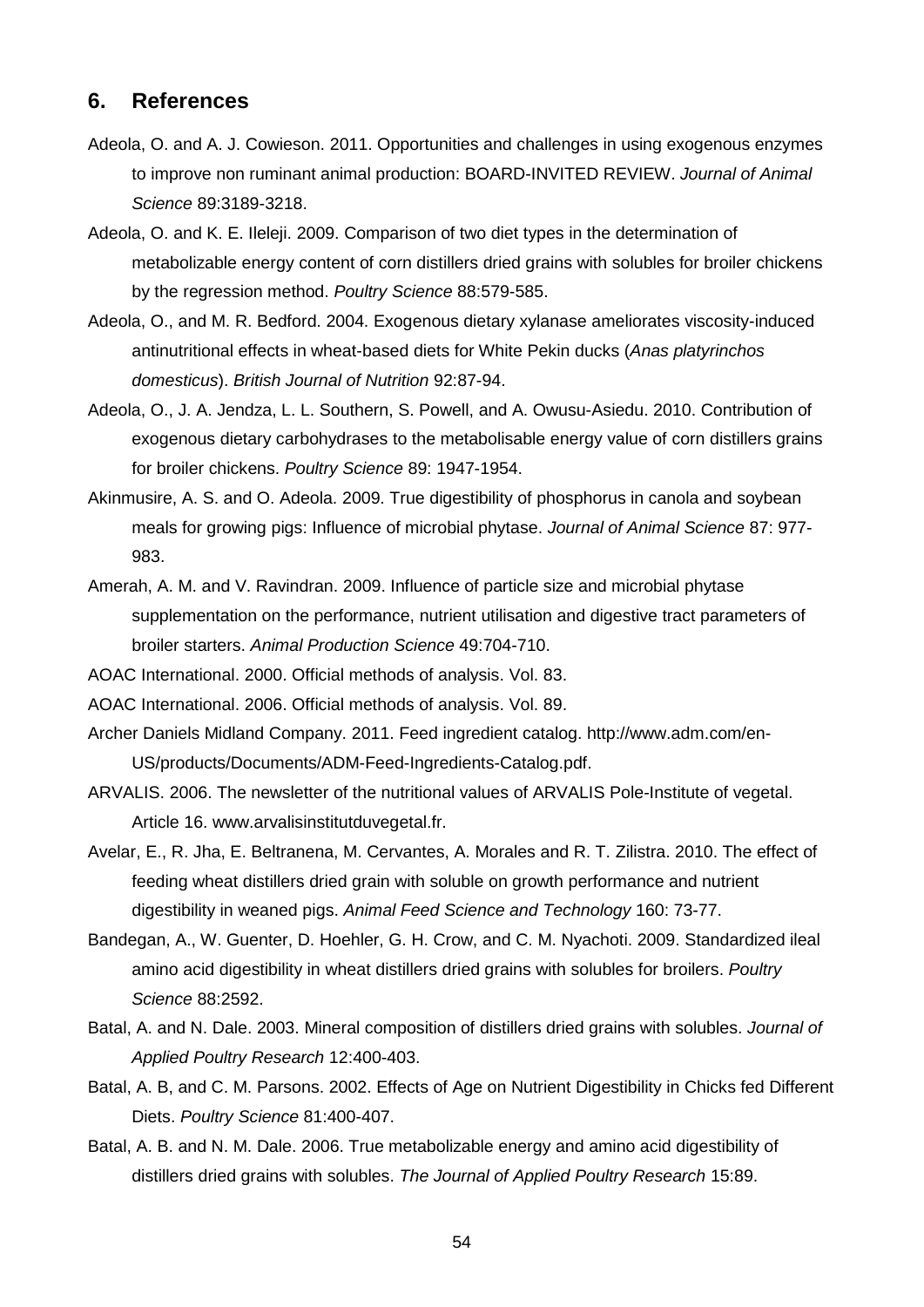## 6. References

Adeola, O. and A. J. Cowieson. 2011. Opportunities and challenges in using exogenous enzymes to improve non ruminant animal production: BOARD-INVITED REVIEW. *Journal of Animal Science* 89:3189-3218.

Adeola, O. and K. E. Ileleji. 2009. Comparison of two diet types in the determination of metabolizable energy content of corn distillers dried grains with solubles for broiler chickens by the regression method. *Poultry Science* 88:579-585.

Adeola, O., and M. R. Bedford. 2004. Exogenous dietary xylanase ameliorates viscosity-induced antinutritional effects in wheat-based diets for White Pekin ducks (*Anas platyrinchos domesticus*). *British Journal of Nutrition* 92:87-94.

Adeola, O., J. A. Jendza, L. L. Southern, S. Powell, and A. Owusu-Asiedu. 2010. Contribution of exogenous dietary carbohydrases to the metabolisable energy value of corn distillers grains for broiler chickens. *Poultry Science* 89: 1947-1954.

Akinmusire, A. S. and O. Adeola. 2009. True digestibility of phosphorus in canola and soybean meals for growing pigs: Influence of microbial phytase. *Journal of Animal Science* 87: 977-983.

Amerah, A. M. and V. Ravindran. 2009. Influence of particle size and microbial phytase supplementation on the performance, nutrient utilisation and digestive tract parameters of broiler starters. *Animal Production Science* 49:704-710.

AOAC International. 2000. Official methods of analysis. Vol. 83.

AOAC International. 2006. Official methods of analysis. Vol. 89.

Archer Daniels Midland Company. 2011. Feed ingredient catalog. http://www.adm.com/en-US/products/Documents/ADM-Feed-Ingredients-Catalog.pdf.

ARVALIS. 2006. The newsletter of the nutritional values of ARVALIS Pole-Institute of vegetal. Article 16. www.arvalisinstitutduvegetal.fr.

Avelar, E., R. Jha, E. Beltranena, M. Cervantes, A. Morales and R. T. Zilistra. 2010. The effect of feeding wheat distillers dried grain with soluble on growth performance and nutrient digestibility in weaned pigs. *Animal Feed Science and Technology* 160: 73-77.

Bandegan, A., W. Guenter, D. Hoehler, G. H. Crow, and C. M. Nyachoti. 2009. Standardized ileal amino acid digestibility in wheat distillers dried grains with solubles for broilers. *Poultry Science* 88:2592.

Batal, A. and N. Dale. 2003. Mineral composition of distillers dried grains with solubles. *Journal of Applied Poultry Research* 12:400-403.

Batal, A. B, and C. M. Parsons. 2002. Effects of Age on Nutrient Digestibility in Chicks fed Different Diets. *Poultry Science* 81:400-407.

Batal, A. B. and N. M. Dale. 2006. True metabolizable energy and amino acid digestibility of distillers dried grains with solubles. *The Journal of Applied Poultry Research* 15:89.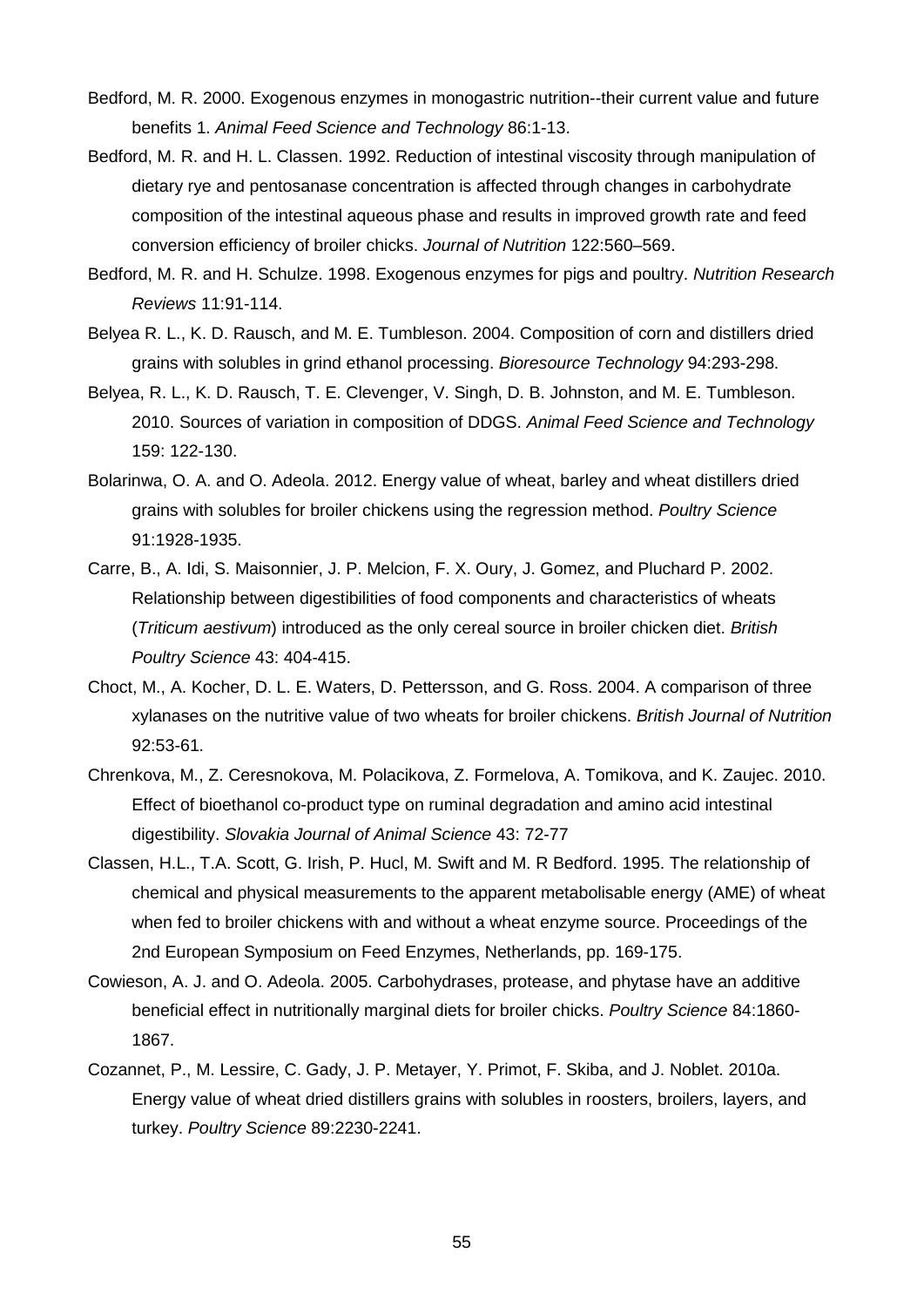Bedford, M. R. 2000. Exogenous enzymes in monogastric nutrition--their current value and future benefits 1. *Animal Feed Science and Technology* 86:1-13.

Bedford, M. R. and H. L. Classen. 1992. Reduction of intestinal viscosity through manipulation of dietary rye and pentosanase concentration is affected through changes in carbohydrate composition of the intestinal aqueous phase and results in improved growth rate and feed conversion efficiency of broiler chicks. *Journal of Nutrition* 122:560–569.

Bedford, M. R. and H. Schulze. 1998. Exogenous enzymes for pigs and poultry. *Nutrition Research Reviews* 11:91-114.

Belyea R. L., K. D. Rausch, and M. E. Tumbleson. 2004. Composition of corn and distillers dried grains with solubles in grind ethanol processing. *Bioresource Technology* 94:293-298.

Belyea, R. L., K. D. Rausch, T. E. Clevenger, V. Singh, D. B. Johnston, and M. E. Tumbleson. 2010. Sources of variation in composition of DDGS. *Animal Feed Science and Technology* 159: 122-130.

Bolarinwa, O. A. and O. Adeola. 2012. Energy value of wheat, barley and wheat distillers dried grains with solubles for broiler chickens using the regression method. *Poultry Science* 91:1928-1935.

Carre, B., A. Idi, S. Maisonnier, J. P. Melcion, F. X. Oury, J. Gomez, and Pluchard P. 2002. Relationship between digestibilities of food components and characteristics of wheats (*Triticum aestivum*) introduced as the only cereal source in broiler chicken diet. *British Poultry Science* 43: 404-415.

Choct, M., A. Kocher, D. L. E. Waters, D. Pettersson, and G. Ross. 2004. A comparison of three xylanases on the nutritive value of two wheats for broiler chickens. *British Journal of Nutrition* 92:53-61.

Chrenkova, M., Z. Ceresnokova, M. Polacikova, Z. Formelova, A. Tomikova, and K. Zaujec. 2010. Effect of bioethanol co-product type on ruminal degradation and amino acid intestinal digestibility. *Slovakia Journal of Animal Science* 43: 72-77

Classen, H.L., T.A. Scott, G. Irish, P. Hucl, M. Swift and M. R Bedford. 1995. The relationship of chemical and physical measurements to the apparent metabolisable energy (AME) of wheat when fed to broiler chickens with and without a wheat enzyme source. Proceedings of the 2nd European Symposium on Feed Enzymes, Netherlands, pp. 169-175.

Cowieson, A. J. and O. Adeola. 2005. Carbohydrases, protease, and phytase have an additive beneficial effect in nutritionally marginal diets for broiler chicks. *Poultry Science* 84:1860-1867.

Cozannet, P., M. Lessire, C. Gady, J. P. Metayer, Y. Primot, F. Skiba, and J. Noblet. 2010a. Energy value of wheat dried distillers grains with solubles in roosters, broilers, layers, and turkey. *Poultry Science* 89:2230-2241.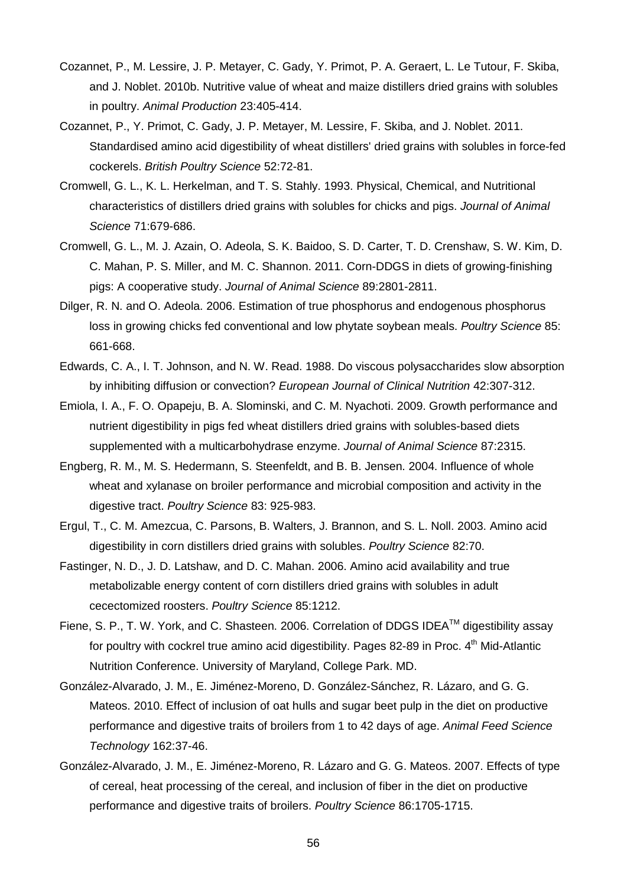Cozannet, P., M. Lessire, J. P. Metayer, C. Gady, Y. Primot, P. A. Geraert, L. Le Tutour, F. Skiba, and J. Noblet. 2010b. Nutritive value of wheat and maize distillers dried grains with solubles in poultry. *Animal Production* 23:405-414.

Cozannet, P., Y. Primot, C. Gady, J. P. Metayer, M. Lessire, F. Skiba, and J. Noblet. 2011. Standardised amino acid digestibility of wheat distillers' dried grains with solubles in force-fed cockerels. *British Poultry Science* 52:72-81.

Cromwell, G. L., K. L. Herkelman, and T. S. Stahly. 1993. Physical, Chemical, and Nutritional characteristics of distillers dried grains with solubles for chicks and pigs. *Journal of Animal Science* 71:679-686.

Cromwell, G. L., M. J. Azain, O. Adeola, S. K. Baidoo, S. D. Carter, T. D. Crenshaw, S. W. Kim, D. C. Mahan, P. S. Miller, and M. C. Shannon. 2011. Corn-DDGS in diets of growing-finishing pigs: A cooperative study. *Journal of Animal Science* 89:2801-2811.

Dilger, R. N. and O. Adeola. 2006. Estimation of true phosphorus and endogenous phosphorus loss in growing chicks fed conventional and low phytate soybean meals. *Poultry Science* 85: 661-668.

Edwards, C. A., I. T. Johnson, and N. W. Read. 1988. Do viscous polysaccharides slow absorption by inhibiting diffusion or convection? *European Journal of Clinical Nutrition* 42:307-312.

Emiola, I. A., F. O. Opapeju, B. A. Slominski, and C. M. Nyachoti. 2009. Growth performance and nutrient digestibility in pigs fed wheat distillers dried grains with solubles-based diets supplemented with a multicarbohydrase enzyme. *Journal of Animal Science* 87:2315.

Engberg, R. M., M. S. Hedermann, S. Steenfeldt, and B. B. Jensen. 2004. Influence of whole wheat and xylanase on broiler performance and microbial composition and activity in the digestive tract. *Poultry Science* 83: 925-983.

Ergul, T., C. M. Amezcua, C. Parsons, B. Walters, J. Brannon, and S. L. Noll. 2003. Amino acid digestibility in corn distillers dried grains with solubles. *Poultry Science* 82:70.

Fastinger, N. D., J. D. Latshaw, and D. C. Mahan. 2006. Amino acid availability and true metabolizable energy content of corn distillers dried grains with solubles in adult cecectomized roosters. *Poultry Science* 85:1212.

Fiene, S. P., T. W. York, and C. Shasteen. 2006. Correlation of DDGS IDEA™ digestibility assay for poultry with cockrel true amino acid digestibility. Pages 82-89 in Proc. 4th Mid-Atlantic Nutrition Conference. University of Maryland, College Park. MD.

González-Alvarado, J. M., E. Jiménez-Moreno, D. González-Sánchez, R. Lázaro, and G. G. Mateos. 2010. Effect of inclusion of oat hulls and sugar beet pulp in the diet on productive performance and digestive traits of broilers from 1 to 42 days of age. *Animal Feed Science Technology* 162:37-46.

González-Alvarado, J. M., E. Jiménez-Moreno, R. Lázaro and G. G. Mateos. 2007. Effects of type of cereal, heat processing of the cereal, and inclusion of fiber in the diet on productive performance and digestive traits of broilers. *Poultry Science* 86:1705-1715.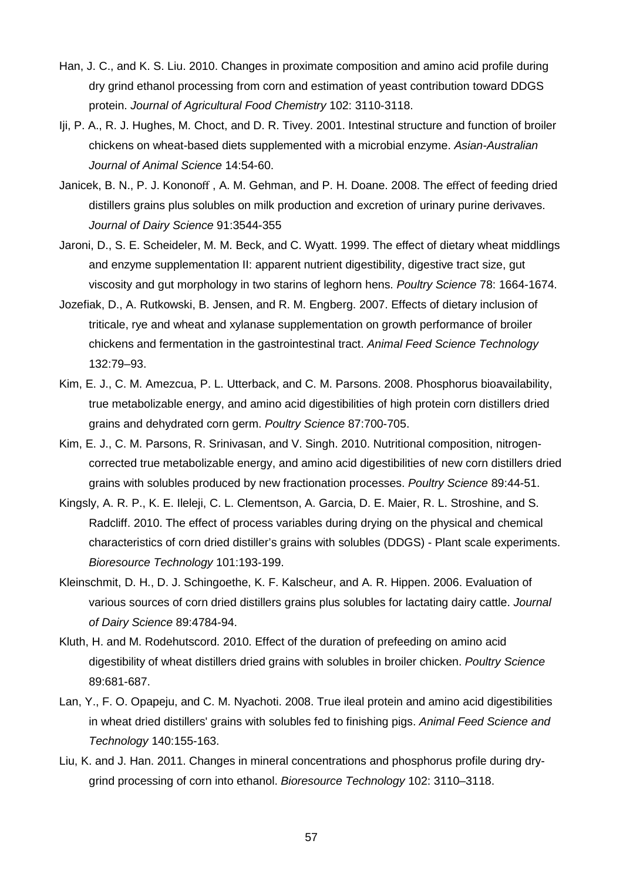Han, J. C., and K. S. Liu. 2010. Changes in proximate composition and amino acid profile during dry grind ethanol processing from corn and estimation of yeast contribution toward DDGS protein. *Journal of Agricultural Food Chemistry* 102: 3110-3118.

Iji, P. A., R. J. Hughes, M. Choct, and D. R. Tivey. 2001. Intestinal structure and function of broiler chickens on wheat-based diets supplemented with a microbial enzyme. *Asian-Australian Journal of Animal Science* 14:54-60.

Janicek, B. N., P. J. Kononoff , A. M. Gehman, and P. H. Doane. 2008. The effect of feeding dried distillers grains plus solubles on milk production and excretion of urinary purine derivaves. *Journal of Dairy Science* 91:3544-355

Jaroni, D., S. E. Scheideler, M. M. Beck, and C. Wyatt. 1999. The effect of dietary wheat middlings and enzyme supplementation II: apparent nutrient digestibility, digestive tract size, gut viscosity and gut morphology in two starins of leghorn hens. *Poultry Science* 78: 1664-1674.

Jozefiak, D., A. Rutkowski, B. Jensen, and R. M. Engberg. 2007. Effects of dietary inclusion of triticale, rye and wheat and xylanase supplementation on growth performance of broiler chickens and fermentation in the gastrointestinal tract. *Animal Feed Science Technology* 132:79–93.

Kim, E. J., C. M. Amezcua, P. L. Utterback, and C. M. Parsons. 2008. Phosphorus bioavailability, true metabolizable energy, and amino acid digestibilities of high protein corn distillers dried grains and dehydrated corn germ. *Poultry Science* 87:700-705.

Kim, E. J., C. M. Parsons, R. Srinivasan, and V. Singh. 2010. Nutritional composition, nitrogen-corrected true metabolizable energy, and amino acid digestibilities of new corn distillers dried grains with solubles produced by new fractionation processes. *Poultry Science* 89:44-51.

Kingsly, A. R. P., K. E. Ileleji, C. L. Clementson, A. Garcia, D. E. Maier, R. L. Stroshine, and S. Radcliff. 2010. The effect of process variables during drying on the physical and chemical characteristics of corn dried distiller's grains with solubles (DDGS) - Plant scale experiments. *Bioresource Technology* 101:193-199.

Kleinschmit, D. H., D. J. Schingoethe, K. F. Kalscheur, and A. R. Hippen. 2006. Evaluation of various sources of corn dried distillers grains plus solubles for lactating dairy cattle. *Journal of Dairy Science* 89:4784-94.

Kluth, H. and M. Rodehutscord. 2010. Effect of the duration of prefeeding on amino acid digestibility of wheat distillers dried grains with solubles in broiler chicken. *Poultry Science* 89:681-687.

Lan, Y., F. O. Opapeju, and C. M. Nyachoti. 2008. True ileal protein and amino acid digestibilities in wheat dried distillers' grains with solubles fed to finishing pigs. *Animal Feed Science and Technology* 140:155-163.

Liu, K. and J. Han. 2011. Changes in mineral concentrations and phosphorus profile during dry-grind processing of corn into ethanol. *Bioresource Technology* 102: 3110–3118.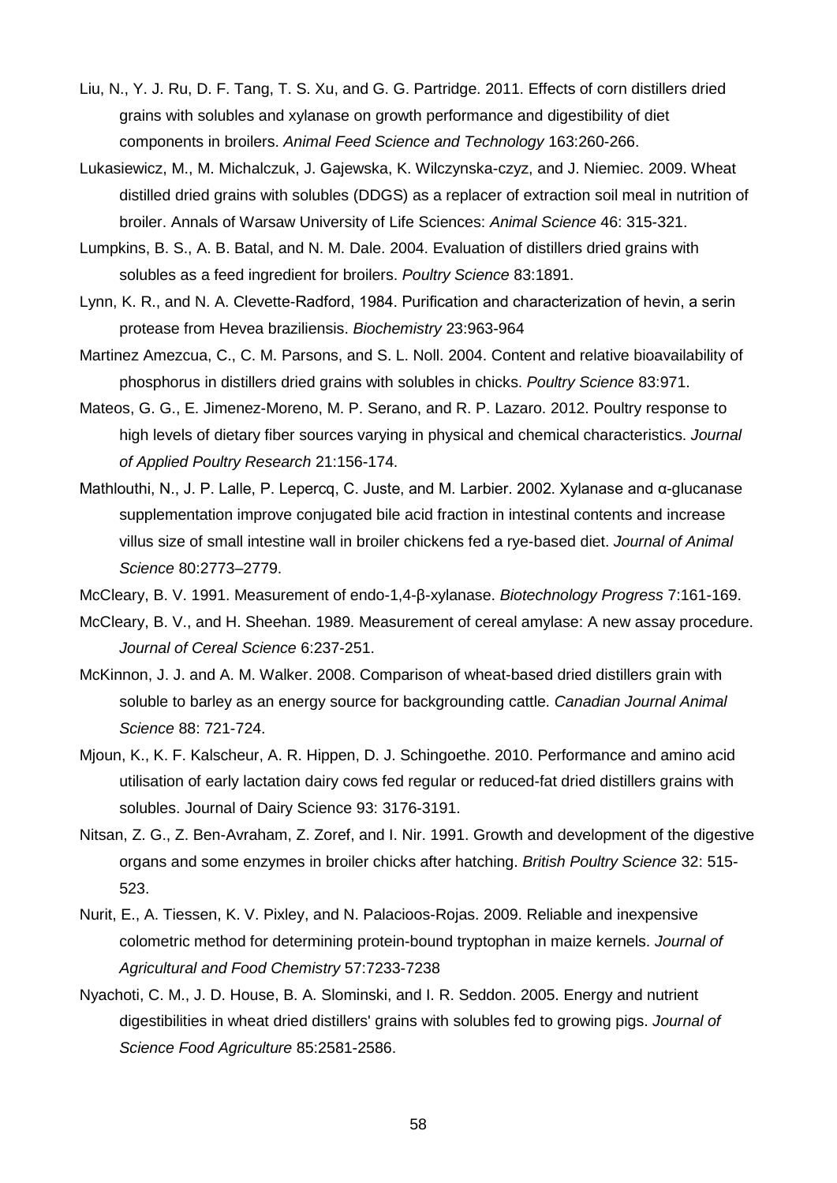Liu, N., Y. J. Ru, D. F. Tang, T. S. Xu, and G. G. Partridge. 2011. Effects of corn distillers dried grains with solubles and xylanase on growth performance and digestibility of diet components in broilers. *Animal Feed Science and Technology* 163:260-266.

Lukasiewicz, M., M. Michalczuk, J. Gajewska, K. Wilczynska-czyz, and J. Niemiec. 2009. Wheat distilled dried grains with solubles (DDGS) as a replacer of extraction soil meal in nutrition of broiler. Annals of Warsaw University of Life Sciences: *Animal Science* 46: 315-321.

Lumpkins, B. S., A. B. Batal, and N. M. Dale. 2004. Evaluation of distillers dried grains with solubles as a feed ingredient for broilers. *Poultry Science* 83:1891.

Lynn, K. R., and N. A. Clevette-Radford, 1984. Purification and characterization of hevin, a serin protease from Hevea braziliensis. *Biochemistry* 23:963-964

Martinez Amezcua, C., C. M. Parsons, and S. L. Noll. 2004. Content and relative bioavailability of phosphorus in distillers dried grains with solubles in chicks. *Poultry Science* 83:971.

Mateos, G. G., E. Jimenez-Moreno, M. P. Serano, and R. P. Lazaro. 2012. Poultry response to high levels of dietary fiber sources varying in physical and chemical characteristics. *Journal of Applied Poultry Research* 21:156-174.

Mathlouthi, N., J. P. Lalle, P. Lepercq, C. Juste, and M. Larbier. 2002. Xylanase and α-glucanase supplementation improve conjugated bile acid fraction in intestinal contents and increase villus size of small intestine wall in broiler chickens fed a rye-based diet. *Journal of Animal Science* 80:2773–2779.

McCleary, B. V. 1991. Measurement of endo-1,4-β-xylanase. *Biotechnology Progress* 7:161-169.

McCleary, B. V., and H. Sheehan. 1989. Measurement of cereal amylase: A new assay procedure. *Journal of Cereal Science* 6:237-251.

McKinnon, J. J. and A. M. Walker. 2008. Comparison of wheat-based dried distillers grain with soluble to barley as an energy source for backgrounding cattle. *Canadian Journal Animal Science* 88: 721-724.

Mjoun, K., K. F. Kalscheur, A. R. Hippen, D. J. Schingoethe. 2010. Performance and amino acid utilisation of early lactation dairy cows fed regular or reduced-fat dried distillers grains with solubles. Journal of Dairy Science 93: 3176-3191.

Nitsan, Z. G., Z. Ben-Avraham, Z. Zoref, and I. Nir. 1991. Growth and development of the digestive organs and some enzymes in broiler chicks after hatching. *British Poultry Science* 32: 515-523.

Nurit, E., A. Tiessen, K. V. Pixley, and N. Palacioos-Rojas. 2009. Reliable and inexpensive colometric method for determining protein-bound tryptophan in maize kernels. *Journal of Agricultural and Food Chemistry* 57:7233-7238

Nyachoti, C. M., J. D. House, B. A. Slominski, and I. R. Seddon. 2005. Energy and nutrient digestibilities in wheat dried distillers' grains with solubles fed to growing pigs. *Journal of Science Food Agriculture* 85:2581-2586.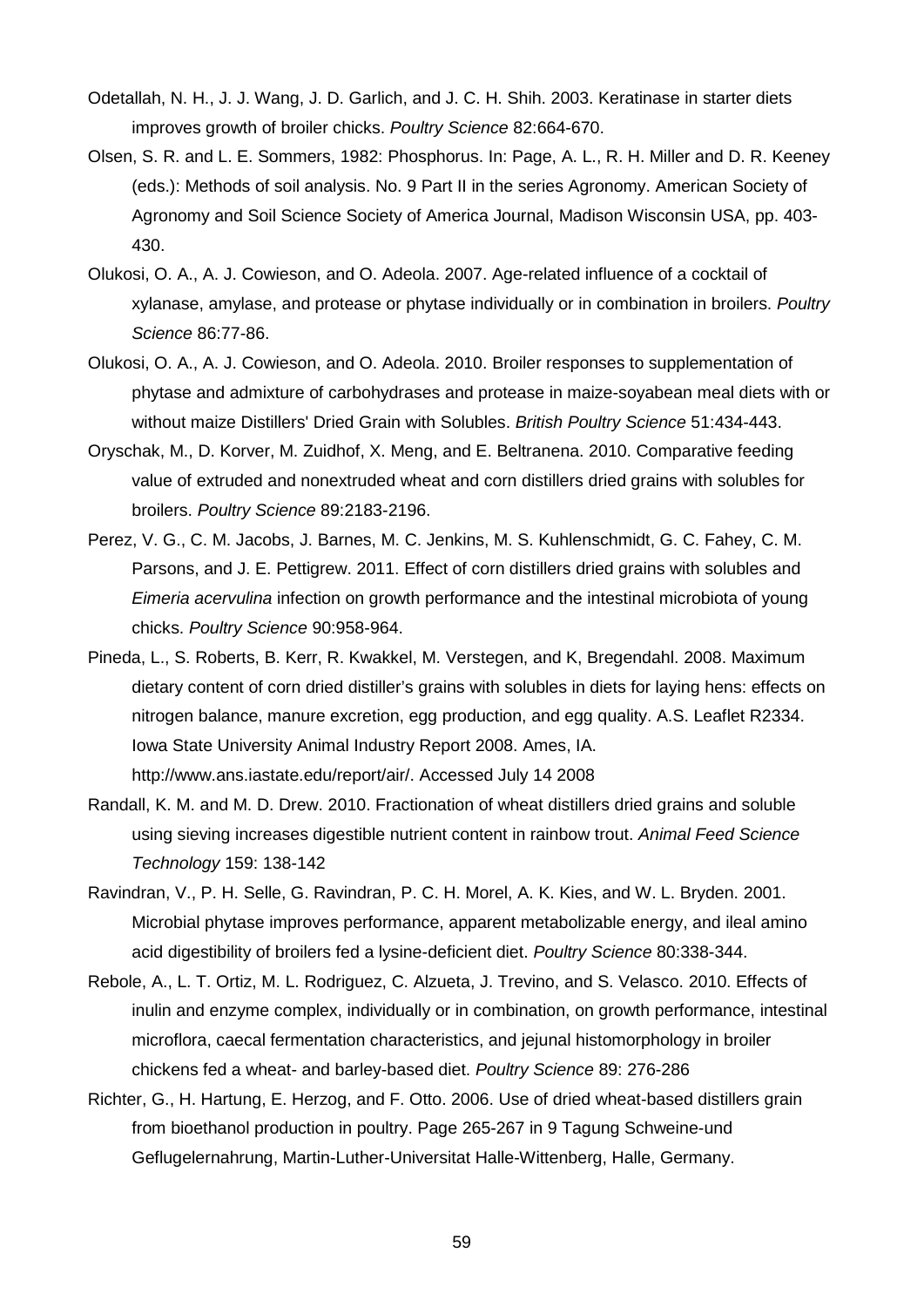Odetallah, N. H., J. J. Wang, J. D. Garlich, and J. C. H. Shih. 2003. Keratinase in starter diets improves growth of broiler chicks. *Poultry Science* 82:664-670.

Olsen, S. R. and L. E. Sommers, 1982: Phosphorus. In: Page, A. L., R. H. Miller and D. R. Keeney (eds.): Methods of soil analysis. No. 9 Part II in the series Agronomy. American Society of Agronomy and Soil Science Society of America Journal, Madison Wisconsin USA, pp. 403-430.

Olukosi, O. A., A. J. Cowieson, and O. Adeola. 2007. Age-related influence of a cocktail of xylanase, amylase, and protease or phytase individually or in combination in broilers. *Poultry Science* 86:77-86.

Olukosi, O. A., A. J. Cowieson, and O. Adeola. 2010. Broiler responses to supplementation of phytase and admixture of carbohydrases and protease in maize-soyabean meal diets with or without maize Distillers' Dried Grain with Solubles. *British Poultry Science* 51:434-443.

Oryschak, M., D. Korver, M. Zuidhof, X. Meng, and E. Beltranena. 2010. Comparative feeding value of extruded and nonextruded wheat and corn distillers dried grains with solubles for broilers. *Poultry Science* 89:2183-2196.

Perez, V. G., C. M. Jacobs, J. Barnes, M. C. Jenkins, M. S. Kuhlenschmidt, G. C. Fahey, C. M. Parsons, and J. E. Pettigrew. 2011. Effect of corn distillers dried grains with solubles and *Eimeria acervulina* infection on growth performance and the intestinal microbiota of young chicks. *Poultry Science* 90:958-964.

Pineda, L., S. Roberts, B. Kerr, R. Kwakkel, M. Verstegen, and K, Bregendahl. 2008. Maximum dietary content of corn dried distiller's grains with solubles in diets for laying hens: effects on nitrogen balance, manure excretion, egg production, and egg quality. A.S. Leaflet R2334. Iowa State University Animal Industry Report 2008. Ames, IA. http://www.ans.iastate.edu/report/air/. Accessed July 14 2008

Randall, K. M. and M. D. Drew. 2010. Fractionation of wheat distillers dried grains and soluble using sieving increases digestible nutrient content in rainbow trout. *Animal Feed Science Technology* 159: 138-142

Ravindran, V., P. H. Selle, G. Ravindran, P. C. H. Morel, A. K. Kies, and W. L. Bryden. 2001. Microbial phytase improves performance, apparent metabolizable energy, and ileal amino acid digestibility of broilers fed a lysine-deficient diet. *Poultry Science* 80:338-344.

Rebole, A., L. T. Ortiz, M. L. Rodriguez, C. Alzueta, J. Trevino, and S. Velasco. 2010. Effects of inulin and enzyme complex, individually or in combination, on growth performance, intestinal microflora, caecal fermentation characteristics, and jejunal histomorphology in broiler chickens fed a wheat- and barley-based diet. *Poultry Science* 89: 276-286

Richter, G., H. Hartung, E. Herzog, and F. Otto. 2006. Use of dried wheat-based distillers grain from bioethanol production in poultry. Page 265-267 in 9 Tagung Schweine-und Geflugelernahrung, Martin-Luther-Universitat Halle-Wittenberg, Halle, Germany.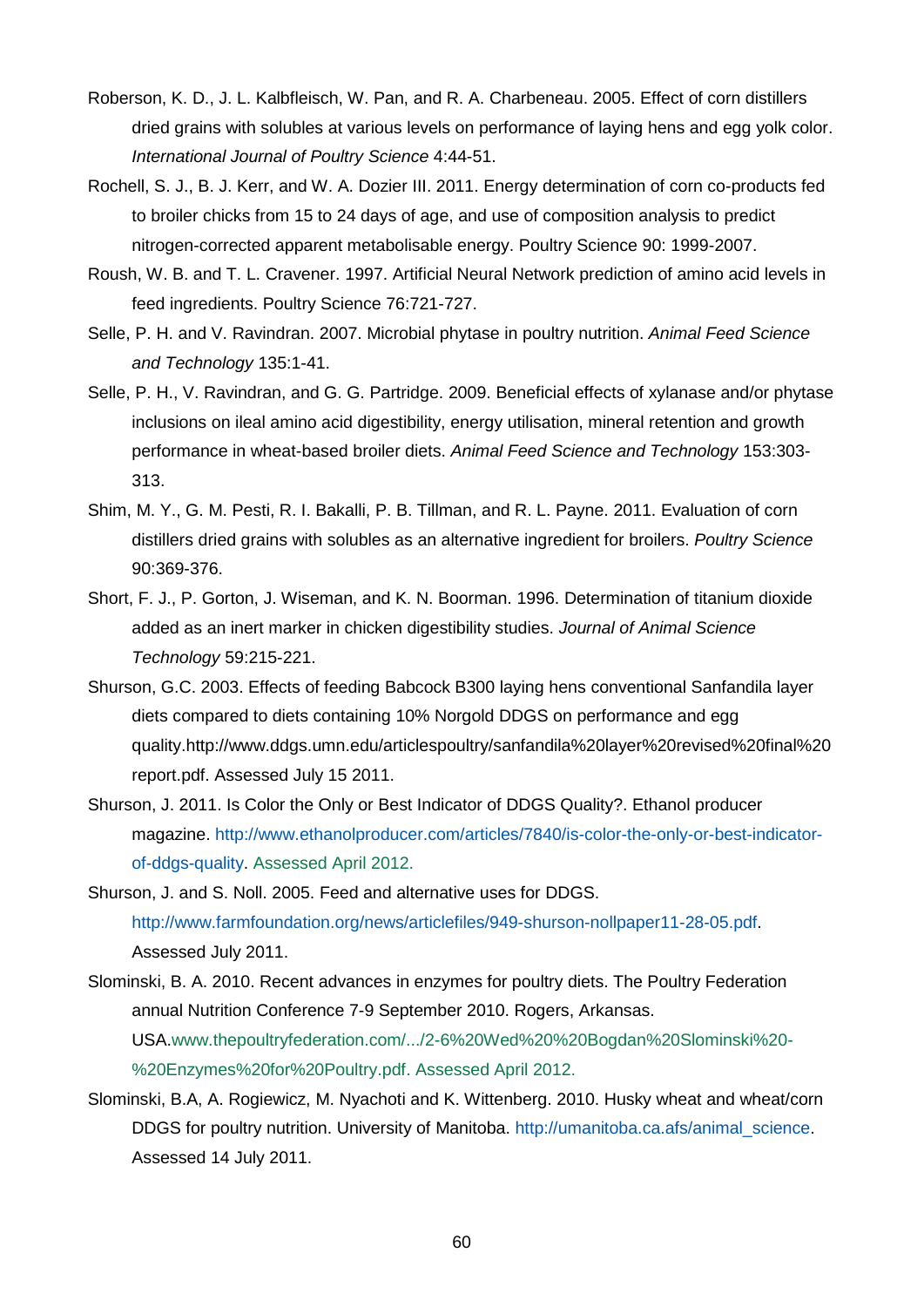Roberson, K. D., J. L. Kalbfleisch, W. Pan, and R. A. Charbeneau. 2005. Effect of corn distillers dried grains with solubles at various levels on performance of laying hens and egg yolk color. *International Journal of Poultry Science* 4:44-51.

Rochell, S. J., B. J. Kerr, and W. A. Dozier III. 2011. Energy determination of corn co-products fed to broiler chicks from 15 to 24 days of age, and use of composition analysis to predict nitrogen-corrected apparent metabolisable energy. Poultry Science 90: 1999-2007.

Roush, W. B. and T. L. Cravener. 1997. Artificial Neural Network prediction of amino acid levels in feed ingredients. Poultry Science 76:721-727.

Selle, P. H. and V. Ravindran. 2007. Microbial phytase in poultry nutrition. *Animal Feed Science and Technology* 135:1-41.

Selle, P. H., V. Ravindran, and G. G. Partridge. 2009. Beneficial effects of xylanase and/or phytase inclusions on ileal amino acid digestibility, energy utilisation, mineral retention and growth performance in wheat-based broiler diets. *Animal Feed Science and Technology* 153:303-313.

Shim, M. Y., G. M. Pesti, R. I. Bakalli, P. B. Tillman, and R. L. Payne. 2011. Evaluation of corn distillers dried grains with solubles as an alternative ingredient for broilers. *Poultry Science* 90:369-376.

Short, F. J., P. Gorton, J. Wiseman, and K. N. Boorman. 1996. Determination of titanium dioxide added as an inert marker in chicken digestibility studies. *Journal of Animal Science Technology* 59:215-221.

Shurson, G.C. 2003. Effects of feeding Babcock B300 laying hens conventional Sanfandila layer diets compared to diets containing 10% Norgold DDGS on performance and egg quality.http://www.ddgs.umn.edu/articlespoultry/sanfandila%20layer%20revised%20final%20report.pdf. Assessed July 15 2011.

Shurson, J. 2011. Is Color the Only or Best Indicator of DDGS Quality?. Ethanol producer magazine. http://www.ethanolproducer.com/articles/7840/is-color-the-only-or-best-indicator-of-ddgs-quality. Assessed April 2012.

Shurson, J. and S. Noll. 2005. Feed and alternative uses for DDGS. http://www.farmfoundation.org/news/articlefiles/949-shurson-nollpaper11-28-05.pdf. Assessed July 2011.

Slominski, B. A. 2010. Recent advances in enzymes for poultry diets. The Poultry Federation annual Nutrition Conference 7-9 September 2010. Rogers, Arkansas. USA.www.thepoultryfederation.com/.../2-6%20Wed%20%20Bogdan%20Slominski%20-%20Enzymes%20for%20Poultry.pdf. Assessed April 2012.

Slominski, B.A, A. Rogiewicz, M. Nyachoti and K. Wittenberg. 2010. Husky wheat and wheat/corn DDGS for poultry nutrition. University of Manitoba. http://umanitoba.ca.afs/animal_science. Assessed 14 July 2011.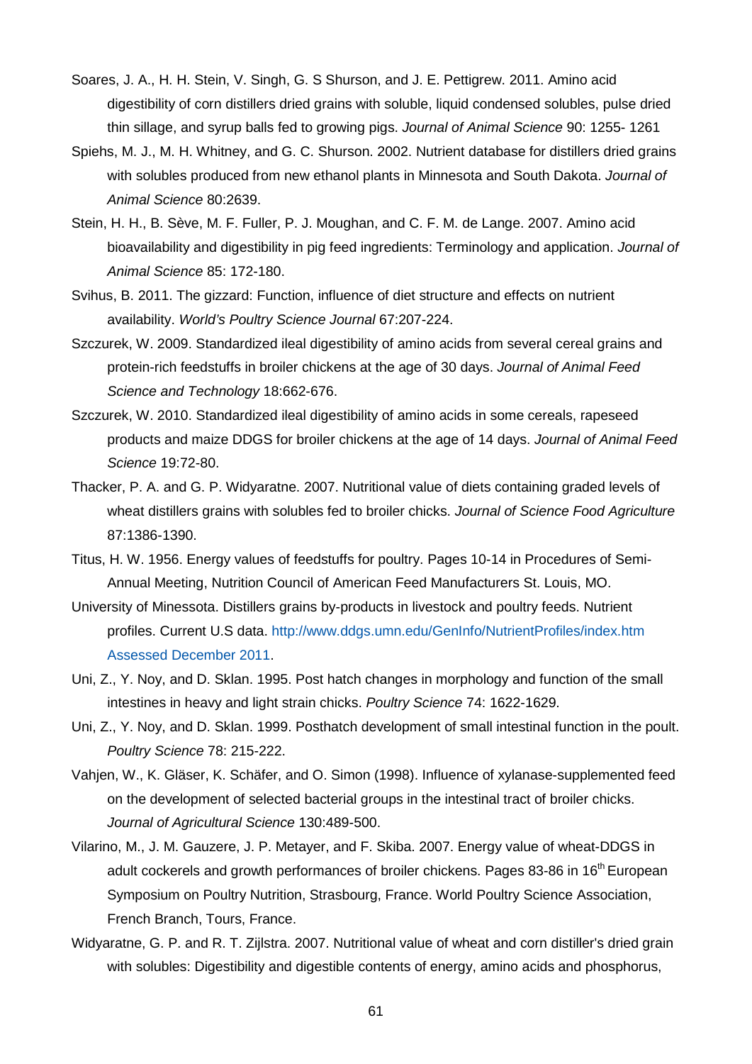Soares, J. A., H. H. Stein, V. Singh, G. S Shurson, and J. E. Pettigrew. 2011. Amino acid digestibility of corn distillers dried grains with soluble, liquid condensed solubles, pulse dried thin sillage, and syrup balls fed to growing pigs. *Journal of Animal Science* 90: 1255- 1261

Spiehs, M. J., M. H. Whitney, and G. C. Shurson. 2002. Nutrient database for distillers dried grains with solubles produced from new ethanol plants in Minnesota and South Dakota. *Journal of Animal Science* 80:2639.

Stein, H. H., B. Sève, M. F. Fuller, P. J. Moughan, and C. F. M. de Lange. 2007. Amino acid bioavailability and digestibility in pig feed ingredients: Terminology and application. *Journal of Animal Science* 85: 172-180.

Svihus, B. 2011. The gizzard: Function, influence of diet structure and effects on nutrient availability. *World's Poultry Science Journal* 67:207-224.

Szczurek, W. 2009. Standardized ileal digestibility of amino acids from several cereal grains and protein-rich feedstuffs in broiler chickens at the age of 30 days. *Journal of Animal Feed Science and Technology* 18:662-676.

Szczurek, W. 2010. Standardized ileal digestibility of amino acids in some cereals, rapeseed products and maize DDGS for broiler chickens at the age of 14 days. *Journal of Animal Feed Science* 19:72-80.

Thacker, P. A. and G. P. Widyaratne. 2007. Nutritional value of diets containing graded levels of wheat distillers grains with solubles fed to broiler chicks. *Journal of Science Food Agriculture* 87:1386-1390.

Titus, H. W. 1956. Energy values of feedstuffs for poultry. Pages 10-14 in Procedures of Semi-Annual Meeting, Nutrition Council of American Feed Manufacturers St. Louis, MO.

University of Minessota. Distillers grains by-products in livestock and poultry feeds. Nutrient profiles. Current U.S data. http://www.ddgs.umn.edu/GenInfo/NutrientProfiles/index.htm Assessed December 2011.

Uni, Z., Y. Noy, and D. Sklan. 1995. Post hatch changes in morphology and function of the small intestines in heavy and light strain chicks. *Poultry Science* 74: 1622-1629.

Uni, Z., Y. Noy, and D. Sklan. 1999. Posthatch development of small intestinal function in the poult. *Poultry Science* 78: 215-222.

Vahjen, W., K. Gläser, K. Schäfer, and O. Simon (1998). Influence of xylanase-supplemented feed on the development of selected bacterial groups in the intestinal tract of broiler chicks. *Journal of Agricultural Science* 130:489-500.

Vilarino, M., J. M. Gauzere, J. P. Metayer, and F. Skiba. 2007. Energy value of wheat-DDGS in adult cockerels and growth performances of broiler chickens. Pages 83-86 in 16th European Symposium on Poultry Nutrition, Strasbourg, France. World Poultry Science Association, French Branch, Tours, France.

Widyaratne, G. P. and R. T. Zijlstra. 2007. Nutritional value of wheat and corn distiller's dried grain with solubles: Digestibility and digestible contents of energy, amino acids and phosphorus,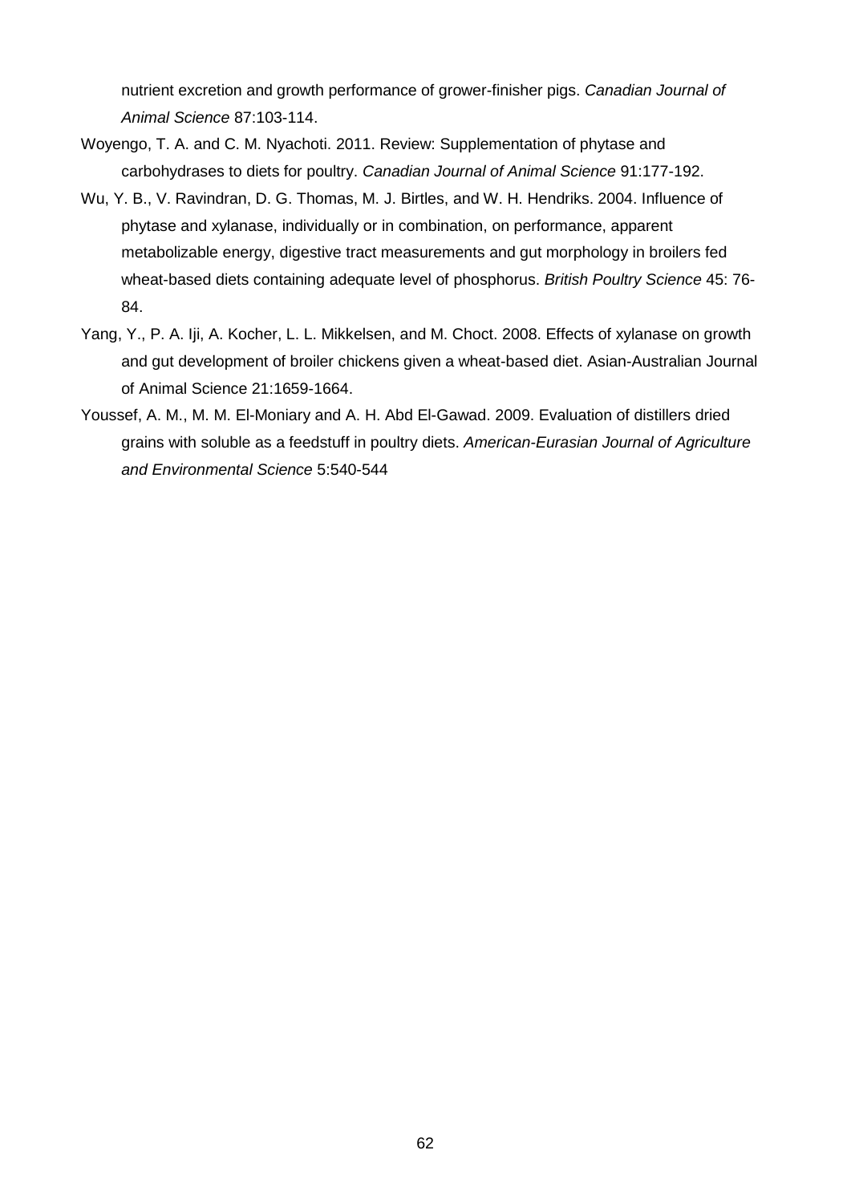nutrient excretion and growth performance of grower-finisher pigs. *Canadian Journal of Animal Science* 87:103-114.

Woyengo, T. A. and C. M. Nyachoti. 2011. Review: Supplementation of phytase and carbohydrases to diets for poultry. *Canadian Journal of Animal Science* 91:177-192.

Wu, Y. B., V. Ravindran, D. G. Thomas, M. J. Birtles, and W. H. Hendriks. 2004. Influence of phytase and xylanase, individually or in combination, on performance, apparent metabolizable energy, digestive tract measurements and gut morphology in broilers fed wheat-based diets containing adequate level of phosphorus. *British Poultry Science* 45: 76-84.

Yang, Y., P. A. Iji, A. Kocher, L. L. Mikkelsen, and M. Choct. 2008. Effects of xylanase on growth and gut development of broiler chickens given a wheat-based diet. Asian-Australian Journal of Animal Science 21:1659-1664.

Youssef, A. M., M. M. El-Moniary and A. H. Abd El-Gawad. 2009. Evaluation of distillers dried grains with soluble as a feedstuff in poultry diets. *American-Eurasian Journal of Agriculture and Environmental Science* 5:540-544